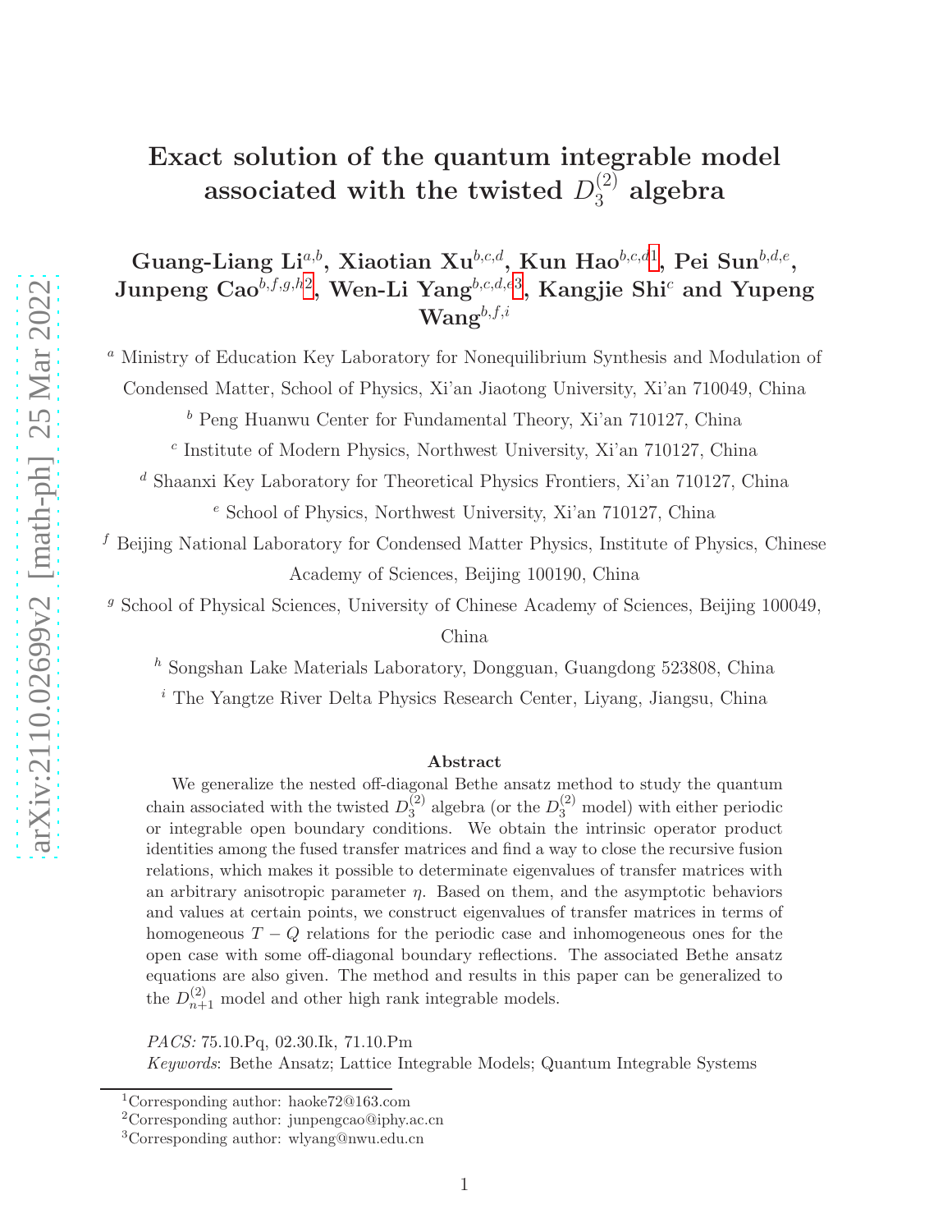# Exact solution of the quantum integrable model associated with the twisted $D_3^{(2)}$ algebra

**Guang-Liang Li**[a,b], **Xiaotian Xu**[b,c,d], **Kun Hao**[b,c,d,1], **Pei Sun**[b,d,e], **Junpeng Cao**[b,f,g,h,2], **Wen-Li Yang**[b,c,d,e,3], **Kangjie Shi**[c] and **Yupeng Wang**[b,f,i]

[a] Ministry of Education Key Laboratory for Nonequilibrium Synthesis and Modulation of Condensed Matter, School of Physics, Xi'an Jiaotong University, Xi'an 710049, China

[b] Peng Huanwu Center for Fundamental Theory, Xi'an 710127, China

[c] Institute of Modern Physics, Northwest University, Xi'an 710127, China

[d] Shaanxi Key Laboratory for Theoretical Physics Frontiers, Xi'an 710127, China

[e] School of Physics, Northwest University, Xi'an 710127, China

[f] Beijing National Laboratory for Condensed Matter Physics, Institute of Physics, Chinese Academy of Sciences, Beijing 100190, China

[g] School of Physical Sciences, University of Chinese Academy of Sciences, Beijing 100049, China

[h] Songshan Lake Materials Laboratory, Dongguan, Guangdong 523808, China

[i] The Yangtze River Delta Physics Research Center, Liyang, Jiangsu, China

## Abstract

We generalize the nested off-diagonal Bethe ansatz method to study the quantum chain associated with the twisted $D_3^{(2)}$ algebra (or the $D_3^{(2)}$ model) with either periodic or integrable open boundary conditions. We obtain the intrinsic operator product identities among the fused transfer matrices and find a way to close the recursive fusion relations, which makes it possible to determinate eigenvalues of transfer matrices with an arbitrary anisotropic parameter $\eta$. Based on them, and the asymptotic behaviors and values at certain points, we construct eigenvalues of transfer matrices in terms of homogeneous $T-Q$ relations for the periodic case and inhomogeneous ones for the open case with some off-diagonal boundary reflections. The associated Bethe ansatz equations are also given. The method and results in this paper can be generalized to the $D_{n+1}^{(2)}$ model and other high rank integrable models.

*PACS:* 75.10.Pq, 02.30.Ik, 71.10.Pm

*Keywords*: Bethe Ansatz; Lattice Integrable Models; Quantum Integrable Systems

---

[1] Corresponding author: haoke72@163.com

[2] Corresponding author: junpengcao@iphy.ac.cn

[3] Corresponding author: wlyang@nwu.edu.cn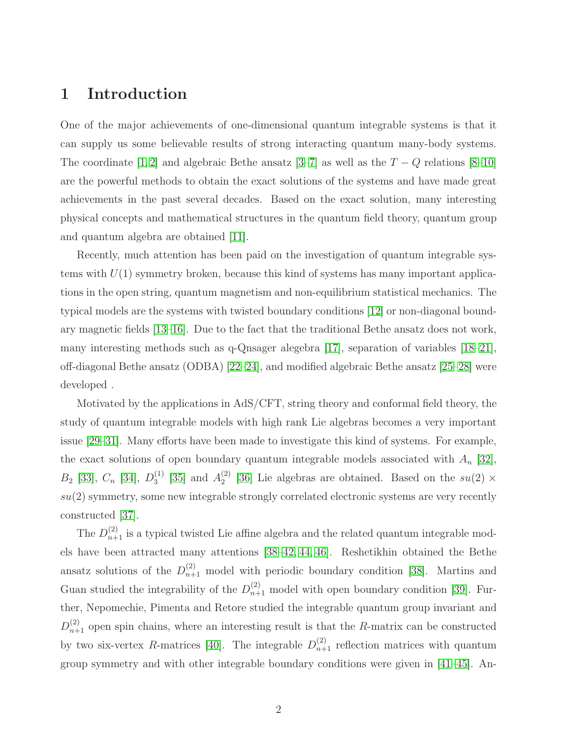# 1 Introduction

One of the major achievements of one-dimensional quantum integrable systems is that it can supply us some believable results of strong interacting quantum many-body systems. The coordinate [1, 2] and algebraic Bethe ansatz [3–7] as well as the $T-Q$ relations [8–10] are the powerful methods to obtain the exact solutions of the systems and have made great achievements in the past several decades. Based on the exact solution, many interesting physical concepts and mathematical structures in the quantum field theory, quantum group and quantum algebra are obtained [11].

Recently, much attention has been paid on the investigation of quantum integrable systems with $U(1)$ symmetry broken, because this kind of systems has many important applications in the open string, quantum magnetism and non-equilibrium statistical mechanics. The typical models are the systems with twisted boundary conditions [12] or non-diagonal boundary magnetic fields [13–16]. Due to the fact that the traditional Bethe ansatz does not work, many interesting methods such as q-Qnsager alegebra [17], separation of variables [18–21], off-diagonal Bethe ansatz (ODBA) [22–24], and modified algebraic Bethe ansatz [25–28] were developed .

Motivated by the applications in AdS/CFT, string theory and conformal field theory, the study of quantum integrable models with high rank Lie algebras becomes a very important issue [29–31]. Many efforts have been made to investigate this kind of systems. For example, the exact solutions of open boundary quantum integrable models associated with $A_n$ [32], $B_2$ [33], $C_n$ [34], $D_3^{(1)}$ [35] and $A_2^{(2)}$ [36] Lie algebras are obtained. Based on the $su(2) \times su(2)$ symmetry, some new integrable strongly correlated electronic systems are very recently constructed [37].

The $D_{n+1}^{(2)}$ is a typical twisted Lie affine algebra and the related quantum integrable models have been attracted many attentions [38–42, 44, 46]. Reshetikhin obtained the Bethe ansatz solutions of the $D_{n+1}^{(2)}$ model with periodic boundary condition [38]. Martins and Guan studied the integrability of the $D_{n+1}^{(2)}$ model with open boundary condition [39]. Further, Nepomechie, Pimenta and Retore studied the integrable quantum group invariant and $D_{n+1}^{(2)}$ open spin chains, where an interesting result is that the $R$-matrix can be constructed by two six-vertex $R$-matrices [40]. The integrable $D_{n+1}^{(2)}$ reflection matrices with quantum group symmetry and with other integrable boundary conditions were given in [41–45]. An-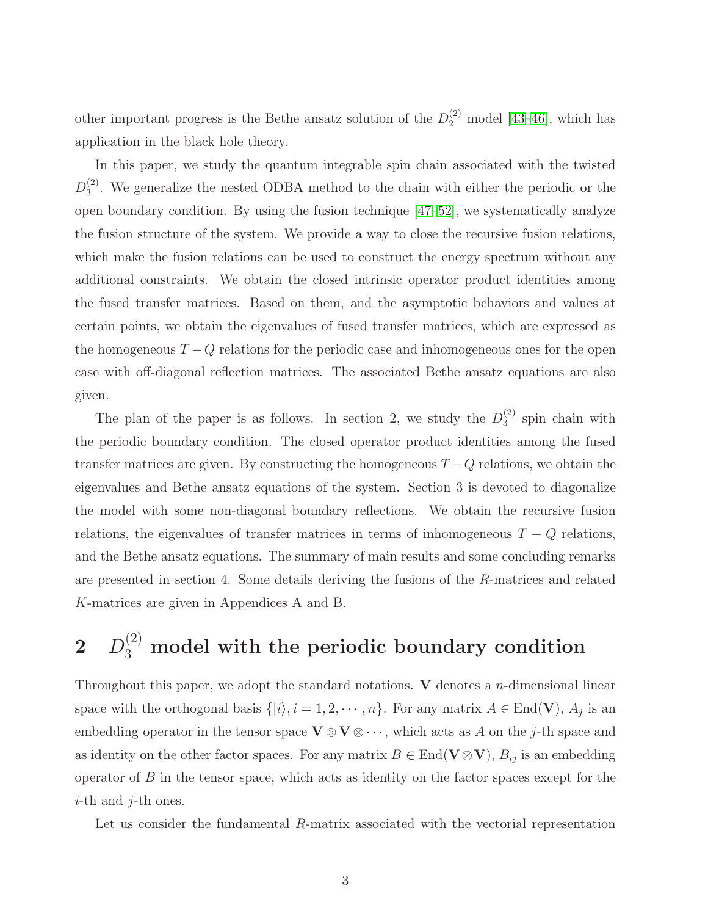other important progress is the Bethe ansatz solution of the $D_2^{(2)}$ model [43–46], which has application in the black hole theory.

In this paper, we study the quantum integrable spin chain associated with the twisted $D_3^{(2)}$. We generalize the nested ODBA method to the chain with either the periodic or the open boundary condition. By using the fusion technique [47–52], we systematically analyze the fusion structure of the system. We provide a way to close the recursive fusion relations, which make the fusion relations can be used to construct the energy spectrum without any additional constraints. We obtain the closed intrinsic operator product identities among the fused transfer matrices. Based on them, and the asymptotic behaviors and values at certain points, we obtain the eigenvalues of fused transfer matrices, which are expressed as the homogeneous $T-Q$ relations for the periodic case and inhomogeneous ones for the open case with off-diagonal reflection matrices. The associated Bethe ansatz equations are also given.

The plan of the paper is as follows. In section 2, we study the $D_3^{(2)}$ spin chain with the periodic boundary condition. The closed operator product identities among the fused transfer matrices are given. By constructing the homogeneous $T-Q$ relations, we obtain the eigenvalues and Bethe ansatz equations of the system. Section 3 is devoted to diagonalize the model with some non-diagonal boundary reflections. We obtain the recursive fusion relations, the eigenvalues of transfer matrices in terms of inhomogeneous $T-Q$ relations, and the Bethe ansatz equations. The summary of main results and some concluding remarks are presented in section 4. Some details deriving the fusions of the $R$-matrices and related $K$-matrices are given in Appendices A and B.

# 2 $D_3^{(2)}$ model with the periodic boundary condition

Throughout this paper, we adopt the standard notations. $\mathbf{V}$ denotes a $n$-dimensional linear space with the orthogonal basis $\{|i\rangle, i = 1, 2, \cdots, n\}$. For any matrix $A \in \mathrm{End}(\mathbf{V})$, $A_j$ is an embedding operator in the tensor space $\mathbf{V} \otimes \mathbf{V} \otimes \cdots$, which acts as $A$ on the $j$-th space and as identity on the other factor spaces. For any matrix $B \in \mathrm{End}(\mathbf{V} \otimes \mathbf{V})$, $B_{ij}$ is an embedding operator of $B$ in the tensor space, which acts as identity on the factor spaces except for the $i$-th and $j$-th ones.

Let us consider the fundamental $R$-matrix associated with the vectorial representation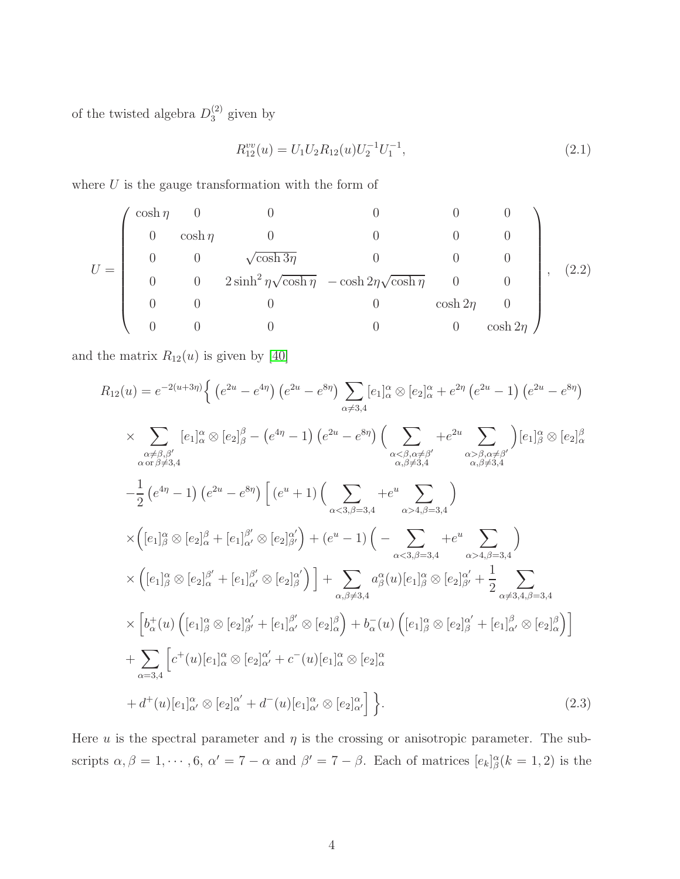of the twisted algebra $D_3^{(2)}$ given by

$$R_{12}^{vv}(u) = U_1 U_2 R_{12}(u) U_2^{-1} U_1^{-1}, \tag{2.1}$$

where $U$ is the gauge transformation with the form of

$$U = \begin{pmatrix} \cosh\eta & 0 & 0 & 0 & 0 & 0 \\ 0 & \cosh\eta & 0 & 0 & 0 & 0 \\ 0 & 0 & \sqrt{\cosh 3\eta} & 0 & 0 & 0 \\ 0 & 0 & 2\sinh^2\eta\sqrt{\cosh\eta} & -\cosh 2\eta\sqrt{\cosh\eta} & 0 & 0 \\ 0 & 0 & 0 & 0 & \cosh 2\eta & 0 \\ 0 & 0 & 0 & 0 & 0 & \cosh 2\eta \end{pmatrix}, \tag{2.2}$$

and the matrix $R_{12}(u)$ is given by [40]

$$\begin{aligned}
R_{12}(u) &= e^{-2(u+3\eta)}\Big\{ \left(e^{2u}-e^{4\eta}\right)\left(e^{2u}-e^{8\eta}\right)\sum_{\alpha\neq 3,4}[e_1]_\alpha^\alpha\otimes[e_2]_\alpha^\alpha + e^{2\eta}\left(e^{2u}-1\right)\left(e^{2u}-e^{8\eta}\right) \\
&\times \sum_{\substack{\alpha\neq\beta,\beta' \\ \alpha\,\mathrm{or}\,\beta\neq 3,4}}[e_1]_\alpha^\alpha\otimes[e_2]_\beta^\beta - \left(e^{4\eta}-1\right)\left(e^{2u}-e^{8\eta}\right)\Big(\sum_{\substack{\alpha<\beta,\alpha\neq\beta' \\ \alpha,\beta\neq 3,4}} + e^{2u}\sum_{\substack{\alpha>\beta,\alpha\neq\beta' \\ \alpha,\beta\neq 3,4}}\Big)[e_1]_\beta^\alpha\otimes[e_2]_\alpha^\beta \\
&-\frac{1}{2}\left(e^{4\eta}-1\right)\left(e^{2u}-e^{8\eta}\right)\Big[\left(e^u+1\right)\Big(\sum_{\alpha<3,\beta=3,4} + e^u\sum_{\alpha>4,\beta=3,4}\Big) \\
&\times\Big([e_1]_\beta^\alpha\otimes[e_2]_\alpha^\beta + [e_1]_{\alpha'}^{\beta'}\otimes[e_2]_{\beta'}^{\alpha'}\Big) + \left(e^u-1\right)\Big(-\sum_{\alpha<3,\beta=3,4} + e^u\sum_{\alpha>4,\beta=3,4}\Big) \\
&\times\Big([e_1]_\beta^\alpha\otimes[e_2]_\alpha^{\beta'} + [e_1]_{\alpha'}^{\beta'}\otimes[e_2]_\beta^{\alpha'}\Big)\Big] + \sum_{\alpha,\beta\neq 3,4}a_\beta^\alpha(u)[e_1]_\beta^\alpha\otimes[e_2]_{\beta'}^{\alpha'} + \frac{1}{2}\sum_{\alpha\neq 3,4,\beta=3,4} \\
&\times\Big[b_\alpha^+(u)\Big([e_1]_\beta^\alpha\otimes[e_2]_{\beta'}^{\alpha'} + [e_1]_{\alpha'}^{\beta'}\otimes[e_2]_\alpha^\beta\Big) + b_\alpha^-(u)\Big([e_1]_\beta^\alpha\otimes[e_2]_\beta^{\alpha'} + [e_1]_{\alpha'}^\beta\otimes[e_2]_\alpha^\beta\Big)\Big] \\
&+\sum_{\alpha=3,4}\Big[c^+(u)[e_1]_\alpha^\alpha\otimes[e_2]_{\alpha'}^{\alpha'} + c^-(u)[e_1]_\alpha^\alpha\otimes[e_2]_\alpha^\alpha \\
&+ d^+(u)[e_1]_{\alpha'}^\alpha\otimes[e_2]_\alpha^{\alpha'} + d^-(u)[e_1]_{\alpha'}^\alpha\otimes[e_2]_{\alpha'}^\alpha\Big]\Big\}.
\end{aligned} \tag{2.3}$$

Here $u$ is the spectral parameter and $\eta$ is the crossing or anisotropic parameter. The subscripts $\alpha, \beta = 1, \cdots, 6$, $\alpha' = 7-\alpha$ and $\beta' = 7-\beta$. Each of matrices $[e_k]_\beta^\alpha (k = 1, 2)$ is the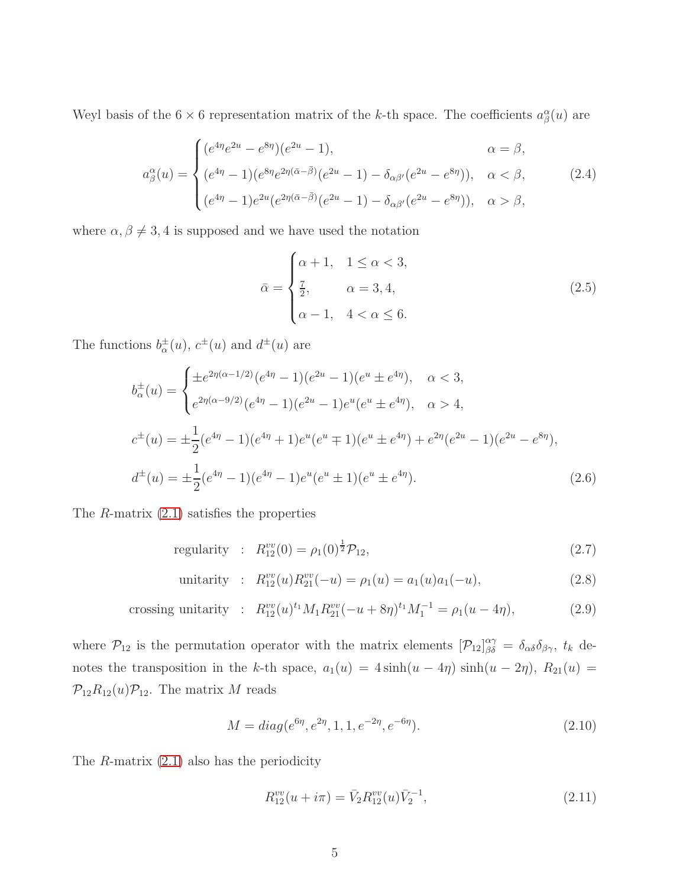Weyl basis of the $6 \times 6$ representation matrix of the $k$-th space. The coefficients $a^{\alpha}_{\beta}(u)$ are

$$
a^{\alpha}_{\beta}(u) = \begin{cases} (e^{4\eta}e^{2u} - e^{8\eta})(e^{2u} - 1), & \alpha = \beta, \\ (e^{4\eta} - 1)(e^{8\eta}e^{2\eta(\bar{\alpha}-\bar{\beta})}(e^{2u} - 1) - \delta_{\alpha\beta'}(e^{2u} - e^{8\eta})), & \alpha < \beta, \\ (e^{4\eta} - 1)e^{2u}(e^{2\eta(\bar{\alpha}-\bar{\beta})}(e^{2u} - 1) - \delta_{\alpha\beta'}(e^{2u} - e^{8\eta})), & \alpha > \beta, \end{cases} \tag{2.4}
$$

where $\alpha, \beta \neq 3, 4$ is supposed and we have used the notation

$$
\bar{\alpha} = \begin{cases} \alpha + 1, & 1 \leq \alpha < 3, \\ \frac{7}{2}, & \alpha = 3, 4, \\ \alpha - 1, & 4 < \alpha \leq 6. \end{cases} \tag{2.5}
$$

The functions $b^{\pm}_{\alpha}(u)$, $c^{\pm}(u)$ and $d^{\pm}(u)$ are

$$
\begin{aligned}
b^{\pm}_{\alpha}(u) &= \begin{cases} \pm e^{2\eta(\alpha - 1/2)}(e^{4\eta} - 1)(e^{2u} - 1)(e^{u} \pm e^{4\eta}), & \alpha < 3, \\ e^{2\eta(\alpha - 9/2)}(e^{4\eta} - 1)(e^{2u} - 1)e^{u}(e^{u} \pm e^{4\eta}), & \alpha > 4, \end{cases} \\
c^{\pm}(u) &= \pm\frac{1}{2}(e^{4\eta} - 1)(e^{4\eta} + 1)e^{u}(e^{u} \mp 1)(e^{u} \pm e^{4\eta}) + e^{2\eta}(e^{2u} - 1)(e^{2u} - e^{8\eta}), \\
d^{\pm}(u) &= \pm\frac{1}{2}(e^{4\eta} - 1)(e^{4\eta} - 1)e^{u}(e^{u} \pm 1)(e^{u} \pm e^{4\eta}).
\end{aligned} \tag{2.6}
$$

The $R$-matrix (2.1) satisfies the properties

$$
\text{regularity} \quad : \quad R^{vv}_{12}(0) = \rho_1(0)^{\frac{1}{2}}\mathcal{P}_{12}, \tag{2.7}
$$

$$
\text{unitarity} \quad : \quad R^{vv}_{12}(u)R^{vv}_{21}(-u) = \rho_1(u) = a_1(u)a_1(-u), \tag{2.8}
$$

$$
\text{crossing unitarity} \quad : \quad R^{vv}_{12}(u)^{t_1}M_1R^{vv}_{21}(-u + 8\eta)^{t_1}M_1^{-1} = \rho_1(u - 4\eta), \tag{2.9}
$$

where $\mathcal{P}_{12}$ is the permutation operator with the matrix elements $[\mathcal{P}_{12}]^{\alpha\gamma}_{\beta\delta} = \delta_{\alpha\delta}\delta_{\beta\gamma}$, $t_k$ denotes the transposition in the $k$-th space, $a_1(u) = 4\sinh(u - 4\eta)\sinh(u - 2\eta)$, $R_{21}(u) = \mathcal{P}_{12}R_{12}(u)\mathcal{P}_{12}$. The matrix $M$ reads

$$
M = diag(e^{6\eta}, e^{2\eta}, 1, 1, e^{-2\eta}, e^{-6\eta}). \tag{2.10}
$$

The $R$-matrix (2.1) also has the periodicity

$$
R^{vv}_{12}(u + i\pi) = \bar{V}_2R^{vv}_{12}(u)\bar{V}_2^{-1}, \tag{2.11}
$$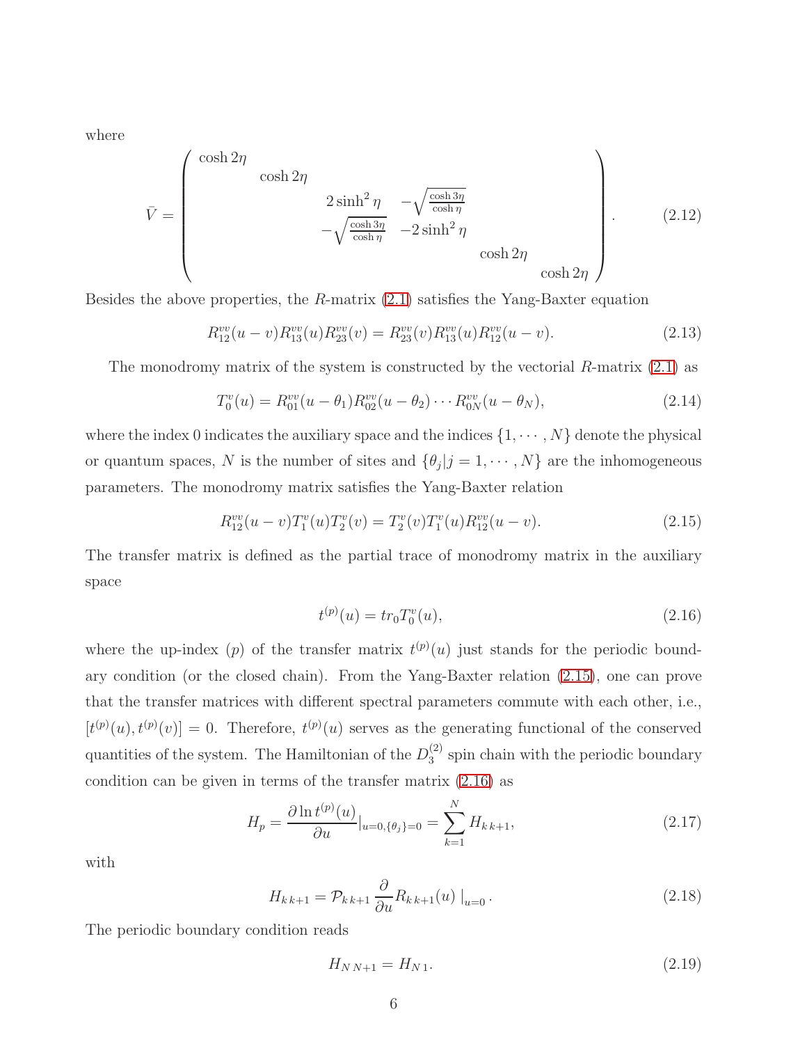where

$$\bar{V} = \begin{pmatrix} \cosh 2\eta & & & & & \\ & \cosh 2\eta & & & & \\ & & 2\sinh^2\eta & -\sqrt{\frac{\cosh 3\eta}{\cosh\eta}} & & \\ & & -\sqrt{\frac{\cosh 3\eta}{\cosh\eta}} & -2\sinh^2\eta & & \\ & & & & \cosh 2\eta & \\ & & & & & \cosh 2\eta \end{pmatrix}. \tag{2.12}$$

Besides the above properties, the $R$-matrix (2.1) satisfies the Yang-Baxter equation

$$R_{12}^{vv}(u-v)R_{13}^{vv}(u)R_{23}^{vv}(v) = R_{23}^{vv}(v)R_{13}^{vv}(u)R_{12}^{vv}(u-v). \tag{2.13}$$

The monodromy matrix of the system is constructed by the vectorial $R$-matrix (2.1) as

$$T_0^v(u) = R_{01}^{vv}(u-\theta_1)R_{02}^{vv}(u-\theta_2)\cdots R_{0N}^{vv}(u-\theta_N), \tag{2.14}$$

where the index 0 indicates the auxiliary space and the indices $\{1,\cdots,N\}$ denote the physical or quantum spaces, $N$ is the number of sites and $\{\theta_j|j=1,\cdots,N\}$ are the inhomogeneous parameters. The monodromy matrix satisfies the Yang-Baxter relation

$$R_{12}^{vv}(u-v)T_1^v(u)T_2^v(v) = T_2^v(v)T_1^v(u)R_{12}^{vv}(u-v). \tag{2.15}$$

The transfer matrix is defined as the partial trace of monodromy matrix in the auxiliary space

$$t^{(p)}(u) = tr_0 T_0^v(u), \tag{2.16}$$

where the up-index $(p)$ of the transfer matrix $t^{(p)}(u)$ just stands for the periodic boundary condition (or the closed chain). From the Yang-Baxter relation (2.15), one can prove that the transfer matrices with different spectral parameters commute with each other, i.e., $[t^{(p)}(u), t^{(p)}(v)] = 0$. Therefore, $t^{(p)}(u)$ serves as the generating functional of the conserved quantities of the system. The Hamiltonian of the $D_3^{(2)}$ spin chain with the periodic boundary condition can be given in terms of the transfer matrix (2.16) as

$$H_p = \frac{\partial \ln t^{(p)}(u)}{\partial u}|_{u=0,\{\theta_j\}=0} = \sum_{k=1}^{N} H_{k\,k+1}, \tag{2.17}$$

with

$$H_{k\,k+1} = \mathcal{P}_{k\,k+1}\frac{\partial}{\partial u}R_{k\,k+1}(u)\,|_{u=0}\,. \tag{2.18}$$

The periodic boundary condition reads

$$H_{N\,N+1} = H_{N\,1}. \tag{2.19}$$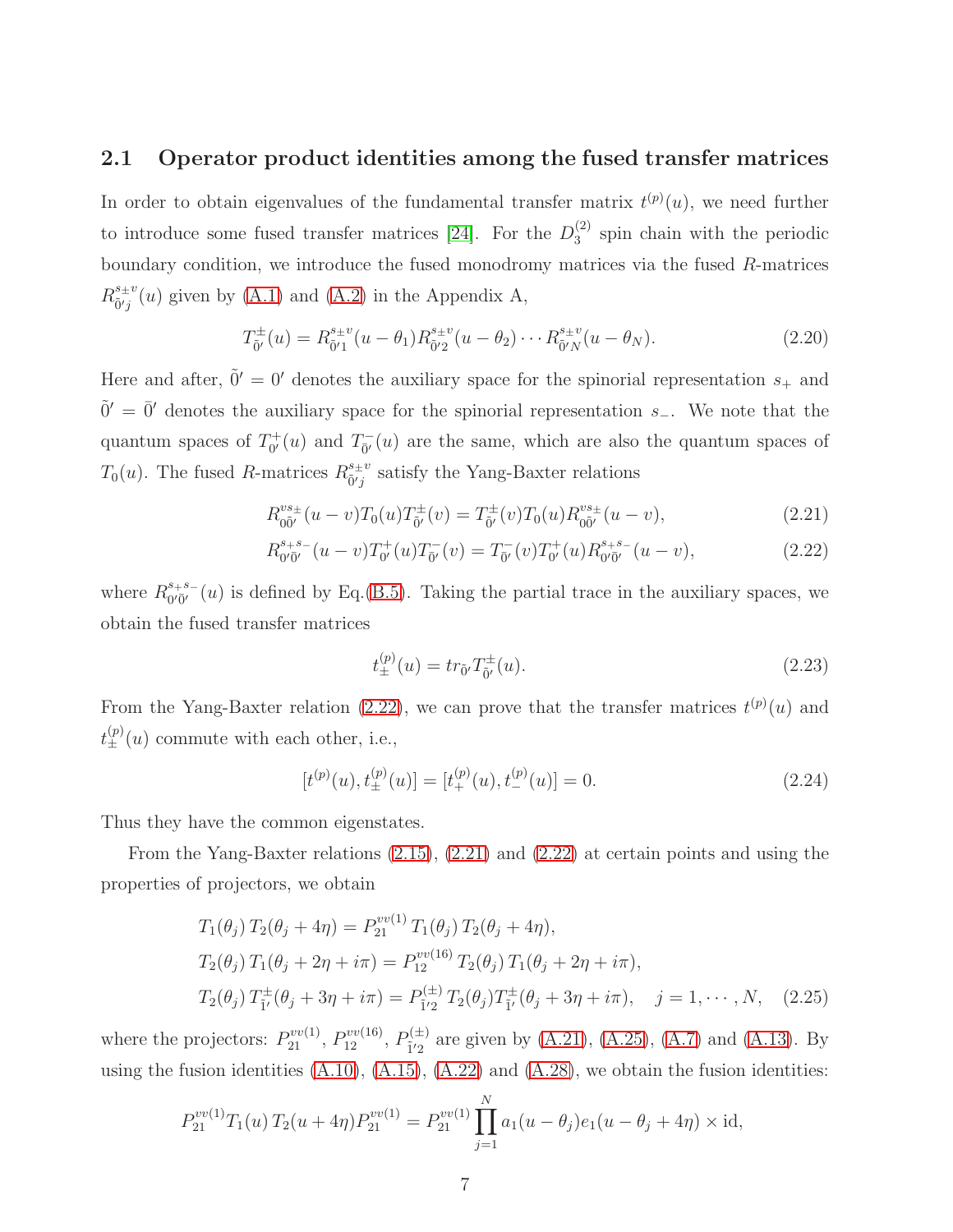## 2.1 Operator product identities among the fused transfer matrices

In order to obtain eigenvalues of the fundamental transfer matrix $t^{(p)}(u)$, we need further to introduce some fused transfer matrices [24]. For the $D_3^{(2)}$ spin chain with the periodic boundary condition, we introduce the fused monodromy matrices via the fused $R$-matrices $R^{s_\pm v}_{\tilde{0}'j}(u)$ given by (A.1) and (A.2) in the Appendix A,

$$T^{\pm}_{\tilde{0}'}(u) = R^{s_\pm v}_{\tilde{0}'1}(u-\theta_1)R^{s_\pm v}_{\tilde{0}'2}(u-\theta_2)\cdots R^{s_\pm v}_{\tilde{0}'N}(u-\theta_N). \tag{2.20}$$

Here and after, $\tilde{0}' = 0'$ denotes the auxiliary space for the spinorial representation $s_+$ and $\tilde{0}' = \bar{0}'$ denotes the auxiliary space for the spinorial representation $s_-$. We note that the quantum spaces of $T^+_{0'}(u)$ and $T^-_{\bar{0}'}(u)$ are the same, which are also the quantum spaces of $T_0(u)$. The fused $R$-matrices $R^{s_\pm v}_{\tilde{0}'j}$ satisfy the Yang-Baxter relations

$$R^{vs_\pm}_{0\tilde{0}'}(u-v)T_0(u)T^{\pm}_{\tilde{0}'}(v) = T^{\pm}_{\tilde{0}'}(v)T_0(u)R^{vs_\pm}_{0\tilde{0}'}(u-v), \tag{2.21}$$

$$R^{s_+s_-}_{0'\bar{0}'}(u-v)T^{+}_{0'}(u)T^{-}_{\bar{0}'}(v) = T^{-}_{\bar{0}'}(v)T^{+}_{0'}(u)R^{s_+s_-}_{0'\bar{0}'}(u-v), \tag{2.22}$$

where $R^{s_+s_-}_{0'\bar{0}'}(u)$ is defined by Eq.(B.5). Taking the partial trace in the auxiliary spaces, we obtain the fused transfer matrices

$$t^{(p)}_{\pm}(u) = tr_{\tilde{0}'}T^{\pm}_{\tilde{0}'}(u). \tag{2.23}$$

From the Yang-Baxter relation (2.22), we can prove that the transfer matrices $t^{(p)}(u)$ and $t^{(p)}_{\pm}(u)$ commute with each other, i.e.,

$$[t^{(p)}(u), t^{(p)}_{\pm}(u)] = [t^{(p)}_{+}(u), t^{(p)}_{-}(u)] = 0. \tag{2.24}$$

Thus they have the common eigenstates.

From the Yang-Baxter relations (2.15), (2.21) and (2.22) at certain points and using the properties of projectors, we obtain

$$\begin{aligned}
&T_1(\theta_j)\, T_2(\theta_j+4\eta) = P^{vv(1)}_{21}\, T_1(\theta_j)\, T_2(\theta_j+4\eta),\\
&T_2(\theta_j)\, T_1(\theta_j+2\eta+i\pi) = P^{vv(16)}_{12}\, T_2(\theta_j)\, T_1(\theta_j+2\eta+i\pi),\\
&T_2(\theta_j)\, T^{\pm}_{\tilde{1}'}(\theta_j+3\eta+i\pi) = P^{(\pm)}_{\tilde{1}'2}\, T_2(\theta_j)T^{\pm}_{\tilde{1}'}(\theta_j+3\eta+i\pi), \quad j=1,\cdots,N,
\end{aligned} \tag{2.25}$$

where the projectors: $P^{vv(1)}_{21}$, $P^{vv(16)}_{12}$, $P^{(\pm)}_{\tilde{1}'2}$ are given by (A.21), (A.25), (A.7) and (A.13). By using the fusion identities (A.10), (A.15), (A.22) and (A.28), we obtain the fusion identities:

$$P^{vv(1)}_{21}T_1(u)\, T_2(u+4\eta)P^{vv(1)}_{21} = P^{vv(1)}_{21}\prod_{j=1}^{N}a_1(u-\theta_j)e_1(u-\theta_j+4\eta)\times \mathrm{id},$$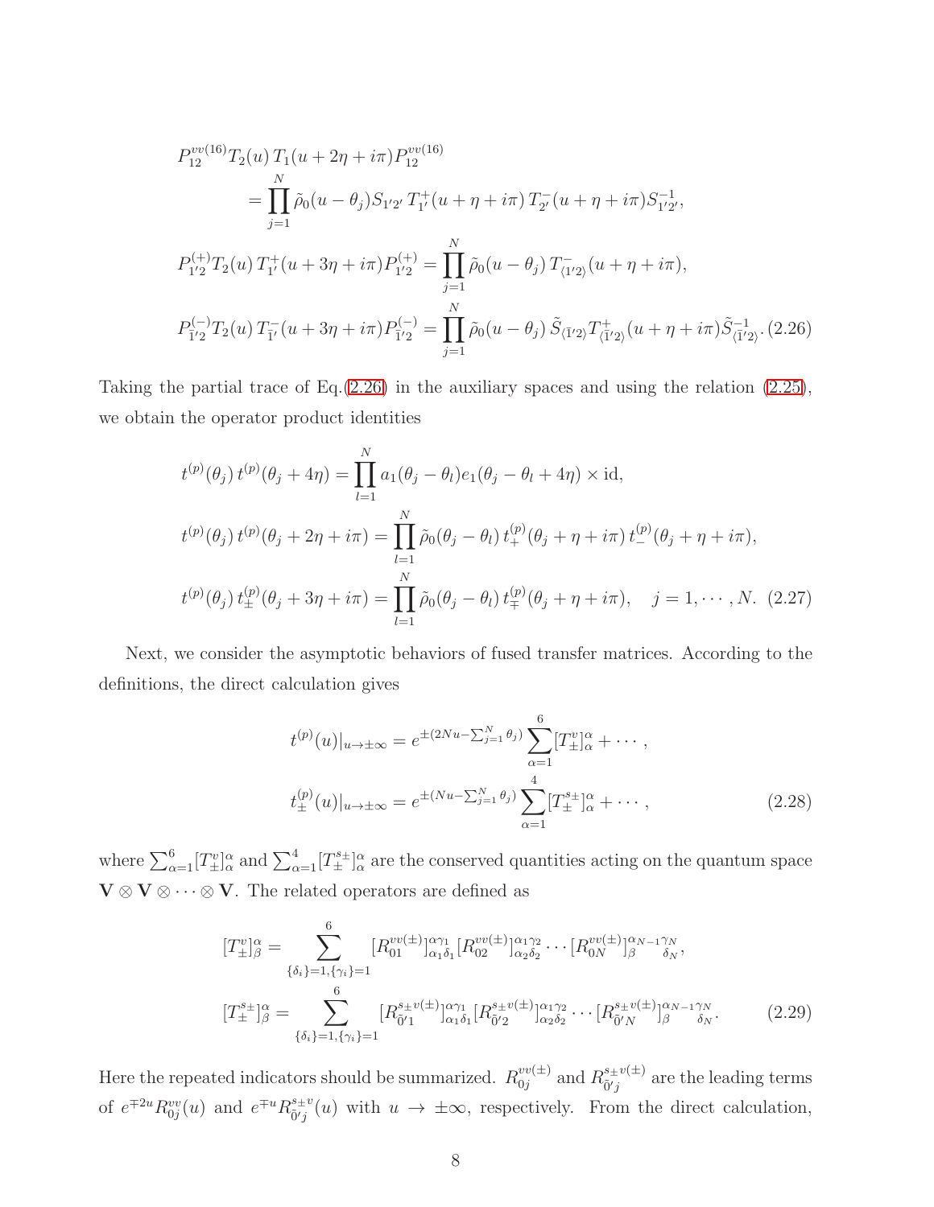$$
\begin{aligned}
&P_{12}^{vv(16)} T_2(u)\, T_1(u+2\eta+i\pi) P_{12}^{vv(16)} \\
&\qquad = \prod_{j=1}^{N} \tilde{\rho}_0(u-\theta_j) S_{1'2'}\, T_{1'}^{+}(u+\eta+i\pi)\, T_{2'}^{-}(u+\eta+i\pi) S_{1'2'}^{-1}, \\
&P_{1'2}^{(+)} T_2(u)\, T_{1'}^{+}(u+3\eta+i\pi) P_{1'2}^{(+)} = \prod_{j=1}^{N} \tilde{\rho}_0(u-\theta_j)\, T_{\langle 1'2\rangle}^{-}(u+\eta+i\pi), \\
&P_{\bar{1}'2}^{(-)} T_2(u)\, T_{\bar{1}'}^{-}(u+3\eta+i\pi) P_{\bar{1}'2}^{(-)} = \prod_{j=1}^{N} \tilde{\rho}_0(u-\theta_j)\, \tilde{S}_{\langle \bar{1}'2\rangle} T_{\langle \bar{1}'2\rangle}^{+}(u+\eta+i\pi) \tilde{S}_{\langle \bar{1}'2\rangle}^{-1}. \quad (2.26)
\end{aligned}
$$

Taking the partial trace of Eq.(2.26) in the auxiliary spaces and using the relation (2.25), we obtain the operator product identities

$$
\begin{aligned}
&t^{(p)}(\theta_j)\, t^{(p)}(\theta_j+4\eta) = \prod_{l=1}^{N} a_1(\theta_j-\theta_l) e_1(\theta_j-\theta_l+4\eta) \times \mathrm{id}, \\
&t^{(p)}(\theta_j)\, t^{(p)}(\theta_j+2\eta+i\pi) = \prod_{l=1}^{N} \tilde{\rho}_0(\theta_j-\theta_l)\, t_{+}^{(p)}(\theta_j+\eta+i\pi)\, t_{-}^{(p)}(\theta_j+\eta+i\pi), \\
&t^{(p)}(\theta_j)\, t_{\pm}^{(p)}(\theta_j+3\eta+i\pi) = \prod_{l=1}^{N} \tilde{\rho}_0(\theta_j-\theta_l)\, t_{\mp}^{(p)}(\theta_j+\eta+i\pi), \quad j=1,\cdots,N. \quad (2.27)
\end{aligned}
$$

Next, we consider the asymptotic behaviors of fused transfer matrices. According to the definitions, the direct calculation gives

$$
\begin{aligned}
t^{(p)}(u)|_{u\to\pm\infty} &= e^{\pm(2Nu-\sum_{j=1}^{N}\theta_j)} \sum_{\alpha=1}^{6} [T_{\pm}^{v}]_{\alpha}^{\alpha} + \cdots, \\
t_{\pm}^{(p)}(u)|_{u\to\pm\infty} &= e^{\pm(Nu-\sum_{j=1}^{N}\theta_j)} \sum_{\alpha=1}^{4} [T_{\pm}^{s_\pm}]_{\alpha}^{\alpha} + \cdots, \qquad (2.28)
\end{aligned}
$$

where $\sum_{\alpha=1}^{6}[T_{\pm}^{v}]_{\alpha}^{\alpha}$ and $\sum_{\alpha=1}^{4}[T_{\pm}^{s_\pm}]_{\alpha}^{\alpha}$ are the conserved quantities acting on the quantum space $\mathbf{V}\otimes\mathbf{V}\otimes\cdots\otimes\mathbf{V}$. The related operators are defined as

$$
\begin{aligned}
[T_{\pm}^{v}]_{\beta}^{\alpha} &= \sum_{\{\delta_i\}=1,\{\gamma_i\}=1}^{6} [R_{01}^{vv(\pm)}]_{\alpha_1\delta_1}^{\alpha\gamma_1} [R_{02}^{vv(\pm)}]_{\alpha_2\delta_2}^{\alpha_1\gamma_2} \cdots [R_{0N}^{vv(\pm)}]_{\beta\ \ \delta_N}^{\alpha_{N-1}\gamma_N}, \\
[T_{\pm}^{s_\pm}]_{\beta}^{\alpha} &= \sum_{\{\delta_i\}=1,\{\gamma_i\}=1}^{6} [R_{\bar{0}'1}^{s_\pm v(\pm)}]_{\alpha_1\delta_1}^{\alpha\gamma_1} [R_{\bar{0}'2}^{s_\pm v(\pm)}]_{\alpha_2\delta_2}^{\alpha_1\gamma_2} \cdots [R_{\bar{0}'N}^{s_\pm v(\pm)}]_{\beta\ \ \delta_N}^{\alpha_{N-1}\gamma_N}. \qquad (2.29)
\end{aligned}
$$

Here the repeated indicators should be summarized. $R_{0j}^{vv(\pm)}$ and $R_{\bar{0}'j}^{s_\pm v(\pm)}$ are the leading terms of $e^{\mp 2u}R_{0j}^{vv}(u)$ and $e^{\mp u}R_{\bar{0}'j}^{s_\pm v}(u)$ with $u\to\pm\infty$, respectively. From the direct calculation,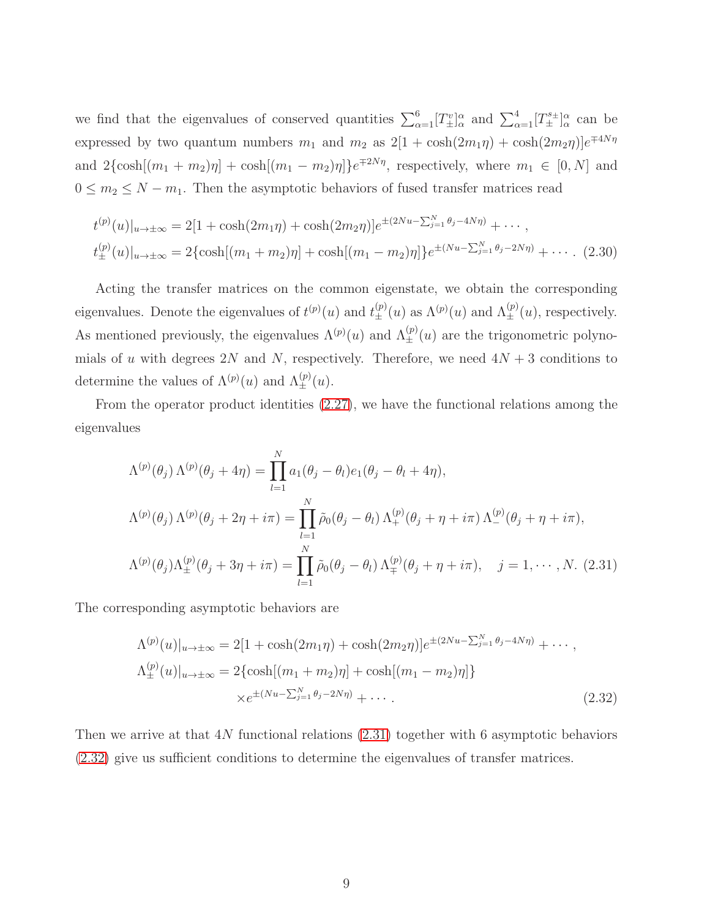we find that the eigenvalues of conserved quantities $\sum_{\alpha=1}^{6}[T^{v}_{\pm}]^{\alpha}_{\alpha}$ and $\sum_{\alpha=1}^{4}[T^{s_\pm}_{\pm}]^{\alpha}_{\alpha}$ can be expressed by two quantum numbers $m_1$ and $m_2$ as $2[1+\cosh(2m_1\eta)+\cosh(2m_2\eta)]e^{\mp 4N\eta}$ and $2\{\cosh[(m_1+m_2)\eta]+\cosh[(m_1-m_2)\eta]\}e^{\mp 2N\eta}$, respectively, where $m_1\in[0,N]$ and $0\le m_2\le N-m_1$. Then the asymptotic behaviors of fused transfer matrices read

$$
\begin{aligned}
t^{(p)}(u)|_{u\to\pm\infty} &= 2[1+\cosh(2m_1\eta)+\cosh(2m_2\eta)]e^{\pm(2Nu-\sum_{j=1}^{N}\theta_j-4N\eta)}+\cdots,\\
t^{(p)}_{\pm}(u)|_{u\to\pm\infty} &= 2\{\cosh[(m_1+m_2)\eta]+\cosh[(m_1-m_2)\eta]\}e^{\pm(Nu-\sum_{j=1}^{N}\theta_j-2N\eta)}+\cdots. \quad (2.30)
\end{aligned}
$$

Acting the transfer matrices on the common eigenstate, we obtain the corresponding eigenvalues. Denote the eigenvalues of $t^{(p)}(u)$ and $t^{(p)}_{\pm}(u)$ as $\Lambda^{(p)}(u)$ and $\Lambda^{(p)}_{\pm}(u)$, respectively. As mentioned previously, the eigenvalues $\Lambda^{(p)}(u)$ and $\Lambda^{(p)}_{\pm}(u)$ are the trigonometric polynomials of $u$ with degrees $2N$ and $N$, respectively. Therefore, we need $4N+3$ conditions to determine the values of $\Lambda^{(p)}(u)$ and $\Lambda^{(p)}_{\pm}(u)$.

From the operator product identities (2.27), we have the functional relations among the eigenvalues

$$
\begin{aligned}
\Lambda^{(p)}(\theta_j)\,\Lambda^{(p)}(\theta_j+4\eta) &= \prod_{l=1}^{N}a_1(\theta_j-\theta_l)e_1(\theta_j-\theta_l+4\eta),\\
\Lambda^{(p)}(\theta_j)\,\Lambda^{(p)}(\theta_j+2\eta+i\pi) &= \prod_{l=1}^{N}\tilde\rho_0(\theta_j-\theta_l)\,\Lambda^{(p)}_{+}(\theta_j+\eta+i\pi)\,\Lambda^{(p)}_{-}(\theta_j+\eta+i\pi),\\
\Lambda^{(p)}(\theta_j)\Lambda^{(p)}_{\pm}(\theta_j+3\eta+i\pi) &= \prod_{l=1}^{N}\tilde\rho_0(\theta_j-\theta_l)\,\Lambda^{(p)}_{\mp}(\theta_j+\eta+i\pi),\quad j=1,\cdots,N. \quad (2.31)
\end{aligned}
$$

The corresponding asymptotic behaviors are

$$
\begin{aligned}
\Lambda^{(p)}(u)|_{u\to\pm\infty} &= 2[1+\cosh(2m_1\eta)+\cosh(2m_2\eta)]e^{\pm(2Nu-\sum_{j=1}^{N}\theta_j-4N\eta)}+\cdots,\\
\Lambda^{(p)}_{\pm}(u)|_{u\to\pm\infty} &= 2\{\cosh[(m_1+m_2)\eta]+\cosh[(m_1-m_2)\eta]\}\\
&\quad\times e^{\pm(Nu-\sum_{j=1}^{N}\theta_j-2N\eta)}+\cdots. \quad (2.32)
\end{aligned}
$$

Then we arrive at that $4N$ functional relations (2.31) together with 6 asymptotic behaviors (2.32) give us sufficient conditions to determine the eigenvalues of transfer matrices.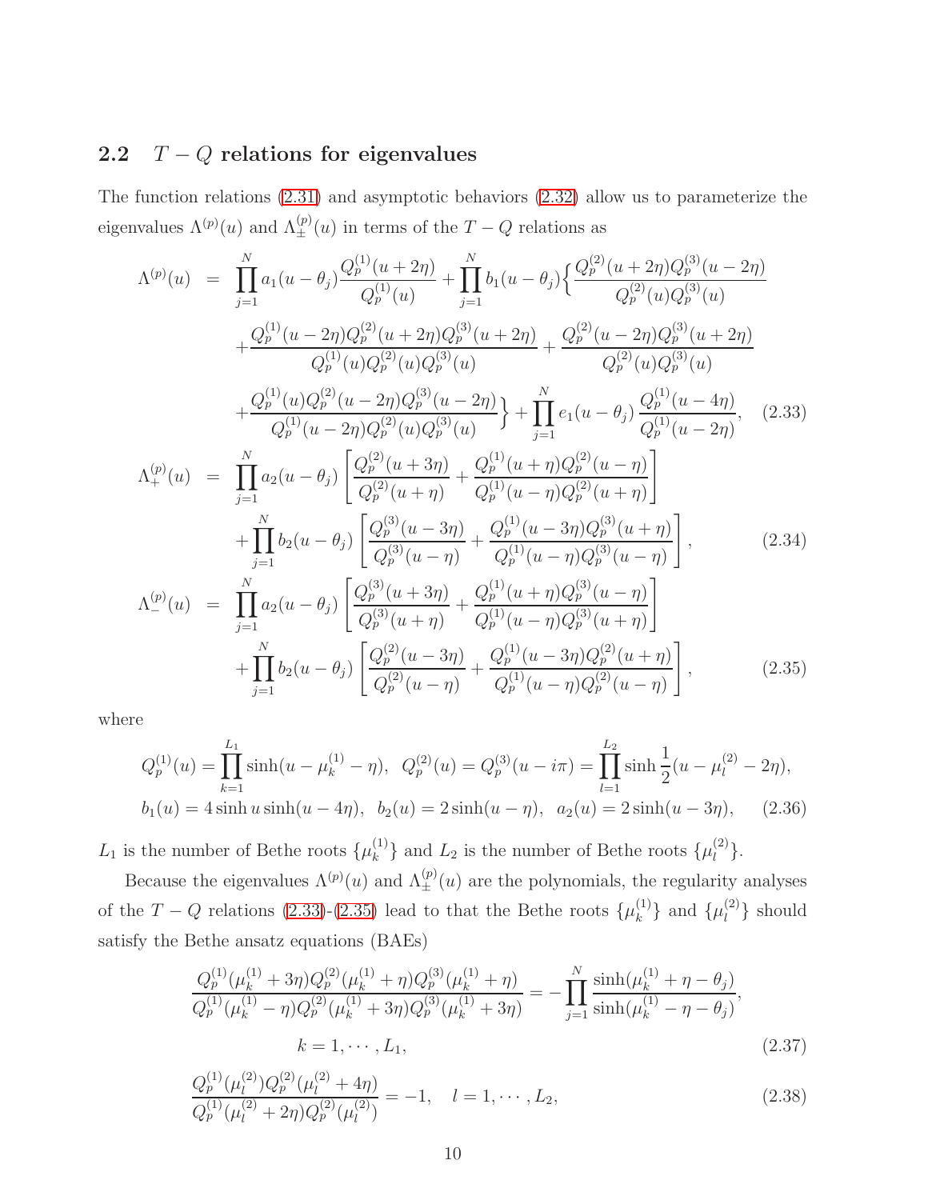## 2.2 $T-Q$ relations for eigenvalues

The function relations (2.31) and asymptotic behaviors (2.32) allow us to parameterize the eigenvalues $\Lambda^{(p)}(u)$ and $\Lambda^{(p)}_{\pm}(u)$ in terms of the $T-Q$ relations as

$$
\begin{aligned}
\Lambda^{(p)}(u) &= \prod_{j=1}^{N} a_1(u-\theta_j)\frac{Q_p^{(1)}(u+2\eta)}{Q_p^{(1)}(u)} + \prod_{j=1}^{N} b_1(u-\theta_j)\Big\{\frac{Q_p^{(2)}(u+2\eta)Q_p^{(3)}(u-2\eta)}{Q_p^{(2)}(u)Q_p^{(3)}(u)} \\
&\quad + \frac{Q_p^{(1)}(u-2\eta)Q_p^{(2)}(u+2\eta)Q_p^{(3)}(u+2\eta)}{Q_p^{(1)}(u)Q_p^{(2)}(u)Q_p^{(3)}(u)} + \frac{Q_p^{(2)}(u-2\eta)Q_p^{(3)}(u+2\eta)}{Q_p^{(2)}(u)Q_p^{(3)}(u)} \\
&\quad + \frac{Q_p^{(1)}(u)Q_p^{(2)}(u-2\eta)Q_p^{(3)}(u-2\eta)}{Q_p^{(1)}(u-2\eta)Q_p^{(2)}(u)Q_p^{(3)}(u)}\Big\} + \prod_{j=1}^{N} e_1(u-\theta_j)\,\frac{Q_p^{(1)}(u-4\eta)}{Q_p^{(1)}(u-2\eta)}, \qquad (2.33)
\end{aligned}
$$

$$
\begin{aligned}
\Lambda^{(p)}_{+}(u) &= \prod_{j=1}^{N} a_2(u-\theta_j)\left[\frac{Q_p^{(2)}(u+3\eta)}{Q_p^{(2)}(u+\eta)} + \frac{Q_p^{(1)}(u+\eta)Q_p^{(2)}(u-\eta)}{Q_p^{(1)}(u-\eta)Q_p^{(2)}(u+\eta)}\right] \\
&\quad + \prod_{j=1}^{N} b_2(u-\theta_j)\left[\frac{Q_p^{(3)}(u-3\eta)}{Q_p^{(3)}(u-\eta)} + \frac{Q_p^{(1)}(u-3\eta)Q_p^{(3)}(u+\eta)}{Q_p^{(1)}(u-\eta)Q_p^{(3)}(u-\eta)}\right], \qquad (2.34)
\end{aligned}
$$

$$
\begin{aligned}
\Lambda^{(p)}_{-}(u) &= \prod_{j=1}^{N} a_2(u-\theta_j)\left[\frac{Q_p^{(3)}(u+3\eta)}{Q_p^{(3)}(u+\eta)} + \frac{Q_p^{(1)}(u+\eta)Q_p^{(3)}(u-\eta)}{Q_p^{(1)}(u-\eta)Q_p^{(3)}(u+\eta)}\right] \\
&\quad + \prod_{j=1}^{N} b_2(u-\theta_j)\left[\frac{Q_p^{(2)}(u-3\eta)}{Q_p^{(2)}(u-\eta)} + \frac{Q_p^{(1)}(u-3\eta)Q_p^{(2)}(u+\eta)}{Q_p^{(1)}(u-\eta)Q_p^{(2)}(u-\eta)}\right], \qquad (2.35)
\end{aligned}
$$

where

$$
\begin{aligned}
&Q_p^{(1)}(u) = \prod_{k=1}^{L_1}\sinh(u-\mu_k^{(1)}-\eta), \;\; Q_p^{(2)}(u) = Q_p^{(3)}(u-i\pi) = \prod_{l=1}^{L_2}\sinh\frac{1}{2}(u-\mu_l^{(2)}-2\eta), \\
&b_1(u) = 4\sinh u\sinh(u-4\eta), \;\; b_2(u) = 2\sinh(u-\eta), \;\; a_2(u) = 2\sinh(u-3\eta), \qquad (2.36)
\end{aligned}
$$

$L_1$ is the number of Bethe roots $\{\mu_k^{(1)}\}$ and $L_2$ is the number of Bethe roots $\{\mu_l^{(2)}\}$.

Because the eigenvalues $\Lambda^{(p)}(u)$ and $\Lambda^{(p)}_{\pm}(u)$ are the polynomials, the regularity analyses of the $T-Q$ relations (2.33)-(2.35) lead to that the Bethe roots $\{\mu_k^{(1)}\}$ and $\{\mu_l^{(2)}\}$ should satisfy the Bethe ansatz equations (BAEs)

$$
\frac{Q_p^{(1)}(\mu_k^{(1)}+3\eta)Q_p^{(2)}(\mu_k^{(1)}+\eta)Q_p^{(3)}(\mu_k^{(1)}+\eta)}{Q_p^{(1)}(\mu_k^{(1)}-\eta)Q_p^{(2)}(\mu_k^{(1)}+3\eta)Q_p^{(3)}(\mu_k^{(1)}+3\eta)} = -\prod_{j=1}^{N}\frac{\sinh(\mu_k^{(1)}+\eta-\theta_j)}{\sinh(\mu_k^{(1)}-\eta-\theta_j)},
$$
$$
k = 1,\cdots,L_1, \qquad (2.37)
$$

$$
\frac{Q_p^{(1)}(\mu_l^{(2)})Q_p^{(2)}(\mu_l^{(2)}+4\eta)}{Q_p^{(1)}(\mu_l^{(2)}+2\eta)Q_p^{(2)}(\mu_l^{(2)})} = -1, \quad l = 1,\cdots,L_2, \qquad (2.38)
$$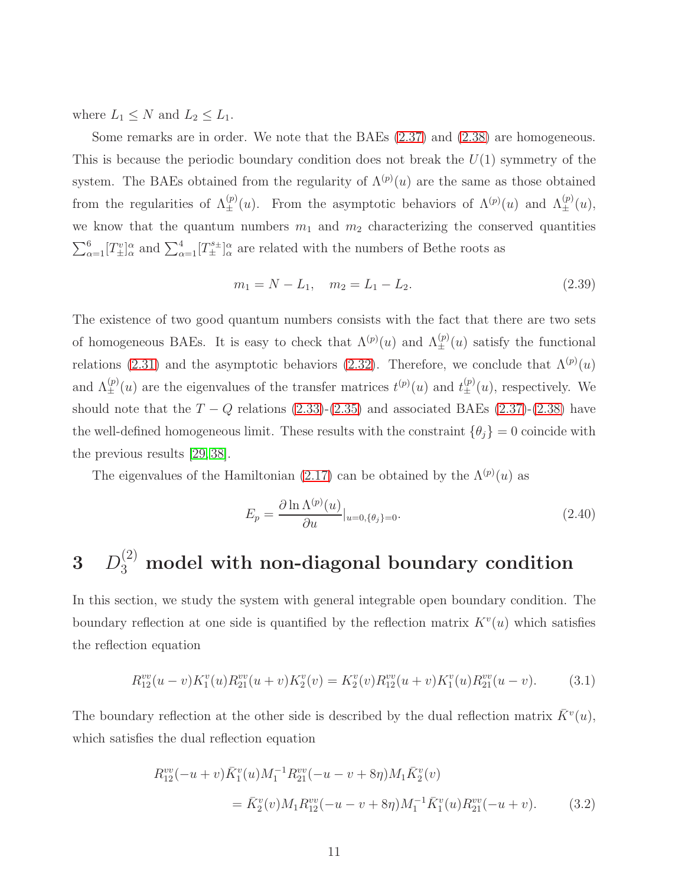where $L_1 \leq N$ and $L_2 \leq L_1$.

Some remarks are in order. We note that the BAEs (2.37) and (2.38) are homogeneous. This is because the periodic boundary condition does not break the $U(1)$ symmetry of the system. The BAEs obtained from the regularity of $\Lambda^{(p)}(u)$ are the same as those obtained from the regularities of $\Lambda^{(p)}_{\pm}(u)$. From the asymptotic behaviors of $\Lambda^{(p)}(u)$ and $\Lambda^{(p)}_{\pm}(u)$, we know that the quantum numbers $m_1$ and $m_2$ characterizing the conserved quantities $\sum_{\alpha=1}^{6}[T^v_{\pm}]^{\alpha}_{\alpha}$ and $\sum_{\alpha=1}^{4}[T^{s\pm}_{\pm}]^{\alpha}_{\alpha}$ are related with the numbers of Bethe roots as

$$m_1 = N - L_1, \quad m_2 = L_1 - L_2. \tag{2.39}$$

The existence of two good quantum numbers consists with the fact that there are two sets of homogeneous BAEs. It is easy to check that $\Lambda^{(p)}(u)$ and $\Lambda^{(p)}_{\pm}(u)$ satisfy the functional relations (2.31) and the asymptotic behaviors (2.32). Therefore, we conclude that $\Lambda^{(p)}(u)$ and $\Lambda^{(p)}_{\pm}(u)$ are the eigenvalues of the transfer matrices $t^{(p)}(u)$ and $t^{(p)}_{\pm}(u)$, respectively. We should note that the $T-Q$ relations (2.33)-(2.35) and associated BAEs (2.37)-(2.38) have the well-defined homogeneous limit. These results with the constraint $\{\theta_j\} = 0$ coincide with the previous results [29, 38].

The eigenvalues of the Hamiltonian (2.17) can be obtained by the $\Lambda^{(p)}(u)$ as

$$E_p = \frac{\partial \ln \Lambda^{(p)}(u)}{\partial u}|_{u=0,\{\theta_j\}=0}. \tag{2.40}$$

# 3 $D_3^{(2)}$ model with non-diagonal boundary condition

In this section, we study the system with general integrable open boundary condition. The boundary reflection at one side is quantified by the reflection matrix $K^v(u)$ which satisfies the reflection equation

$$R^{vv}_{12}(u-v)K^v_1(u)R^{vv}_{21}(u+v)K^v_2(v) = K^v_2(v)R^{vv}_{12}(u+v)K^v_1(u)R^{vv}_{21}(u-v). \tag{3.1}$$

The boundary reflection at the other side is described by the dual reflection matrix $\bar{K}^v(u)$, which satisfies the dual reflection equation

$$\begin{aligned} R^{vv}_{12}(-u+v)\bar{K}^v_1(u)M_1^{-1}R^{vv}_{21}(-u-v+8\eta)M_1\bar{K}^v_2(v) \\ = \bar{K}^v_2(v)M_1R^{vv}_{12}(-u-v+8\eta)M_1^{-1}\bar{K}^v_1(u)R^{vv}_{21}(-u+v). \end{aligned} \tag{3.2}$$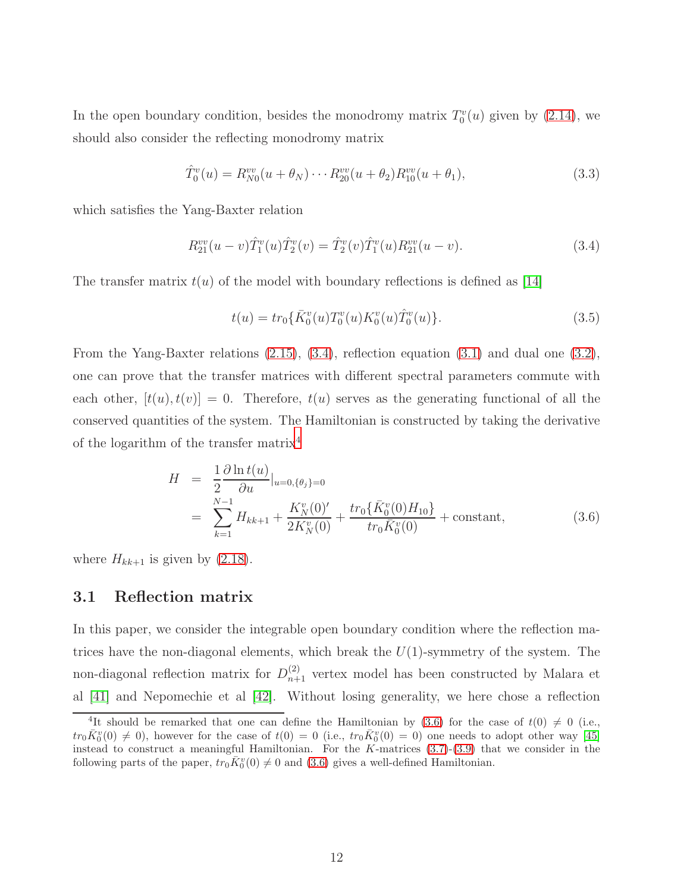In the open boundary condition, besides the monodromy matrix $T_0^v(u)$ given by (2.14), we should also consider the reflecting monodromy matrix

$$\hat{T}_0^v(u) = R_{N0}^{vv}(u+\theta_N)\cdots R_{20}^{vv}(u+\theta_2)R_{10}^{vv}(u+\theta_1), \tag{3.3}$$

which satisfies the Yang-Baxter relation

$$R_{21}^{vv}(u-v)\hat{T}_1^v(u)\hat{T}_2^v(v) = \hat{T}_2^v(v)\hat{T}_1^v(u)R_{21}^{vv}(u-v). \tag{3.4}$$

The transfer matrix $t(u)$ of the model with boundary reflections is defined as [14]

$$t(u) = tr_0\{\bar{K}_0^v(u)T_0^v(u)K_0^v(u)\hat{T}_0^v(u)\}. \tag{3.5}$$

From the Yang-Baxter relations (2.15), (3.4), reflection equation (3.1) and dual one (3.2), one can prove that the transfer matrices with different spectral parameters commute with each other, $[t(u), t(v)] = 0$. Therefore, $t(u)$ serves as the generating functional of all the conserved quantities of the system. The Hamiltonian is constructed by taking the derivative of the logarithm of the transfer matrix[4]

$$\begin{aligned} H &= \frac{1}{2}\frac{\partial \ln t(u)}{\partial u}|_{u=0,\{\theta_j\}=0} \\ &= \sum_{k=1}^{N-1} H_{kk+1} + \frac{K_N^v(0)'}{2K_N^v(0)} + \frac{tr_0\{\bar{K}_0^v(0)H_{10}\}}{tr_0\bar{K}_0^v(0)} + \text{constant}, \end{aligned} \tag{3.6}$$

where $H_{kk+1}$ is given by (2.18).

## 3.1 Reflection matrix

In this paper, we consider the integrable open boundary condition where the reflection matrices have the non-diagonal elements, which break the $U(1)$-symmetry of the system. The non-diagonal reflection matrix for $D_{n+1}^{(2)}$ vertex model has been constructed by Malara et al [41] and Nepomechie et al [42]. Without losing generality, we here chose a reflection

[4] It should be remarked that one can define the Hamiltonian by (3.6) for the case of $t(0) \neq 0$ (i.e., $tr_0\bar{K}_0^v(0) \neq 0$), however for the case of $t(0) = 0$ (i.e., $tr_0\bar{K}_0^v(0) = 0$) one needs to adopt other way [45] instead to construct a meaningful Hamiltonian. For the $K$-matrices (3.7)-(3.9) that we consider in the following parts of the paper, $tr_0\bar{K}_0^v(0) \neq 0$ and (3.6) gives a well-defined Hamiltonian.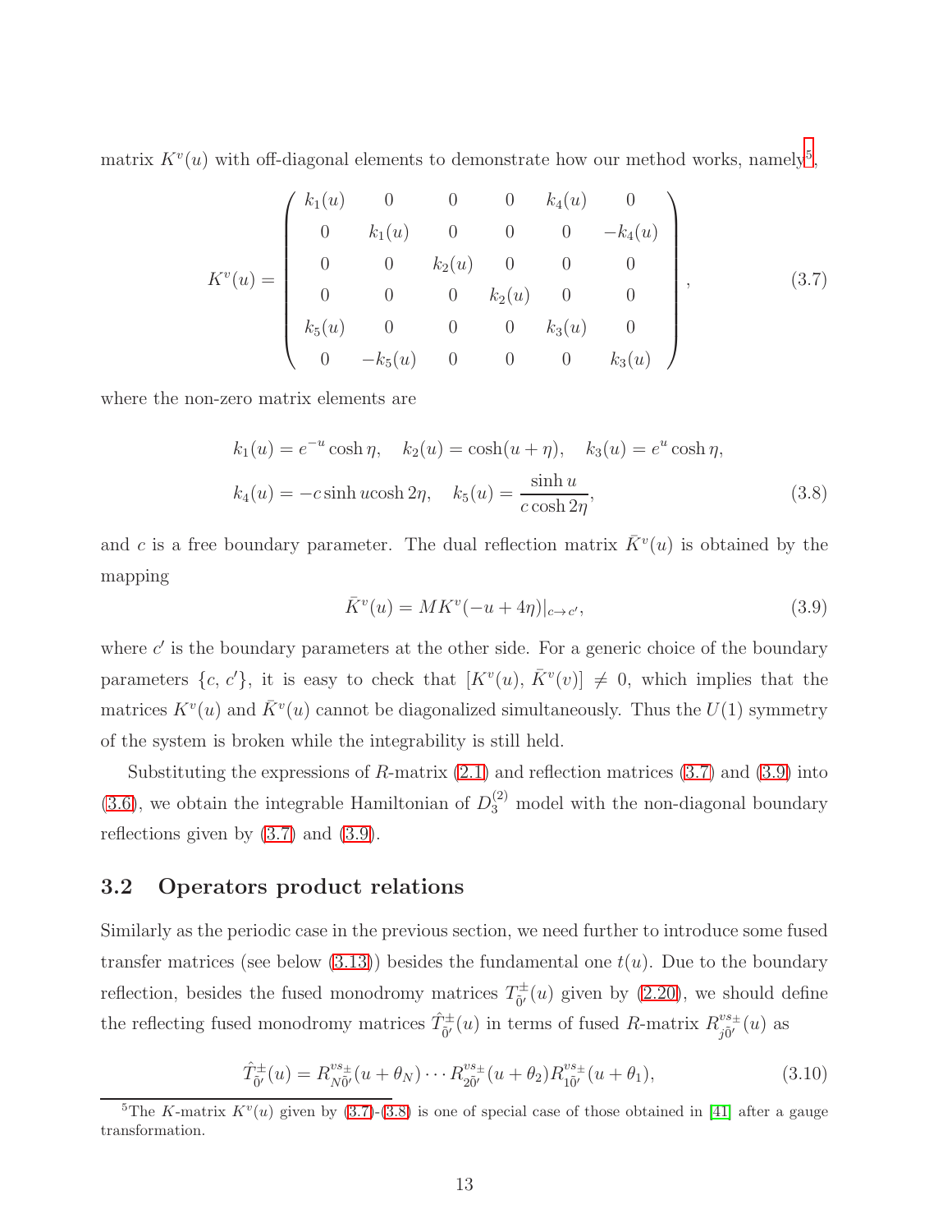matrix $K^v(u)$ with off-diagonal elements to demonstrate how our method works, namely[5],

$$K^v(u) = \begin{pmatrix} k_1(u) & 0 & 0 & 0 & k_4(u) & 0 \\ 0 & k_1(u) & 0 & 0 & 0 & -k_4(u) \\ 0 & 0 & k_2(u) & 0 & 0 & 0 \\ 0 & 0 & 0 & k_2(u) & 0 & 0 \\ k_5(u) & 0 & 0 & 0 & k_3(u) & 0 \\ 0 & -k_5(u) & 0 & 0 & 0 & k_3(u) \end{pmatrix}, \tag{3.7}$$

where the non-zero matrix elements are

$$\begin{aligned} &k_1(u) = e^{-u}\cosh\eta, \quad k_2(u) = \cosh(u+\eta), \quad k_3(u) = e^{u}\cosh\eta, \\ &k_4(u) = -c\sinh u\cosh 2\eta, \quad k_5(u) = \frac{\sinh u}{c\cosh 2\eta}, \end{aligned} \tag{3.8}$$

and $c$ is a free boundary parameter. The dual reflection matrix $\bar{K}^v(u)$ is obtained by the mapping

$$\bar{K}^v(u) = MK^v(-u+4\eta)|_{c\to c'}, \tag{3.9}$$

where $c'$ is the boundary parameters at the other side. For a generic choice of the boundary parameters $\{c, c'\}$, it is easy to check that $[K^v(u), \bar{K}^v(v)] \neq 0$, which implies that the matrices $K^v(u)$ and $\bar{K}^v(u)$ cannot be diagonalized simultaneously. Thus the $U(1)$ symmetry of the system is broken while the integrability is still held.

Substituting the expressions of $R$-matrix (2.1) and reflection matrices (3.7) and (3.9) into (3.6), we obtain the integrable Hamiltonian of $D_3^{(2)}$ model with the non-diagonal boundary reflections given by (3.7) and (3.9).

### 3.2 Operators product relations

Similarly as the periodic case in the previous section, we need further to introduce some fused transfer matrices (see below (3.13)) besides the fundamental one $t(u)$. Due to the boundary reflection, besides the fused monodromy matrices $T^{\pm}_{\tilde{0}'}(u)$ given by (2.20), we should define the reflecting fused monodromy matrices $\hat{T}^{\pm}_{\tilde{0}'}(u)$ in terms of fused $R$-matrix $R^{vs_\pm}_{j\tilde{0}'}(u)$ as

$$\hat{T}^{\pm}_{\tilde{0}'}(u) = R^{vs_\pm}_{N\tilde{0}'}(u+\theta_N)\cdots R^{vs_\pm}_{2\tilde{0}'}(u+\theta_2)R^{vs_\pm}_{1\tilde{0}'}(u+\theta_1), \tag{3.10}$$

---

[5] The $K$-matrix $K^v(u)$ given by (3.7)-(3.8) is one of special case of those obtained in [41] after a gauge transformation.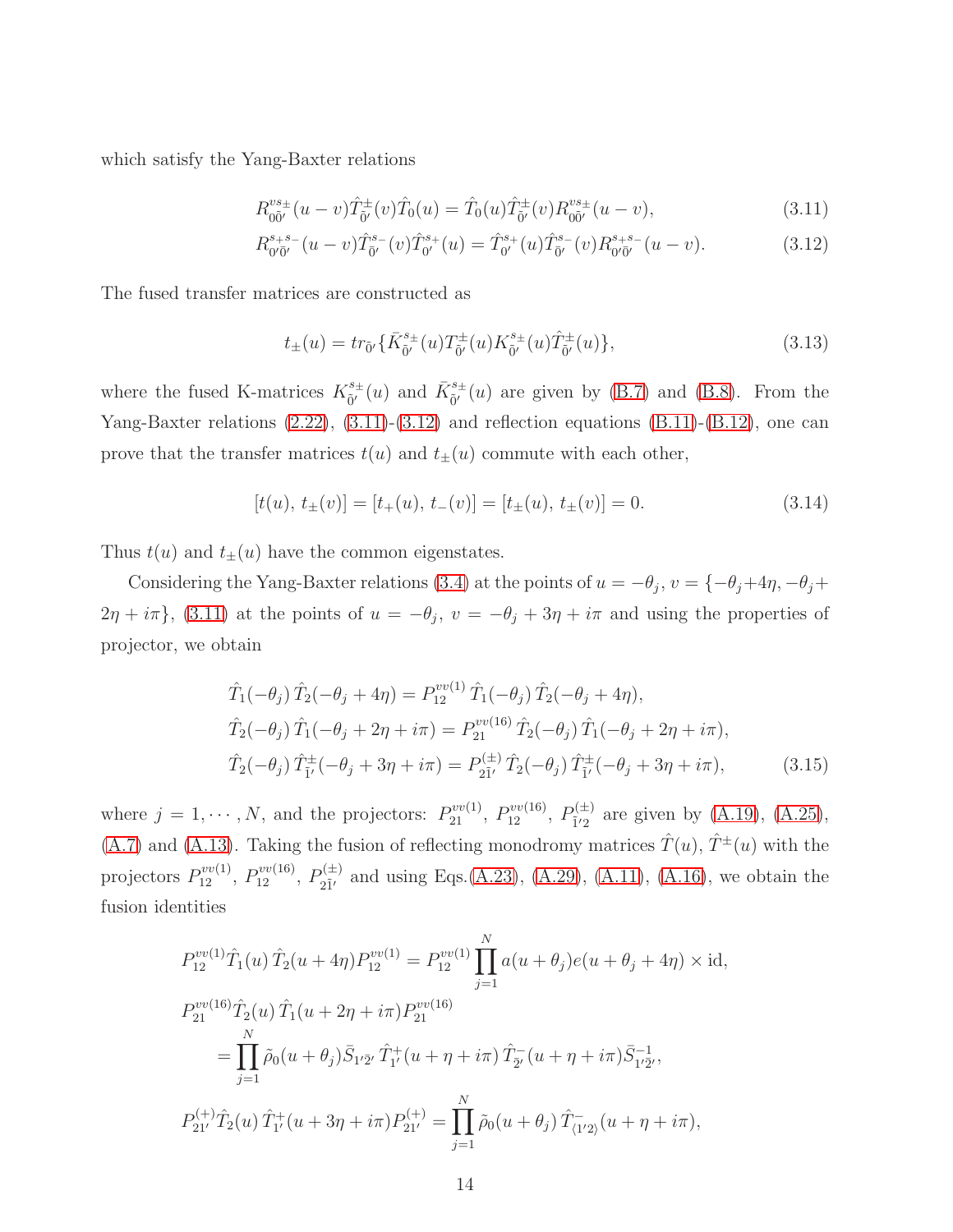which satisfy the Yang-Baxter relations

$$R^{vs_\pm}_{0\tilde{0}'}(u-v)\hat{T}^{\pm}_{\tilde{0}'}(v)\hat{T}_0(u) = \hat{T}_0(u)\hat{T}^{\pm}_{\tilde{0}'}(v)R^{vs_\pm}_{0\tilde{0}'}(u-v), \tag{3.11}$$

$$R^{s_+s_-}_{0'\tilde{0}'}(u-v)\hat{T}^{s_-}_{\tilde{0}'}(v)\hat{T}^{s_+}_{0'}(u) = \hat{T}^{s_+}_{0'}(u)\hat{T}^{s_-}_{\tilde{0}'}(v)R^{s_+s_-}_{0'\tilde{0}'}(u-v). \tag{3.12}$$

The fused transfer matrices are constructed as

$$t_\pm(u) = tr_{\tilde{0}'}\{\bar{K}^{s_\pm}_{\tilde{0}'}(u)T^{\pm}_{\tilde{0}'}(u)K^{s_\pm}_{\tilde{0}'}(u)\hat{T}^{\pm}_{\tilde{0}'}(u)\}, \tag{3.13}$$

where the fused K-matrices $K^{s_\pm}_{\tilde{0}'}(u)$ and $\bar{K}^{s_\pm}_{\tilde{0}'}(u)$ are given by (B.7) and (B.8). From the Yang-Baxter relations (2.22), (3.11)-(3.12) and reflection equations (B.11)-(B.12), one can prove that the transfer matrices $t(u)$ and $t_\pm(u)$ commute with each other,

$$[t(u),\, t_\pm(v)] = [t_+(u),\, t_-(v)] = [t_\pm(u),\, t_\pm(v)] = 0. \tag{3.14}$$

Thus $t(u)$ and $t_\pm(u)$ have the common eigenstates.

Considering the Yang-Baxter relations (3.4) at the points of $u=-\theta_j$, $v=\{-\theta_j+4\eta, -\theta_j+2\eta+i\pi\}$, (3.11) at the points of $u=-\theta_j$, $v=-\theta_j+3\eta+i\pi$ and using the properties of projector, we obtain

$$\begin{aligned}
&\hat{T}_1(-\theta_j)\,\hat{T}_2(-\theta_j+4\eta) = P^{vv(1)}_{12}\,\hat{T}_1(-\theta_j)\,\hat{T}_2(-\theta_j+4\eta),\\
&\hat{T}_2(-\theta_j)\,\hat{T}_1(-\theta_j+2\eta+i\pi) = P^{vv(16)}_{21}\,\hat{T}_2(-\theta_j)\,\hat{T}_1(-\theta_j+2\eta+i\pi),\\
&\hat{T}_2(-\theta_j)\,\hat{T}^{\pm}_{\bar{1}'}(-\theta_j+3\eta+i\pi) = P^{(\pm)}_{2\bar{1}'}\,\hat{T}_2(-\theta_j)\,\hat{T}^{\pm}_{\bar{1}'}(-\theta_j+3\eta+i\pi),
\end{aligned} \tag{3.15}$$

where $j=1,\cdots,N$, and the projectors: $P^{vv(1)}_{21}$, $P^{vv(16)}_{12}$, $P^{(\pm)}_{\bar{1}'2}$ are given by (A.19), (A.25), (A.7) and (A.13). Taking the fusion of reflecting monodromy matrices $\hat{T}(u)$, $\hat{T}^{\pm}(u)$ with the projectors $P^{vv(1)}_{12}$, $P^{vv(16)}_{12}$, $P^{(\pm)}_{2\bar{1}'}$ and using Eqs.(A.23), (A.29), (A.11), (A.16), we obtain the fusion identities

$$\begin{aligned}
&P^{vv(1)}_{12}\hat{T}_1(u)\,\hat{T}_2(u+4\eta)P^{vv(1)}_{12} = P^{vv(1)}_{12}\prod_{j=1}^{N}a(u+\theta_j)e(u+\theta_j+4\eta)\times \mathrm{id},\\
&P^{vv(16)}_{21}\hat{T}_2(u)\,\hat{T}_1(u+2\eta+i\pi)P^{vv(16)}_{21}\\
&\qquad = \prod_{j=1}^{N}\tilde{\rho}_0(u+\theta_j)\bar{S}_{1'\bar{2}'}\,\hat{T}^{+}_{1'}(u+\eta+i\pi)\,\hat{T}^{-}_{\bar{2}'}(u+\eta+i\pi)\bar{S}^{-1}_{1'\bar{2}'},\\
&P^{(+)}_{21'}\hat{T}_2(u)\,\hat{T}^{+}_{1'}(u+3\eta+i\pi)P^{(+)}_{21'} = \prod_{j=1}^{N}\tilde{\rho}_0(u+\theta_j)\,\hat{T}^{-}_{\langle 1'2\rangle}(u+\eta+i\pi),
\end{aligned}$$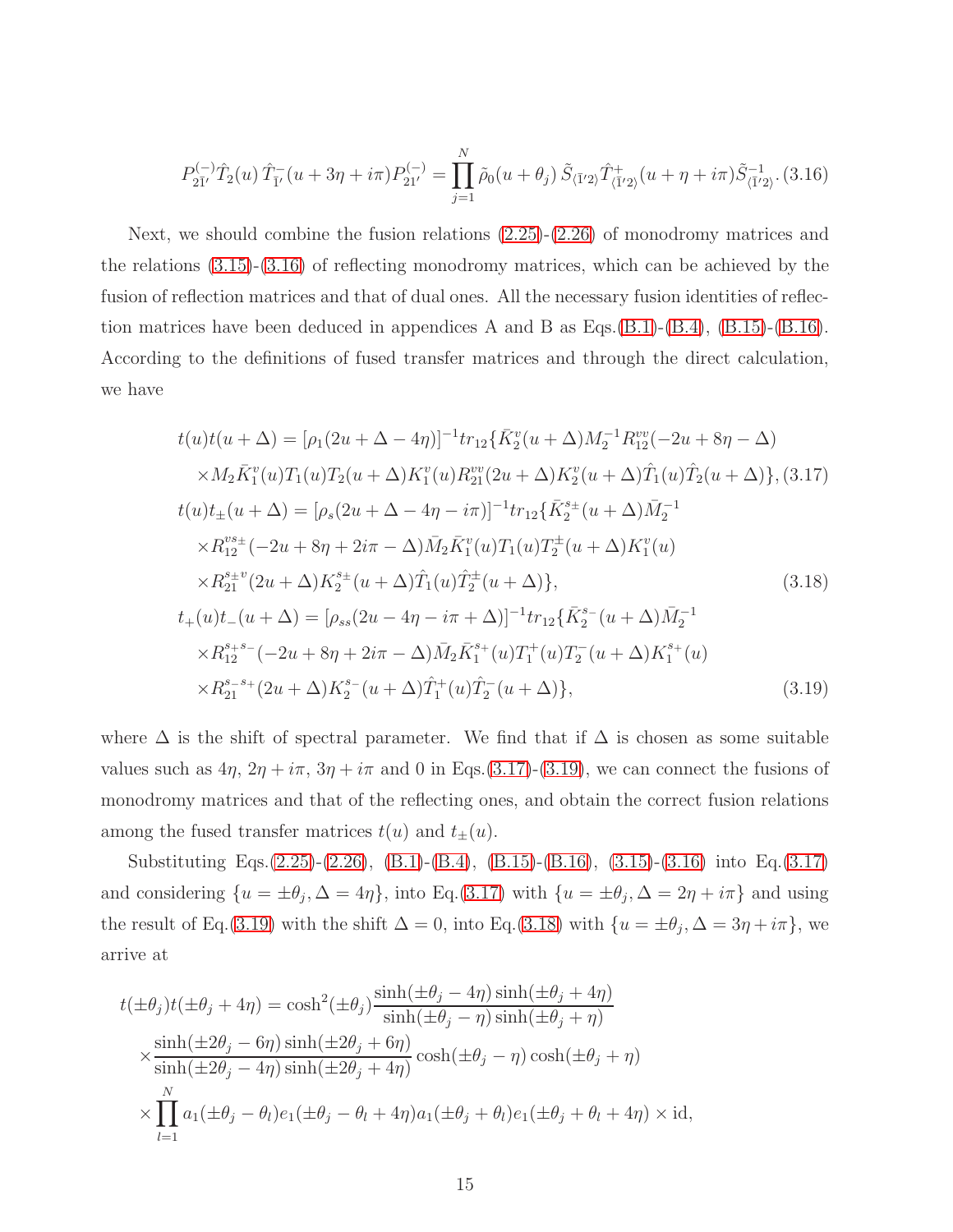$$P^{(-)}_{2\bar{1}'}\hat{T}_2(u)\,\hat{T}^{-}_{\bar{1}'}(u+3\eta+i\pi)P^{(-)}_{21'}=\prod_{j=1}^{N}\tilde{\rho}_0(u+\theta_j)\,\tilde{S}_{\langle\bar{1}'2\rangle}\hat{T}^{+}_{\langle\bar{1}'2\rangle}(u+\eta+i\pi)\tilde{S}^{-1}_{\langle\bar{1}'2\rangle}. \tag{3.16}$$

Next, we should combine the fusion relations (2.25)-(2.26) of monodromy matrices and the relations (3.15)-(3.16) of reflecting monodromy matrices, which can be achieved by the fusion of reflection matrices and that of dual ones. All the necessary fusion identities of reflection matrices have been deduced in appendices A and B as Eqs.(B.1)-(B.4), (B.15)-(B.16). According to the definitions of fused transfer matrices and through the direct calculation, we have

$$\begin{aligned}
t(u)t(u+\Delta) &= [\rho_1(2u+\Delta-4\eta)]^{-1}tr_{12}\{\bar{K}^v_2(u+\Delta)M_2^{-1}R^{vv}_{12}(-2u+8\eta-\Delta)\\
&\quad\times M_2\bar{K}^v_1(u)T_1(u)T_2(u+\Delta)K^v_1(u)R^{vv}_{21}(2u+\Delta)K^v_2(u+\Delta)\hat{T}_1(u)\hat{T}_2(u+\Delta)\}, \quad (3.17)\\
t(u)t_{\pm}(u+\Delta) &= [\rho_s(2u+\Delta-4\eta-i\pi)]^{-1}tr_{12}\{\bar{K}^{s_\pm}_2(u+\Delta)\bar{M}_2^{-1}\\
&\quad\times R^{vs_\pm}_{12}(-2u+8\eta+2i\pi-\Delta)\bar{M}_2\bar{K}^v_1(u)T_1(u)T^{\pm}_2(u+\Delta)K^v_1(u)\\
&\quad\times R^{s_\pm v}_{21}(2u+\Delta)K^{s_\pm}_2(u+\Delta)\hat{T}_1(u)\hat{T}^{\pm}_2(u+\Delta)\}, \quad (3.18)\\
t_+(u)t_-(u+\Delta) &= [\rho_{ss}(2u-4\eta-i\pi+\Delta)]^{-1}tr_{12}\{\bar{K}^{s_-}_2(u+\Delta)\bar{M}_2^{-1}\\
&\quad\times R^{s_+s_-}_{12}(-2u+8\eta+2i\pi-\Delta)\bar{M}_2\bar{K}^{s_+}_1(u)T^+_1(u)T^-_2(u+\Delta)K^{s_+}_1(u)\\
&\quad\times R^{s_-s_+}_{21}(2u+\Delta)K^{s_-}_2(u+\Delta)\hat{T}^+_1(u)\hat{T}^-_2(u+\Delta)\}, \quad (3.19)
\end{aligned}$$

where $\Delta$ is the shift of spectral parameter. We find that if $\Delta$ is chosen as some suitable values such as $4\eta$, $2\eta+i\pi$, $3\eta+i\pi$ and 0 in Eqs.(3.17)-(3.19), we can connect the fusions of monodromy matrices and that of the reflecting ones, and obtain the correct fusion relations among the fused transfer matrices $t(u)$ and $t_{\pm}(u)$.

Substituting Eqs.(2.25)-(2.26), (B.1)-(B.4), (B.15)-(B.16), (3.15)-(3.16) into Eq.(3.17) and considering $\{u=\pm\theta_j,\Delta=4\eta\}$, into Eq.(3.17) with $\{u=\pm\theta_j,\Delta=2\eta+i\pi\}$ and using the result of Eq.(3.19) with the shift $\Delta=0$, into Eq.(3.18) with $\{u=\pm\theta_j,\Delta=3\eta+i\pi\}$, we arrive at

$$\begin{aligned}
t(\pm\theta_j)t(\pm\theta_j+4\eta) &= \cosh^2(\pm\theta_j)\frac{\sinh(\pm\theta_j-4\eta)\sinh(\pm\theta_j+4\eta)}{\sinh(\pm\theta_j-\eta)\sinh(\pm\theta_j+\eta)}\\
&\quad\times\frac{\sinh(\pm2\theta_j-6\eta)\sinh(\pm2\theta_j+6\eta)}{\sinh(\pm2\theta_j-4\eta)\sinh(\pm2\theta_j+4\eta)}\cosh(\pm\theta_j-\eta)\cosh(\pm\theta_j+\eta)\\
&\quad\times\prod_{l=1}^{N}a_1(\pm\theta_j-\theta_l)e_1(\pm\theta_j-\theta_l+4\eta)a_1(\pm\theta_j+\theta_l)e_1(\pm\theta_j+\theta_l+4\eta)\times\mathrm{id},
\end{aligned}$$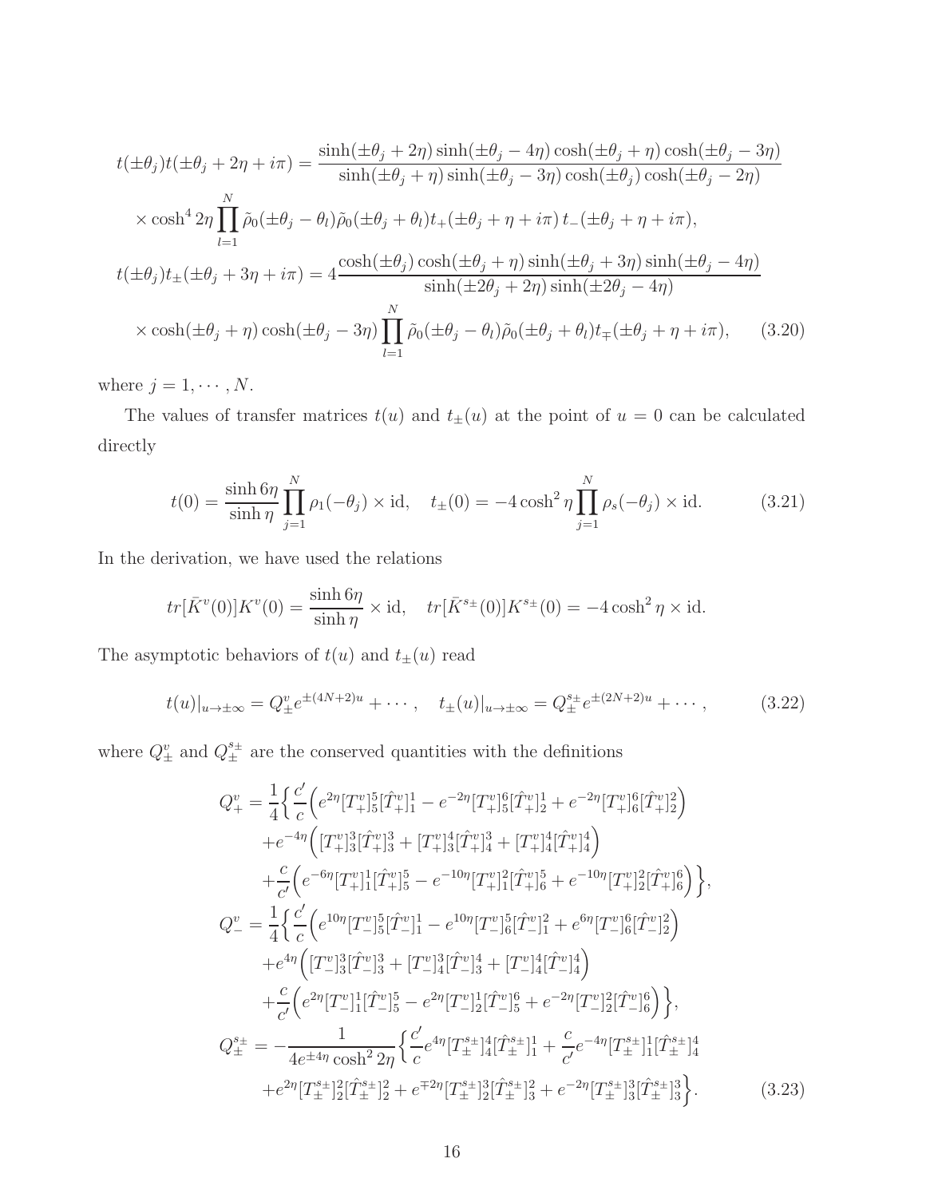$$
\begin{aligned}
t(\pm\theta_j)t(\pm\theta_j+2\eta+i\pi) &= \frac{\sinh(\pm\theta_j+2\eta)\sinh(\pm\theta_j-4\eta)\cosh(\pm\theta_j+\eta)\cosh(\pm\theta_j-3\eta)}{\sinh(\pm\theta_j+\eta)\sinh(\pm\theta_j-3\eta)\cosh(\pm\theta_j)\cosh(\pm\theta_j-2\eta)} \\
&\times \cosh^4 2\eta \prod_{l=1}^{N} \tilde{\rho}_0(\pm\theta_j-\theta_l)\tilde{\rho}_0(\pm\theta_j+\theta_l) t_+(\pm\theta_j+\eta+i\pi)\, t_-(\pm\theta_j+\eta+i\pi), \\
t(\pm\theta_j)t_\pm(\pm\theta_j+3\eta+i\pi) &= 4\frac{\cosh(\pm\theta_j)\cosh(\pm\theta_j+\eta)\sinh(\pm\theta_j+3\eta)\sinh(\pm\theta_j-4\eta)}{\sinh(\pm2\theta_j+2\eta)\sinh(\pm2\theta_j-4\eta)} \\
&\times \cosh(\pm\theta_j+\eta)\cosh(\pm\theta_j-3\eta)\prod_{l=1}^{N}\tilde{\rho}_0(\pm\theta_j-\theta_l)\tilde{\rho}_0(\pm\theta_j+\theta_l) t_\mp(\pm\theta_j+\eta+i\pi), \qquad (3.20)
\end{aligned}
$$

where $j = 1, \cdots, N$.

The values of transfer matrices $t(u)$ and $t_\pm(u)$ at the point of $u = 0$ can be calculated directly

$$
t(0) = \frac{\sinh 6\eta}{\sinh \eta}\prod_{j=1}^{N}\rho_1(-\theta_j)\times \mathrm{id}, \quad t_\pm(0) = -4\cosh^2\eta\prod_{j=1}^{N}\rho_s(-\theta_j)\times \mathrm{id}. \qquad (3.21)
$$

In the derivation, we have used the relations

$$
tr[\bar{K}^v(0)]K^v(0) = \frac{\sinh 6\eta}{\sinh \eta}\times \mathrm{id}, \quad tr[\bar{K}^{s_\pm}(0)]K^{s_\pm}(0) = -4\cosh^2\eta \times \mathrm{id}.
$$

The asymptotic behaviors of $t(u)$ and $t_\pm(u)$ read

$$
t(u)|_{u\to\pm\infty} = Q^v_\pm e^{\pm(4N+2)u} + \cdots, \quad t_\pm(u)|_{u\to\pm\infty} = Q^{s_\pm}_\pm e^{\pm(2N+2)u} + \cdots, \qquad (3.22)
$$

where $Q^v_\pm$ and $Q^{s_\pm}_\pm$ are the conserved quantities with the definitions

$$
\begin{aligned}
Q^v_+ &= \frac{1}{4}\Big\{\frac{c'}{c}\Big(e^{2\eta}[T^v_+]^5_5[\hat{T}^v_+]^1_1 - e^{-2\eta}[T^v_+]^6_5[\hat{T}^v_+]^1_2 + e^{-2\eta}[T^v_+]^6_6[\hat{T}^v_+]^2_2\Big) \\
&+e^{-4\eta}\Big([T^v_+]^3_3[\hat{T}^v_+]^3_3 + [T^v_+]^4_3[\hat{T}^v_+]^3_4 + [T^v_+]^4_4[\hat{T}^v_+]^4_4\Big) \\
&+\frac{c}{c'}\Big(e^{-6\eta}[T^v_+]^1_1[\hat{T}^v_+]^5_5 - e^{-10\eta}[T^v_+]^2_1[\hat{T}^v_+]^5_6 + e^{-10\eta}[T^v_+]^2_2[\hat{T}^v_+]^6_6\Big)\Big\}, \\
Q^v_- &= \frac{1}{4}\Big\{\frac{c'}{c}\Big(e^{10\eta}[T^v_-]^5_5[\hat{T}^v_-]^1_1 - e^{10\eta}[T^v_-]^5_6[\hat{T}^v_-]^2_1 + e^{6\eta}[T^v_-]^6_6[\hat{T}^v_-]^2_2\Big) \\
&+e^{4\eta}\Big([T^v_-]^3_3[\hat{T}^v_-]^3_3 + [T^v_-]^3_4[\hat{T}^v_-]^4_3 + [T^v_-]^4_4[\hat{T}^v_-]^4_4\Big) \\
&+\frac{c}{c'}\Big(e^{2\eta}[T^v_-]^1_1[\hat{T}^v_-]^5_5 - e^{2\eta}[T^v_-]^1_2[\hat{T}^v_-]^6_5 + e^{-2\eta}[T^v_-]^2_2[\hat{T}^v_-]^6_6\Big)\Big\}, \\
Q^{s_\pm}_\pm &= -\frac{1}{4e^{\pm4\eta}\cosh^2 2\eta}\Big\{\frac{c'}{c}e^{4\eta}[T^{s_\pm}_\pm]^4_4[\hat{T}^{s_\pm}_\pm]^1_1 + \frac{c}{c'}e^{-4\eta}[T^{s_\pm}_\pm]^1_1[\hat{T}^{s_\pm}_\pm]^4_4 \\
&+e^{2\eta}[T^{s_\pm}_\pm]^2_2[\hat{T}^{s_\pm}_\pm]^2_2 + e^{\mp2\eta}[T^{s_\pm}_\pm]^3_2[\hat{T}^{s_\pm}_\pm]^2_3 + e^{-2\eta}[T^{s_\pm}_\pm]^3_3[\hat{T}^{s_\pm}_\pm]^3_3\Big\}. \qquad (3.23)
\end{aligned}
$$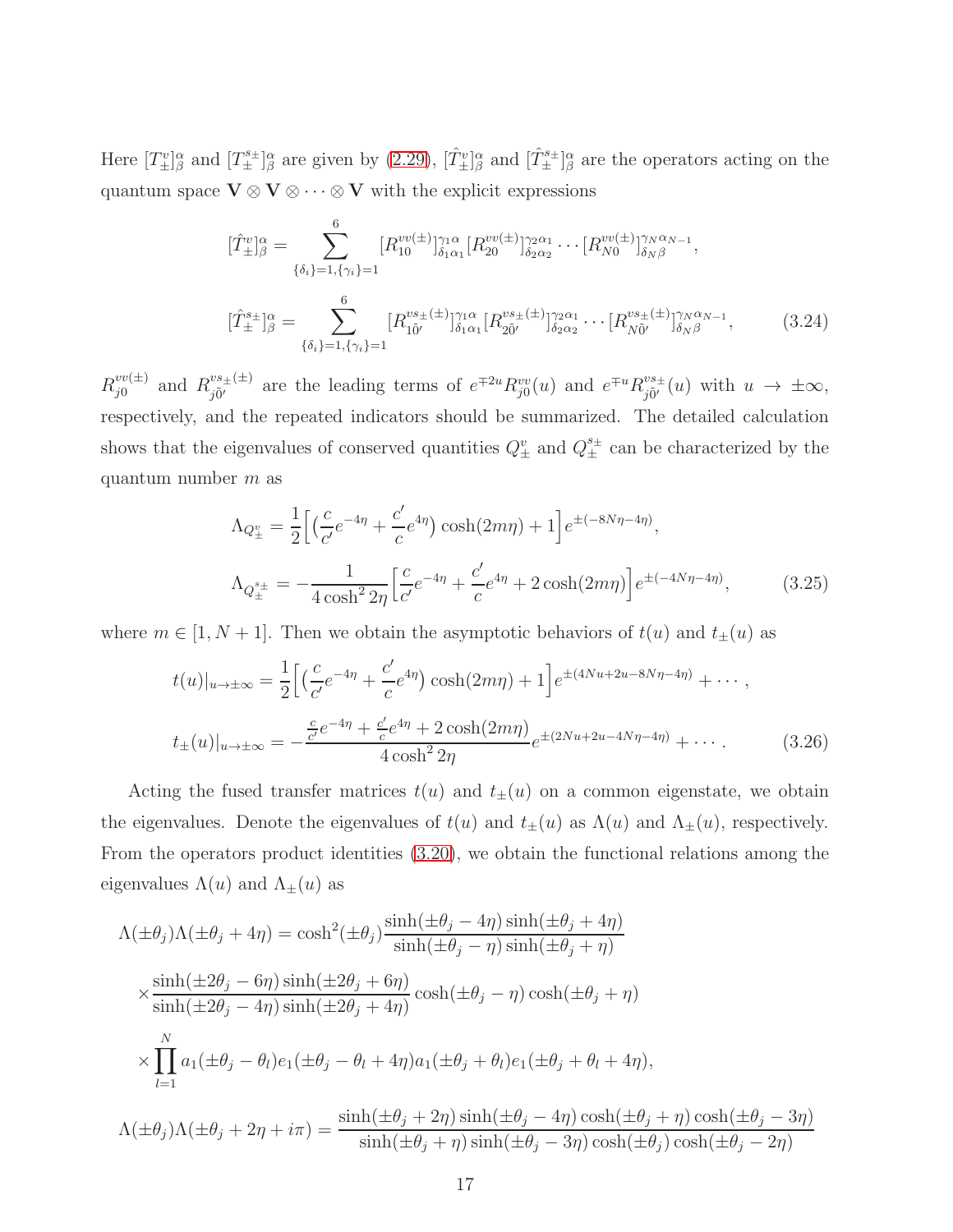Here $[T^v_\pm]^\alpha_\beta$ and $[T^{s\pm}_\pm]^\alpha_\beta$ are given by (2.29), $[\hat{T}^v_\pm]^\alpha_\beta$ and $[\hat{T}^{s\pm}_\pm]^\alpha_\beta$ are the operators acting on the quantum space $\mathbf{V}\otimes\mathbf{V}\otimes\cdots\otimes\mathbf{V}$ with the explicit expressions

$$
\begin{aligned}
[\hat{T}^v_\pm]^\alpha_\beta &= \sum_{\{\delta_i\}=1,\{\gamma_i\}=1}^{6} [R^{vv(\pm)}_{10}]^{\gamma_1\alpha}_{\delta_1\alpha_1}[R^{vv(\pm)}_{20}]^{\gamma_2\alpha_1}_{\delta_2\alpha_2}\cdots[R^{vv(\pm)}_{N0}]^{\gamma_N\alpha_{N-1}}_{\delta_N\beta}, \\
[\hat{T}^{s\pm}_\pm]^\alpha_\beta &= \sum_{\{\delta_i\}=1,\{\gamma_i\}=1}^{6} [R^{vs_\pm(\pm)}_{1\tilde{0}'}]^{\gamma_1\alpha}_{\delta_1\alpha_1}[R^{vs_\pm(\pm)}_{2\tilde{0}'}]^{\gamma_2\alpha_1}_{\delta_2\alpha_2}\cdots[R^{vs_\pm(\pm)}_{N\tilde{0}'}]^{\gamma_N\alpha_{N-1}}_{\delta_N\beta},
\end{aligned}
\tag{3.24}
$$

$R^{vv(\pm)}_{j0}$ and $R^{vs_\pm(\pm)}_{j\tilde{0}'}$ are the leading terms of $e^{\mp 2u}R^{vv}_{j0}(u)$ and $e^{\mp u}R^{vs_\pm}_{j\tilde{0}'}(u)$ with $u\to\pm\infty$, respectively, and the repeated indicators should be summarized. The detailed calculation shows that the eigenvalues of conserved quantities $Q^v_\pm$ and $Q^{s\pm}_\pm$ can be characterized by the quantum number $m$ as

$$
\begin{aligned}
\Lambda_{Q^v_\pm} &= \frac{1}{2}\Big[\big(\frac{c}{c'}e^{-4\eta}+\frac{c'}{c}e^{4\eta}\big)\cosh(2m\eta)+1\Big]e^{\pm(-8N\eta-4\eta)}, \\
\Lambda_{Q^{s\pm}_\pm} &= -\frac{1}{4\cosh^2 2\eta}\Big[\frac{c}{c'}e^{-4\eta}+\frac{c'}{c}e^{4\eta}+2\cosh(2m\eta)\Big]e^{\pm(-4N\eta-4\eta)},
\end{aligned}
\tag{3.25}
$$

where $m\in[1,N+1]$. Then we obtain the asymptotic behaviors of $t(u)$ and $t_\pm(u)$ as

$$
\begin{aligned}
t(u)|_{u\to\pm\infty} &= \frac{1}{2}\Big[\big(\frac{c}{c'}e^{-4\eta}+\frac{c'}{c}e^{4\eta}\big)\cosh(2m\eta)+1\Big]e^{\pm(4Nu+2u-8N\eta-4\eta)}+\cdots, \\
t_\pm(u)|_{u\to\pm\infty} &= -\frac{\frac{c}{c'}e^{-4\eta}+\frac{c'}{c}e^{4\eta}+2\cosh(2m\eta)}{4\cosh^2 2\eta}e^{\pm(2Nu+2u-4N\eta-4\eta)}+\cdots.
\end{aligned}
\tag{3.26}
$$

Acting the fused transfer matrices $t(u)$ and $t_\pm(u)$ on a common eigenstate, we obtain the eigenvalues. Denote the eigenvalues of $t(u)$ and $t_\pm(u)$ as $\Lambda(u)$ and $\Lambda_\pm(u)$, respectively. From the operators product identities (3.20), we obtain the functional relations among the eigenvalues $\Lambda(u)$ and $\Lambda_\pm(u)$ as

$$
\begin{aligned}
\Lambda(\pm\theta_j)\Lambda(\pm\theta_j+4\eta) &= \cosh^2(\pm\theta_j)\frac{\sinh(\pm\theta_j-4\eta)\sinh(\pm\theta_j+4\eta)}{\sinh(\pm\theta_j-\eta)\sinh(\pm\theta_j+\eta)} \\
&\times\frac{\sinh(\pm 2\theta_j-6\eta)\sinh(\pm 2\theta_j+6\eta)}{\sinh(\pm 2\theta_j-4\eta)\sinh(\pm 2\theta_j+4\eta)}\cosh(\pm\theta_j-\eta)\cosh(\pm\theta_j+\eta) \\
&\times\prod_{l=1}^{N}a_1(\pm\theta_j-\theta_l)e_1(\pm\theta_j-\theta_l+4\eta)a_1(\pm\theta_j+\theta_l)e_1(\pm\theta_j+\theta_l+4\eta), \\
\Lambda(\pm\theta_j)\Lambda(\pm\theta_j+2\eta+i\pi) &= \frac{\sinh(\pm\theta_j+2\eta)\sinh(\pm\theta_j-4\eta)\cosh(\pm\theta_j+\eta)\cosh(\pm\theta_j-3\eta)}{\sinh(\pm\theta_j+\eta)\sinh(\pm\theta_j-3\eta)\cosh(\pm\theta_j)\cosh(\pm\theta_j-2\eta)}
\end{aligned}
$$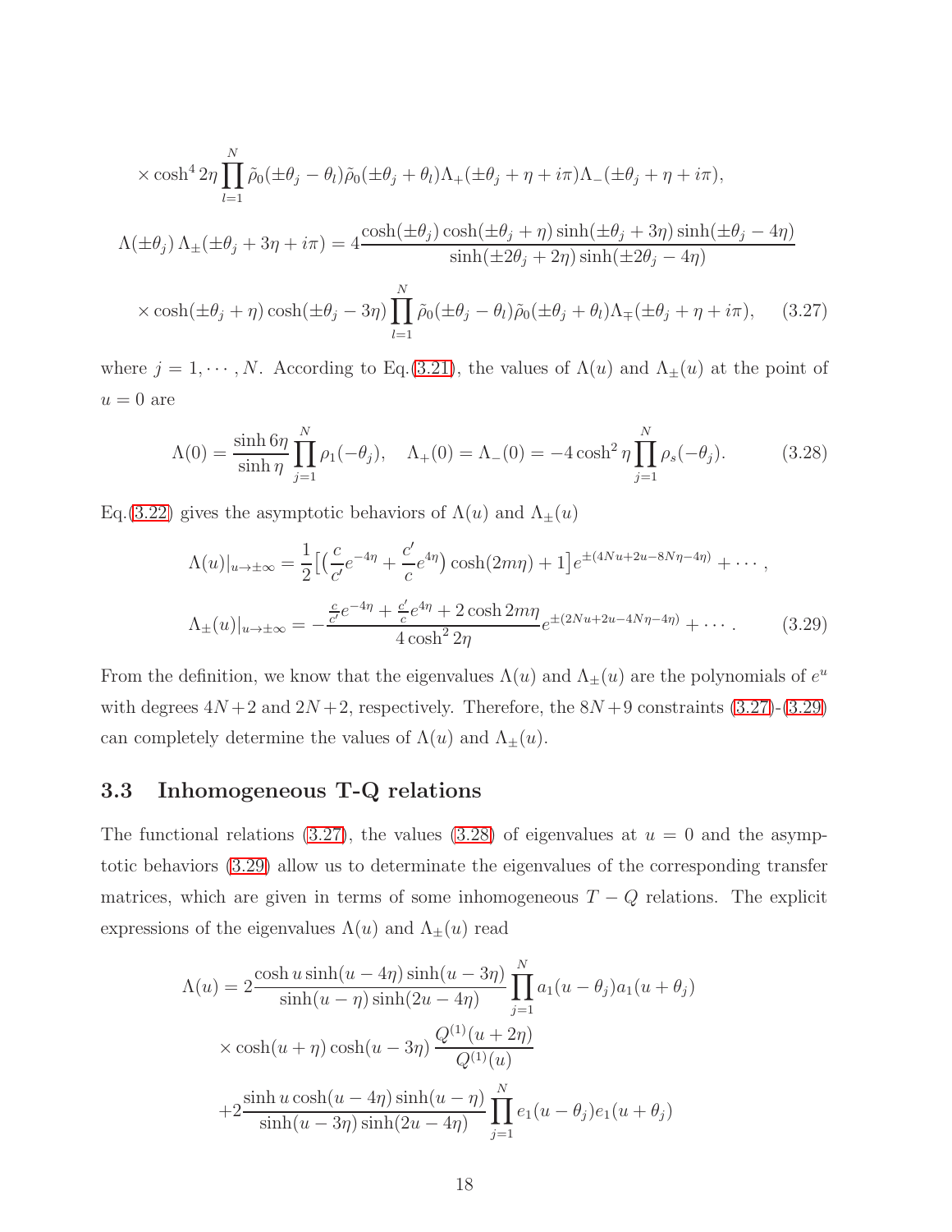$$\times \cosh^4 2\eta \prod_{l=1}^{N} \tilde{\rho}_0(\pm\theta_j - \theta_l)\tilde{\rho}_0(\pm\theta_j + \theta_l)\Lambda_+(\pm\theta_j + \eta + i\pi)\Lambda_-(\pm\theta_j + \eta + i\pi),$$

$$\Lambda(\pm\theta_j)\,\Lambda_\pm(\pm\theta_j + 3\eta + i\pi) = 4\frac{\cosh(\pm\theta_j)\cosh(\pm\theta_j + \eta)\sinh(\pm\theta_j + 3\eta)\sinh(\pm\theta_j - 4\eta)}{\sinh(\pm 2\theta_j + 2\eta)\sinh(\pm 2\theta_j - 4\eta)}$$

$$\times \cosh(\pm\theta_j + \eta)\cosh(\pm\theta_j - 3\eta)\prod_{l=1}^{N} \tilde{\rho}_0(\pm\theta_j - \theta_l)\tilde{\rho}_0(\pm\theta_j + \theta_l)\Lambda_\mp(\pm\theta_j + \eta + i\pi), \qquad (3.27)$$

where $j = 1, \cdots, N$. According to Eq.(3.21), the values of $\Lambda(u)$ and $\Lambda_\pm(u)$ at the point of $u = 0$ are

$$\Lambda(0) = \frac{\sinh 6\eta}{\sinh \eta}\prod_{j=1}^{N}\rho_1(-\theta_j), \quad \Lambda_+(0) = \Lambda_-(0) = -4\cosh^2\eta\prod_{j=1}^{N}\rho_s(-\theta_j). \qquad (3.28)$$

Eq.(3.22) gives the asymptotic behaviors of $\Lambda(u)$ and $\Lambda_\pm(u)$

$$\Lambda(u)|_{u\to\pm\infty} = \frac{1}{2}\big[\big(\frac{c}{c'}e^{-4\eta} + \frac{c'}{c}e^{4\eta}\big)\cosh(2m\eta) + 1\big]e^{\pm(4Nu+2u-8N\eta-4\eta)} + \cdots,$$

$$\Lambda_\pm(u)|_{u\to\pm\infty} = -\frac{\frac{c}{c'}e^{-4\eta} + \frac{c'}{c}e^{4\eta} + 2\cosh 2m\eta}{4\cosh^2 2\eta}e^{\pm(2Nu+2u-4N\eta-4\eta)} + \cdots. \qquad (3.29)$$

From the definition, we know that the eigenvalues $\Lambda(u)$ and $\Lambda_\pm(u)$ are the polynomials of $e^u$ with degrees $4N+2$ and $2N+2$, respectively. Therefore, the $8N+9$ constraints (3.27)-(3.29) can completely determine the values of $\Lambda(u)$ and $\Lambda_\pm(u)$.

### 3.3 Inhomogeneous T-Q relations

The functional relations (3.27), the values (3.28) of eigenvalues at $u = 0$ and the asymptotic behaviors (3.29) allow us to determinate the eigenvalues of the corresponding transfer matrices, which are given in terms of some inhomogeneous $T - Q$ relations. The explicit expressions of the eigenvalues $\Lambda(u)$ and $\Lambda_\pm(u)$ read

$$\Lambda(u) = 2\frac{\cosh u\sinh(u-4\eta)\sinh(u-3\eta)}{\sinh(u-\eta)\sinh(2u-4\eta)}\prod_{j=1}^{N}a_1(u-\theta_j)a_1(u+\theta_j)$$

$$\times\cosh(u+\eta)\cosh(u-3\eta)\,\frac{Q^{(1)}(u+2\eta)}{Q^{(1)}(u)}$$

$$+2\frac{\sinh u\cosh(u-4\eta)\sinh(u-\eta)}{\sinh(u-3\eta)\sinh(2u-4\eta)}\prod_{j=1}^{N}e_1(u-\theta_j)e_1(u+\theta_j)$$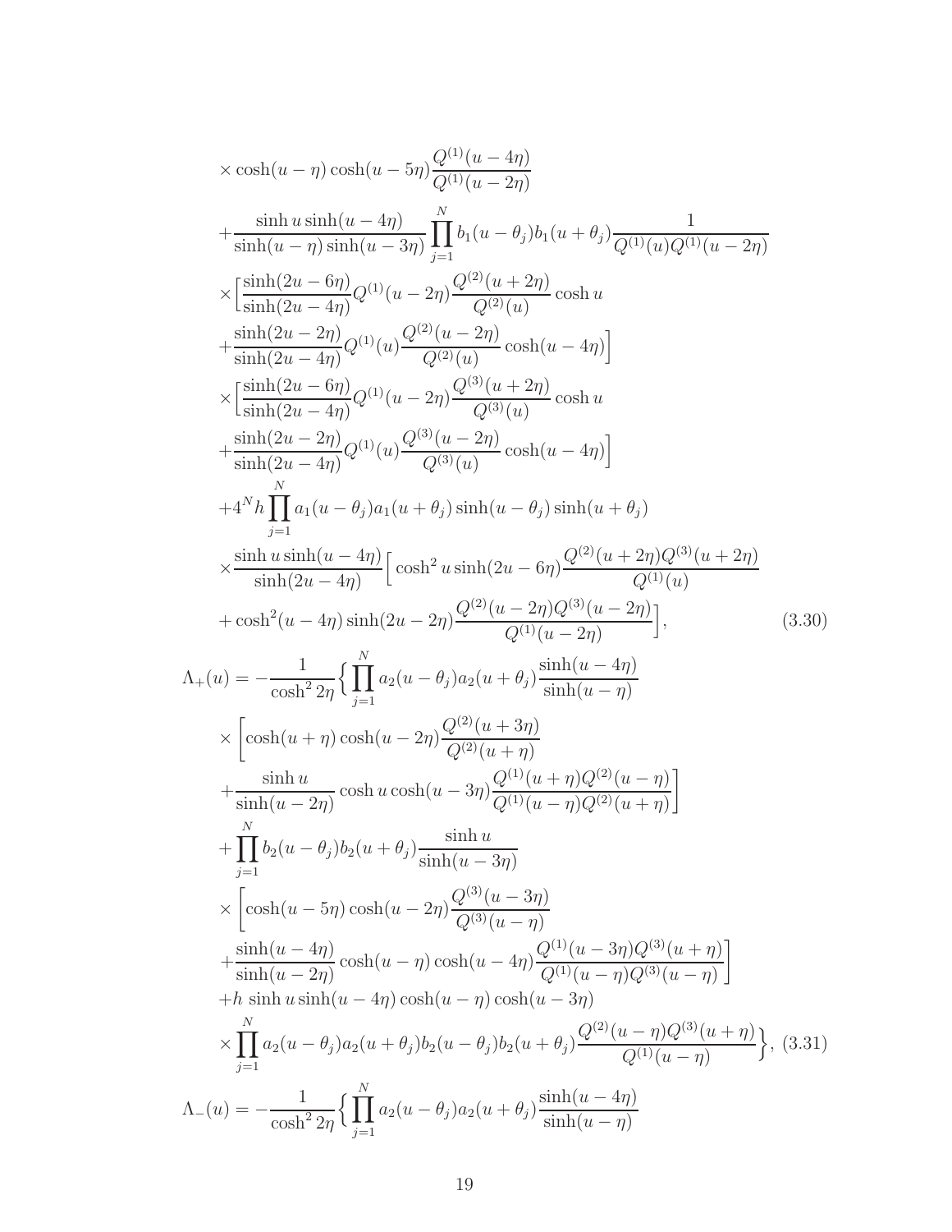$$
\begin{aligned}
&\times \cosh(u-\eta)\cosh(u-5\eta)\frac{Q^{(1)}(u-4\eta)}{Q^{(1)}(u-2\eta)} \\
&+\frac{\sinh u \sinh(u-4\eta)}{\sinh(u-\eta)\sinh(u-3\eta)}\prod_{j=1}^{N} b_1(u-\theta_j)b_1(u+\theta_j)\frac{1}{Q^{(1)}(u)Q^{(1)}(u-2\eta)} \\
&\times\Big[\frac{\sinh(2u-6\eta)}{\sinh(2u-4\eta)}Q^{(1)}(u-2\eta)\frac{Q^{(2)}(u+2\eta)}{Q^{(2)}(u)}\cosh u \\
&+\frac{\sinh(2u-2\eta)}{\sinh(2u-4\eta)}Q^{(1)}(u)\frac{Q^{(2)}(u-2\eta)}{Q^{(2)}(u)}\cosh(u-4\eta)\Big] \\
&\times\Big[\frac{\sinh(2u-6\eta)}{\sinh(2u-4\eta)}Q^{(1)}(u-2\eta)\frac{Q^{(3)}(u+2\eta)}{Q^{(3)}(u)}\cosh u \\
&+\frac{\sinh(2u-2\eta)}{\sinh(2u-4\eta)}Q^{(1)}(u)\frac{Q^{(3)}(u-2\eta)}{Q^{(3)}(u)}\cosh(u-4\eta)\Big] \\
&+4^N h\prod_{j=1}^{N} a_1(u-\theta_j)a_1(u+\theta_j)\sinh(u-\theta_j)\sinh(u+\theta_j) \\
&\times\frac{\sinh u\sinh(u-4\eta)}{\sinh(2u-4\eta)}\Big[\cosh^2 u\sinh(2u-6\eta)\frac{Q^{(2)}(u+2\eta)Q^{(3)}(u+2\eta)}{Q^{(1)}(u)} \\
&+\cosh^2(u-4\eta)\sinh(2u-2\eta)\frac{Q^{(2)}(u-2\eta)Q^{(3)}(u-2\eta)}{Q^{(1)}(u-2\eta)}\Big], \qquad (3.30)
\end{aligned}
$$

$$
\begin{aligned}
\Lambda_+(u) = &-\frac{1}{\cosh^2 2\eta}\Big\{\prod_{j=1}^{N} a_2(u-\theta_j)a_2(u+\theta_j)\frac{\sinh(u-4\eta)}{\sinh(u-\eta)} \\
&\times\Big[\cosh(u+\eta)\cosh(u-2\eta)\frac{Q^{(2)}(u+3\eta)}{Q^{(2)}(u+\eta)} \\
&+\frac{\sinh u}{\sinh(u-2\eta)}\cosh u\cosh(u-3\eta)\frac{Q^{(1)}(u+\eta)Q^{(2)}(u-\eta)}{Q^{(1)}(u-\eta)Q^{(2)}(u+\eta)}\Big] \\
&+\prod_{j=1}^{N} b_2(u-\theta_j)b_2(u+\theta_j)\frac{\sinh u}{\sinh(u-3\eta)} \\
&\times\Big[\cosh(u-5\eta)\cosh(u-2\eta)\frac{Q^{(3)}(u-3\eta)}{Q^{(3)}(u-\eta)} \\
&+\frac{\sinh(u-4\eta)}{\sinh(u-2\eta)}\cosh(u-\eta)\cosh(u-4\eta)\frac{Q^{(1)}(u-3\eta)Q^{(3)}(u+\eta)}{Q^{(1)}(u-\eta)Q^{(3)}(u-\eta)}\Big] \\
&+h\,\sinh u\sinh(u-4\eta)\cosh(u-\eta)\cosh(u-3\eta) \\
&\times\prod_{j=1}^{N} a_2(u-\theta_j)a_2(u+\theta_j)b_2(u-\theta_j)b_2(u+\theta_j)\frac{Q^{(2)}(u-\eta)Q^{(3)}(u+\eta)}{Q^{(1)}(u-\eta)}\Big\}, \quad (3.31)
\end{aligned}
$$

$$
\Lambda_-(u) = -\frac{1}{\cosh^2 2\eta}\Big\{\prod_{j=1}^{N} a_2(u-\theta_j)a_2(u+\theta_j)\frac{\sinh(u-4\eta)}{\sinh(u-\eta)}
$$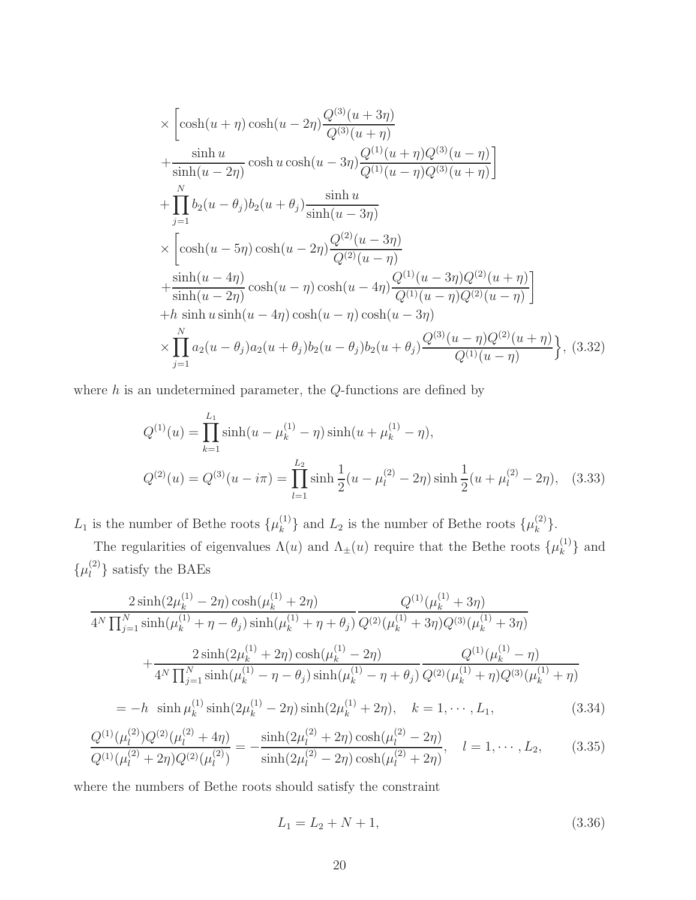$$
\begin{aligned}
&\times\left[\cosh(u+\eta)\cosh(u-2\eta)\frac{Q^{(3)}(u+3\eta)}{Q^{(3)}(u+\eta)}\right.\\
&\left.+\frac{\sinh u}{\sinh(u-2\eta)}\cosh u\cosh(u-3\eta)\frac{Q^{(1)}(u+\eta)Q^{(3)}(u-\eta)}{Q^{(1)}(u-\eta)Q^{(3)}(u+\eta)}\right]\\
&+\prod_{j=1}^{N}b_2(u-\theta_j)b_2(u+\theta_j)\frac{\sinh u}{\sinh(u-3\eta)}\\
&\times\left[\cosh(u-5\eta)\cosh(u-2\eta)\frac{Q^{(2)}(u-3\eta)}{Q^{(2)}(u-\eta)}\right.\\
&\left.+\frac{\sinh(u-4\eta)}{\sinh(u-2\eta)}\cosh(u-\eta)\cosh(u-4\eta)\frac{Q^{(1)}(u-3\eta)Q^{(2)}(u+\eta)}{Q^{(1)}(u-\eta)Q^{(2)}(u-\eta)}\right]\\
&+h\,\sinh u\sinh(u-4\eta)\cosh(u-\eta)\cosh(u-3\eta)\\
&\left.\times\prod_{j=1}^{N}a_2(u-\theta_j)a_2(u+\theta_j)b_2(u-\theta_j)b_2(u+\theta_j)\frac{Q^{(3)}(u-\eta)Q^{(2)}(u+\eta)}{Q^{(1)}(u-\eta)}\right\}, \quad (3.32)
\end{aligned}
$$

where $h$ is an undetermined parameter, the $Q$-functions are defined by

$$
\begin{aligned}
Q^{(1)}(u) &= \prod_{k=1}^{L_1}\sinh(u-\mu_k^{(1)}-\eta)\sinh(u+\mu_k^{(1)}-\eta),\\
Q^{(2)}(u) &= Q^{(3)}(u-i\pi) = \prod_{l=1}^{L_2}\sinh\frac{1}{2}(u-\mu_l^{(2)}-2\eta)\sinh\frac{1}{2}(u+\mu_l^{(2)}-2\eta), \quad (3.33)
\end{aligned}
$$

$L_1$ is the number of Bethe roots $\{\mu_k^{(1)}\}$ and $L_2$ is the number of Bethe roots $\{\mu_k^{(2)}\}$.

The regularities of eigenvalues $\Lambda(u)$ and $\Lambda_\pm(u)$ require that the Bethe roots $\{\mu_k^{(1)}\}$ and $\{\mu_l^{(2)}\}$ satisfy the BAEs

$$
\begin{aligned}
&\frac{2\sinh(2\mu_k^{(1)}-2\eta)\cosh(\mu_k^{(1)}+2\eta)}{4^N\prod_{j=1}^{N}\sinh(\mu_k^{(1)}+\eta-\theta_j)\sinh(\mu_k^{(1)}+\eta+\theta_j)}\frac{Q^{(1)}(\mu_k^{(1)}+3\eta)}{Q^{(2)}(\mu_k^{(1)}+3\eta)Q^{(3)}(\mu_k^{(1)}+3\eta)}\\
&\quad+\frac{2\sinh(2\mu_k^{(1)}+2\eta)\cosh(\mu_k^{(1)}-2\eta)}{4^N\prod_{j=1}^{N}\sinh(\mu_k^{(1)}-\eta-\theta_j)\sinh(\mu_k^{(1)}-\eta+\theta_j)}\frac{Q^{(1)}(\mu_k^{(1)}-\eta)}{Q^{(2)}(\mu_k^{(1)}+\eta)Q^{(3)}(\mu_k^{(1)}+\eta)}\\
&=-h\;\sinh\mu_k^{(1)}\sinh(2\mu_k^{(1)}-2\eta)\sinh(2\mu_k^{(1)}+2\eta), \quad k=1,\cdots,L_1, \quad (3.34)
\end{aligned}
$$

$$
\frac{Q^{(1)}(\mu_l^{(2)})Q^{(2)}(\mu_l^{(2)}+4\eta)}{Q^{(1)}(\mu_l^{(2)}+2\eta)Q^{(2)}(\mu_l^{(2)})} = -\frac{\sinh(2\mu_l^{(2)}+2\eta)\cosh(\mu_l^{(2)}-2\eta)}{\sinh(2\mu_l^{(2)}-2\eta)\cosh(\mu_l^{(2)}+2\eta)}, \quad l=1,\cdots,L_2, \quad (3.35)
$$

where the numbers of Bethe roots should satisfy the constraint

$$
L_1 = L_2 + N + 1, \quad (3.36)
$$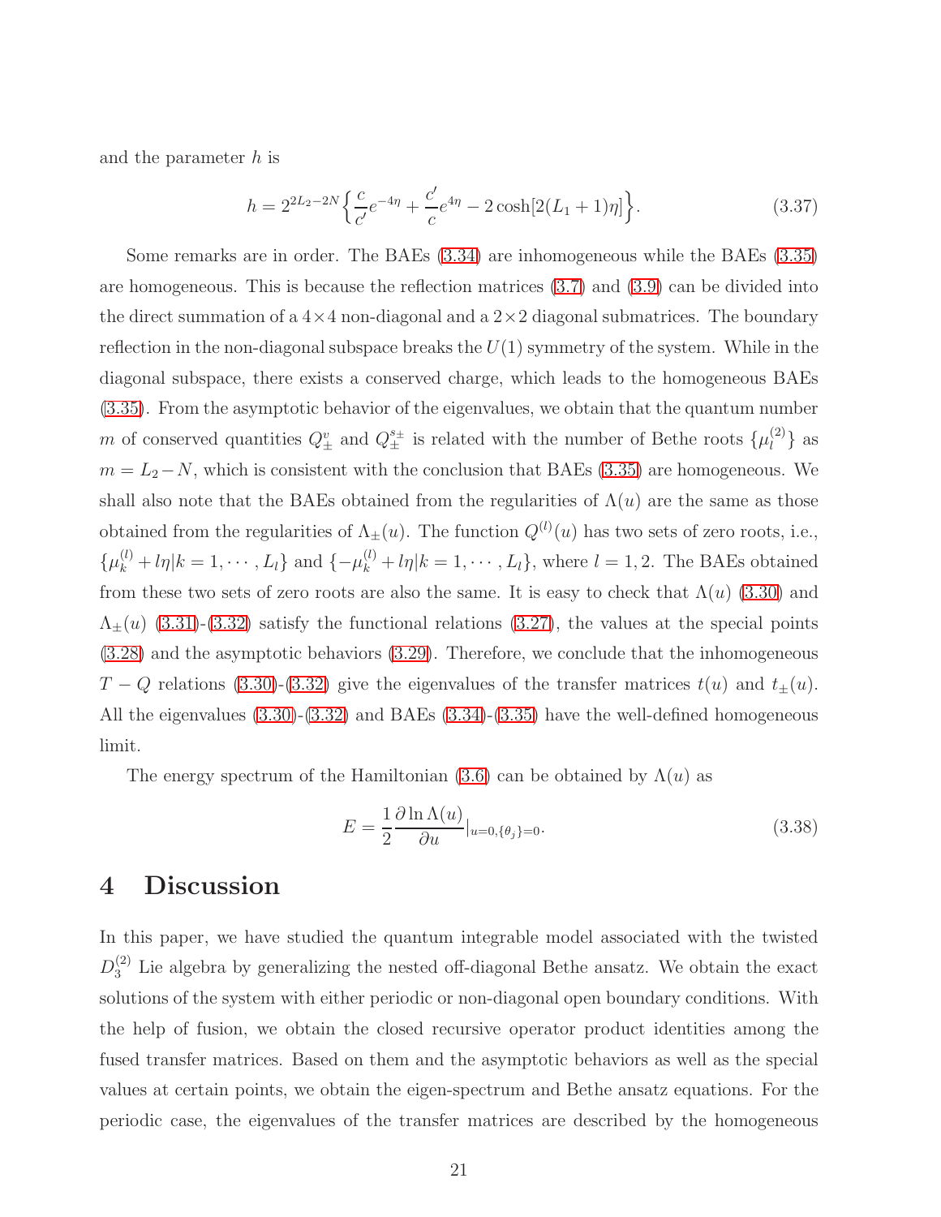and the parameter $h$ is

$$h = 2^{2L_2 - 2N}\Big\{\frac{c}{c'}e^{-4\eta} + \frac{c'}{c}e^{4\eta} - 2\cosh[2(L_1+1)\eta]\Big\}. \tag{3.37}$$

Some remarks are in order. The BAEs (3.34) are inhomogeneous while the BAEs (3.35) are homogeneous. This is because the reflection matrices (3.7) and (3.9) can be divided into the direct summation of a $4\times 4$ non-diagonal and a $2\times 2$ diagonal submatrices. The boundary reflection in the non-diagonal subspace breaks the $U(1)$ symmetry of the system. While in the diagonal subspace, there exists a conserved charge, which leads to the homogeneous BAEs (3.35). From the asymptotic behavior of the eigenvalues, we obtain that the quantum number $m$ of conserved quantities $Q^v_\pm$ and $Q^{s\pm}_\pm$ is related with the number of Bethe roots $\{\mu^{(2)}_l\}$ as $m = L_2 - N$, which is consistent with the conclusion that BAEs (3.35) are homogeneous. We shall also note that the BAEs obtained from the regularities of $\Lambda(u)$ are the same as those obtained from the regularities of $\Lambda_\pm(u)$. The function $Q^{(l)}(u)$ has two sets of zero roots, i.e., $\{\mu^{(l)}_k + l\eta | k = 1, \cdots, L_l\}$ and $\{-\mu^{(l)}_k + l\eta | k = 1, \cdots, L_l\}$, where $l = 1, 2$. The BAEs obtained from these two sets of zero roots are also the same. It is easy to check that $\Lambda(u)$ (3.30) and $\Lambda_\pm(u)$ (3.31)-(3.32) satisfy the functional relations (3.27), the values at the special points (3.28) and the asymptotic behaviors (3.29). Therefore, we conclude that the inhomogeneous $T-Q$ relations (3.30)-(3.32) give the eigenvalues of the transfer matrices $t(u)$ and $t_\pm(u)$. All the eigenvalues (3.30)-(3.32) and BAEs (3.34)-(3.35) have the well-defined homogeneous limit.

The energy spectrum of the Hamiltonian (3.6) can be obtained by $\Lambda(u)$ as

$$E = \frac{1}{2}\frac{\partial \ln \Lambda(u)}{\partial u}\Big|_{u=0,\{\theta_j\}=0}. \tag{3.38}$$

# 4 Discussion

In this paper, we have studied the quantum integrable model associated with the twisted $D_3^{(2)}$ Lie algebra by generalizing the nested off-diagonal Bethe ansatz. We obtain the exact solutions of the system with either periodic or non-diagonal open boundary conditions. With the help of fusion, we obtain the closed recursive operator product identities among the fused transfer matrices. Based on them and the asymptotic behaviors as well as the special values at certain points, we obtain the eigen-spectrum and Bethe ansatz equations. For the periodic case, the eigenvalues of the transfer matrices are described by the homogeneous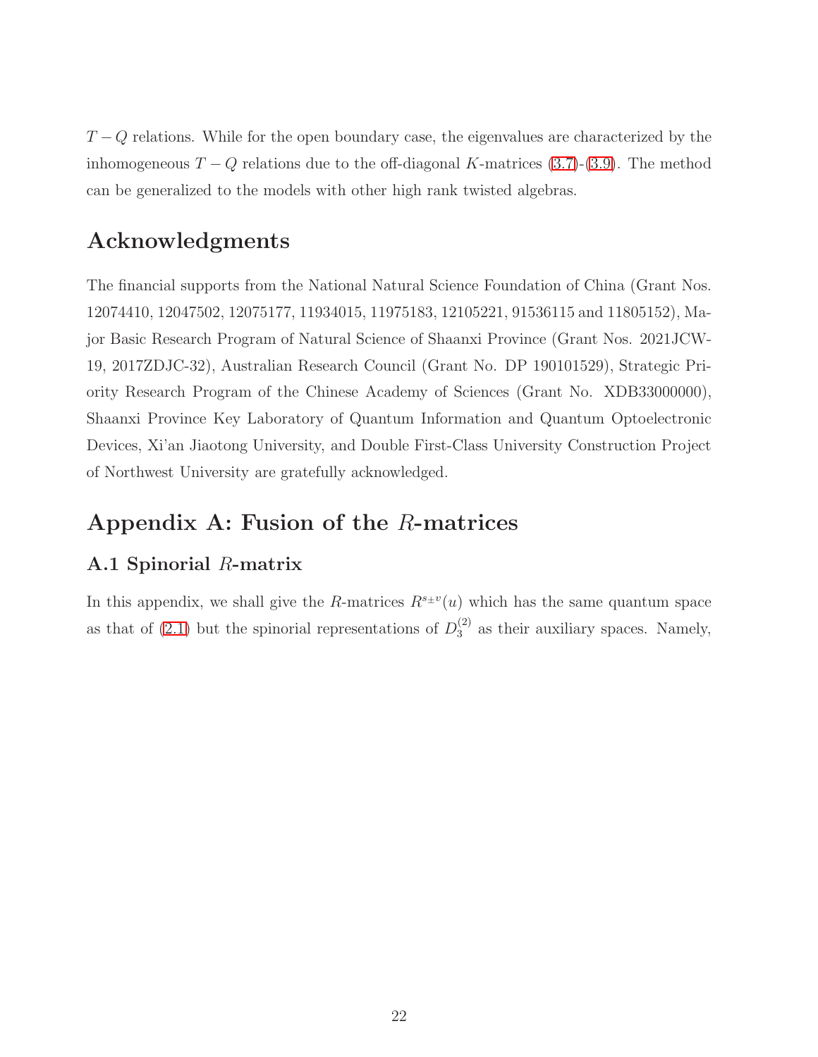$T-Q$ relations. While for the open boundary case, the eigenvalues are characterized by the inhomogeneous $T-Q$ relations due to the off-diagonal $K$-matrices (3.7)-(3.9). The method can be generalized to the models with other high rank twisted algebras.

## Acknowledgments

The financial supports from the National Natural Science Foundation of China (Grant Nos. 12074410, 12047502, 12075177, 11934015, 11975183, 12105221, 91536115 and 11805152), Major Basic Research Program of Natural Science of Shaanxi Province (Grant Nos. 2021JCW-19, 2017ZDJC-32), Australian Research Council (Grant No. DP 190101529), Strategic Priority Research Program of the Chinese Academy of Sciences (Grant No. XDB33000000), Shaanxi Province Key Laboratory of Quantum Information and Quantum Optoelectronic Devices, Xi'an Jiaotong University, and Double First-Class University Construction Project of Northwest University are gratefully acknowledged.

## Appendix A: Fusion of the $R$-matrices

### A.1 Spinorial $R$-matrix

In this appendix, we shall give the $R$-matrices $R^{s_\pm v}(u)$ which has the same quantum space as that of (2.1) but the spinorial representations of $D_3^{(2)}$ as their auxiliary spaces. Namely,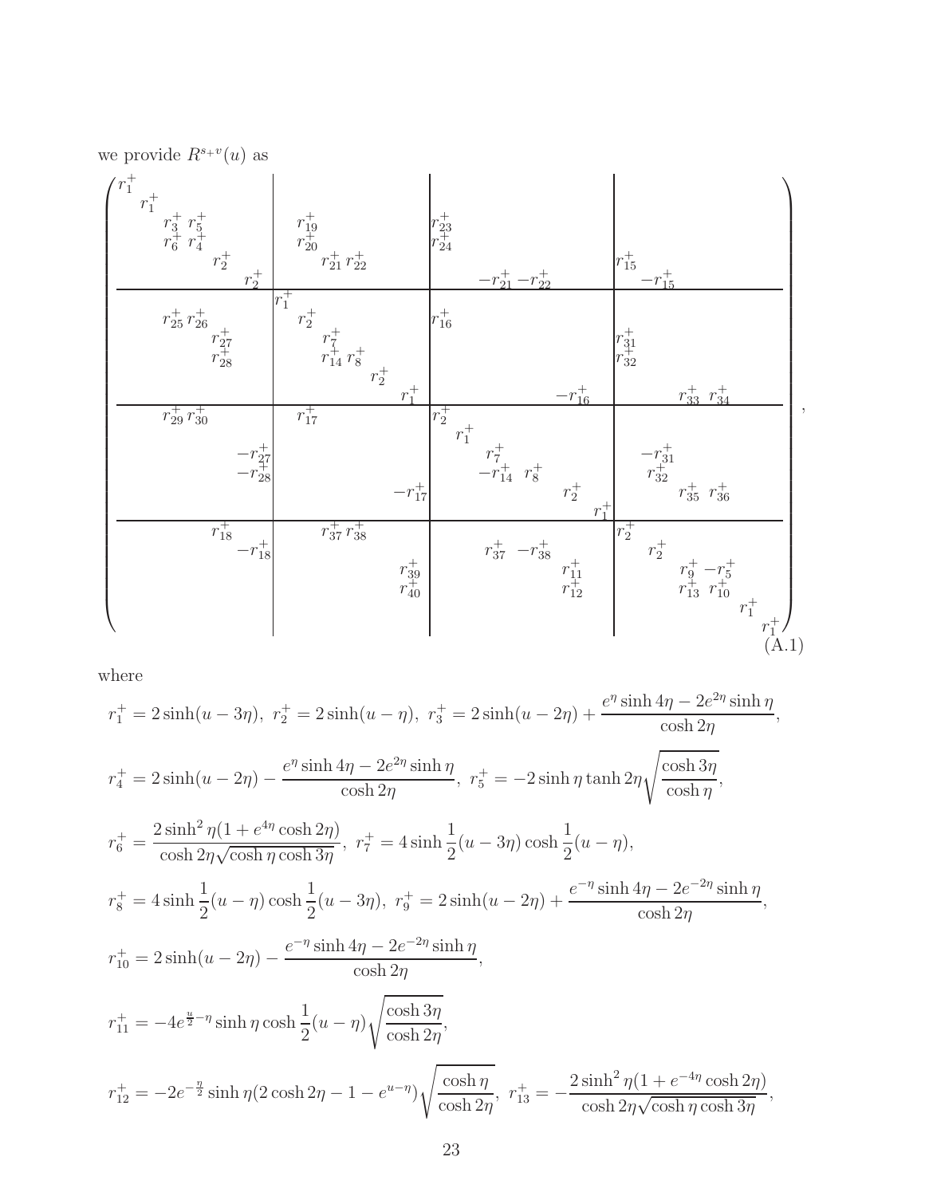we provide $R^{s+v}(u)$ as

$$
\left(
\begin{array}{cccccc|cccccc|cccccc|cccccc}
r_1^+ & & & & & & & & & & & & & & & & & & & & & & & \\
 & r_1^+ & & & & & & & & & & & & & & & & & & & & & & \\
 & & r_3^+ & r_5^+ & & & & r_{19}^+ & & & & & r_{23}^+ & & & & & & & & & & & \\
 & & r_6^+ & r_4^+ & & & & r_{20}^+ & & & & & r_{24}^+ & & & & & & & & & & & \\
 & & & & r_2^+ & & & & r_{21}^+ & r_{22}^+ & & & & & & & & & r_{15}^+ & & & & & \\
 & & & & & r_2^+ & & & & & & & & & -r_{21}^+ & -r_{22}^+ & & & & -r_{15}^+ & & & & \\
\hline
 & & & & & & r_1^+ & & & & & & & & & & & & & & & & & \\
 & & r_{25}^+ & r_{26}^+ & & & & r_2^+ & & & & & r_{16}^+ & & & & & & & & & & & \\
 & & & & r_{27}^+ & & & & r_7^+ & & & & & & & & & & r_{31}^+ & & & & & \\
 & & & & r_{28}^+ & & & & r_{14}^+ & r_8^+ & & & & & & & & & r_{32}^+ & & & & & \\
 & & & & & & & & & & r_2^+ & & & & & & & & & & & & & \\
 & & & & & & & & & & & r_1^+ & & & & & -r_{16}^+ & & & & r_{33}^+ & r_{34}^+ & & \\
\hline
 & & r_{29}^+ & r_{30}^+ & & & & r_{17}^+ & & & & & r_2^+ & & & & & & & & & & & \\
 & & & & & & & & & & & & & r_1^+ & & & & & & & & & & \\
 & & & & & -r_{27}^+ & & & & & & & & & r_7^+ & & & & & -r_{31}^+ & & & & \\
 & & & & & -r_{28}^+ & & & & & & & & & -r_{14}^+ & r_8^+ & & & & r_{32}^+ & & & & \\
 & & & & & & & & & & & -r_{17}^+ & & & & & r_2^+ & & & & r_{35}^+ & r_{36}^+ & & \\
 & & & & & & & & & & & & & & & & & r_1^+ & & & & & & \\
\hline
 & & & & r_{18}^+ & & & & r_{37}^+ & r_{38}^+ & & & & & & & & & r_2^+ & & & & & \\
 & & & & & -r_{18}^+ & & & & & & & & & r_{37}^+ & -r_{38}^+ & & & & r_2^+ & & & & \\
 & & & & & & & & & & & r_{39}^+ & & & & & r_{11}^+ & & & & r_9^+ & -r_5^+ & & \\
 & & & & & & & & & & & r_{40}^+ & & & & & r_{12}^+ & & & & r_{13}^+ & r_{10}^+ & & \\
 & & & & & & & & & & & & & & & & & & & & & & r_1^+ & \\
 & & & & & & & & & & & & & & & & & & & & & & & r_1^+
\end{array}
\right), \tag{A.1}
$$

where

$$
r_1^+ = 2\sinh(u-3\eta),\ r_2^+ = 2\sinh(u-\eta),\ r_3^+ = 2\sinh(u-2\eta) + \frac{e^{\eta}\sinh 4\eta - 2e^{2\eta}\sinh\eta}{\cosh 2\eta},
$$

$$
r_4^+ = 2\sinh(u-2\eta) - \frac{e^{\eta}\sinh 4\eta - 2e^{2\eta}\sinh\eta}{\cosh 2\eta},\ r_5^+ = -2\sinh\eta\tanh 2\eta\sqrt{\frac{\cosh 3\eta}{\cosh\eta}},
$$

$$
r_6^+ = \frac{2\sinh^2\eta(1+e^{4\eta}\cosh 2\eta)}{\cosh 2\eta\sqrt{\cosh\eta\cosh 3\eta}},\ r_7^+ = 4\sinh\frac{1}{2}(u-3\eta)\cosh\frac{1}{2}(u-\eta),
$$

$$
r_8^+ = 4\sinh\frac{1}{2}(u-\eta)\cosh\frac{1}{2}(u-3\eta),\ r_9^+ = 2\sinh(u-2\eta) + \frac{e^{-\eta}\sinh 4\eta - 2e^{-2\eta}\sinh\eta}{\cosh 2\eta},
$$

$$
r_{10}^+ = 2\sinh(u-2\eta) - \frac{e^{-\eta}\sinh 4\eta - 2e^{-2\eta}\sinh\eta}{\cosh 2\eta},
$$

$$
r_{11}^+ = -4e^{\frac{u}{2}-\eta}\sinh\eta\cosh\frac{1}{2}(u-\eta)\sqrt{\frac{\cosh 3\eta}{\cosh 2\eta}},
$$

$$
r_{12}^+ = -2e^{-\frac{\eta}{2}}\sinh\eta(2\cosh 2\eta - 1 - e^{u-\eta})\sqrt{\frac{\cosh\eta}{\cosh 2\eta}},\ r_{13}^+ = -\frac{2\sinh^2\eta(1+e^{-4\eta}\cosh 2\eta)}{\cosh 2\eta\sqrt{\cosh\eta\cosh 3\eta}},
$$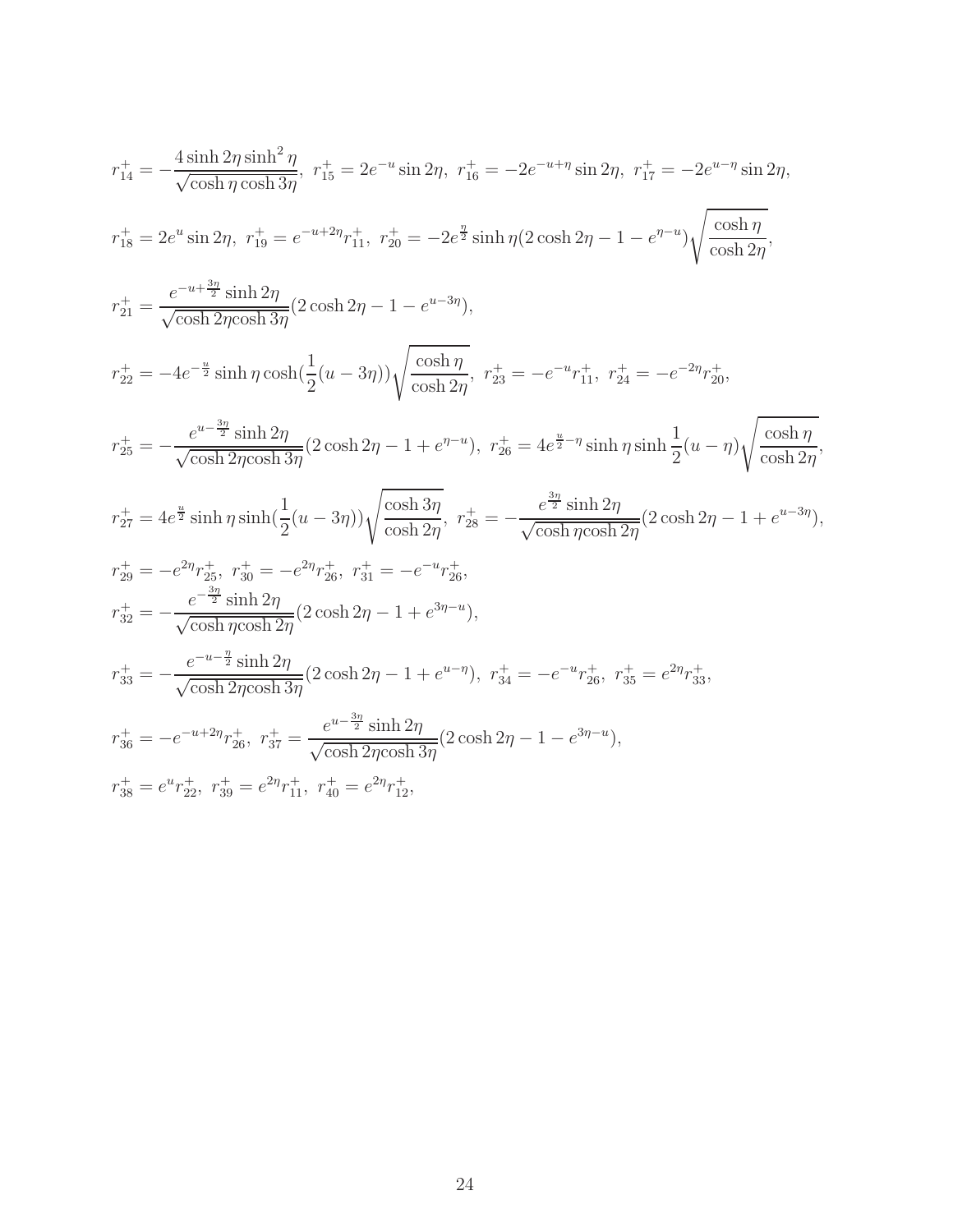$$r^+_{14} = -\frac{4\sinh 2\eta \sinh^2\eta}{\sqrt{\cosh\eta\cosh 3\eta}},\ r^+_{15} = 2e^{-u}\sin 2\eta,\ r^+_{16} = -2e^{-u+\eta}\sin 2\eta,\ r^+_{17} = -2e^{u-\eta}\sin 2\eta,$$

$$r^+_{18} = 2e^{u}\sin 2\eta,\ r^+_{19} = e^{-u+2\eta}r^+_{11},\ r^+_{20} = -2e^{\frac{\eta}{2}}\sinh\eta(2\cosh 2\eta - 1 - e^{\eta-u})\sqrt{\frac{\cosh\eta}{\cosh 2\eta}},$$

$$r^+_{21} = \frac{e^{-u+\frac{3\eta}{2}}\sinh 2\eta}{\sqrt{\cosh 2\eta\cosh 3\eta}}(2\cosh 2\eta - 1 - e^{u-3\eta}),$$

$$r^+_{22} = -4e^{-\frac{u}{2}}\sinh\eta\cosh(\frac{1}{2}(u-3\eta))\sqrt{\frac{\cosh\eta}{\cosh 2\eta}},\ r^+_{23} = -e^{-u}r^+_{11},\ r^+_{24} = -e^{-2\eta}r^+_{20},$$

$$r^+_{25} = -\frac{e^{u-\frac{3\eta}{2}}\sinh 2\eta}{\sqrt{\cosh 2\eta\cosh 3\eta}}(2\cosh 2\eta - 1 + e^{\eta-u}),\ r^+_{26} = 4e^{\frac{u}{2}-\eta}\sinh\eta\sinh\frac{1}{2}(u-\eta)\sqrt{\frac{\cosh\eta}{\cosh 2\eta}},$$

$$r^+_{27} = 4e^{\frac{u}{2}}\sinh\eta\sinh(\frac{1}{2}(u-3\eta))\sqrt{\frac{\cosh 3\eta}{\cosh 2\eta}},\ r^+_{28} = -\frac{e^{\frac{3\eta}{2}}\sinh 2\eta}{\sqrt{\cosh\eta\cosh 2\eta}}(2\cosh 2\eta - 1 + e^{u-3\eta}),$$

$$r^+_{29} = -e^{2\eta}r^+_{25},\ r^+_{30} = -e^{2\eta}r^+_{26},\ r^+_{31} = -e^{-u}r^+_{26},$$

$$r^+_{32} = -\frac{e^{-\frac{3\eta}{2}}\sinh 2\eta}{\sqrt{\cosh\eta\cosh 2\eta}}(2\cosh 2\eta - 1 + e^{3\eta-u}),$$

$$r^+_{33} = -\frac{e^{-u-\frac{\eta}{2}}\sinh 2\eta}{\sqrt{\cosh 2\eta\cosh 3\eta}}(2\cosh 2\eta - 1 + e^{u-\eta}),\ r^+_{34} = -e^{-u}r^+_{26},\ r^+_{35} = e^{2\eta}r^+_{33},$$

$$r^+_{36} = -e^{-u+2\eta}r^+_{26},\ r^+_{37} = \frac{e^{u-\frac{3\eta}{2}}\sinh 2\eta}{\sqrt{\cosh 2\eta\cosh 3\eta}}(2\cosh 2\eta - 1 - e^{3\eta-u}),$$

$$r^+_{38} = e^{u}r^+_{22},\ r^+_{39} = e^{2\eta}r^+_{11},\ r^+_{40} = e^{2\eta}r^+_{12},$$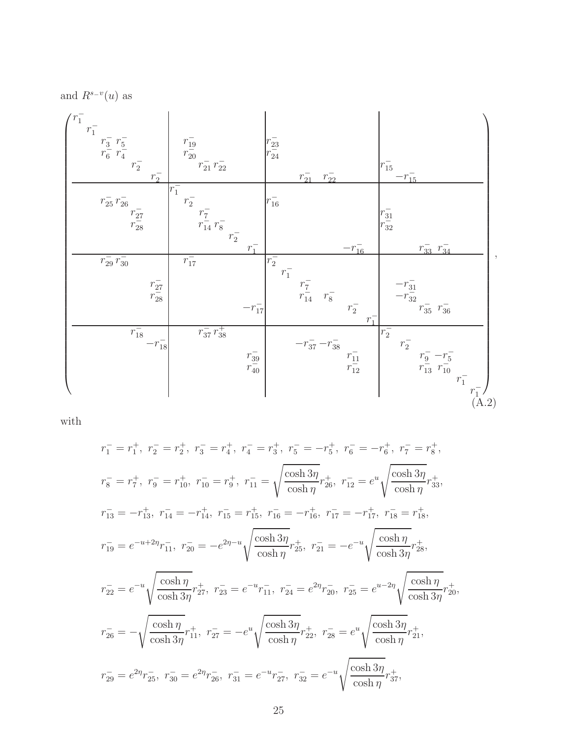and $R^{s-v}(u)$ as

$$
\left(\begin{array}{cccccc|cccccc|cccccc|cccccc}
r_1^- & & & & & & & & & & & & & & & & & & & & & & & \\
 & r_1^- & & & & & & & & & & & & & & & & & & & & & & \\
 & & r_3^- & r_5^- & & & & r_{19}^- & & & & & r_{23}^- & & & & & & & & & & & \\
 & & r_6^- & r_4^- & & & & r_{20}^- & & & & & r_{24}^- & & & & & & & & & & & \\
 & & & & r_2^- & & & & r_{21}^- & r_{22}^- & & & & & & & & & r_{15}^- & & & & & \\
 & & & & & r_2^- & & & & & & & & & r_{21}^- & r_{22}^- & & & & -r_{15}^- & & & & \\
\hline
 & & & & & & r_1^- & & & & & & & & & & & & & & & & & \\
 & & r_{25}^- & r_{26}^- & & & & r_2^- & & & & & r_{16}^- & & & & & & & & & & & \\
 & & & & r_{27}^- & & & & r_7^- & & & & & & & & & & r_{31}^- & & & & & \\
 & & & & r_{28}^- & & & & r_{14}^- & r_8^- & & & & & & & & & r_{32}^- & & & & & \\
 & & & & & & & & & & r_2^- & & & & & & & & & & & & & \\
 & & & & & & & & & & & r_1^- & & & & & -r_{16}^- & & & & r_{33}^- & r_{34}^- & & \\
\hline
 & & r_{29}^- & r_{30}^- & & & & r_{17}^- & & & & & r_2^- & & & & & & & & & & & \\
 & & & & & & & & & & & & & r_1^- & & & & & & & & & & \\
 & & & & & r_{27}^- & & & & & & & & & r_7^- & & & & & -r_{31}^- & & & & \\
 & & & & & r_{28}^- & & & & & & & & & r_{14}^- & r_8^- & & & & -r_{32}^- & & & & \\
 & & & & & & & & & & & -r_{17}^- & & & & & r_2^- & & & & r_{35}^- & r_{36}^- & & \\
 & & & & & & & & & & & & & & & & & r_1^- & & & & & & \\
\hline
 & & & & r_{18}^- & & & & r_{37}^- & r_{38}^+ & & & & & & & & & r_2^- & & & & & \\
 & & & & & -r_{18}^- & & & & & & & & & -r_{37}^- & -r_{38}^- & & & & r_2^- & & & & \\
 & & & & & & & & & & & r_{39}^- & & & & & r_{11}^- & & & & r_9^- & -r_5^- & & \\
 & & & & & & & & & & & r_{40}^- & & & & & r_{12}^- & & & & r_{13}^- & r_{10}^- & & \\
 & & & & & & & & & & & & & & & & & & & & & & r_1^- & \\
 & & & & & & & & & & & & & & & & & & & & & & & r_1^-
\end{array}\right), \tag{A.2}
$$

with

$$
r_1^- = r_1^+,\ r_2^- = r_2^+,\ r_3^- = r_4^+,\ r_4^- = r_3^+,\ r_5^- = -r_5^+,\ r_6^- = -r_6^+,\ r_7^- = r_8^+,
$$

$$
r_8^- = r_7^+,\ r_9^- = r_{10}^+,\ r_{10}^- = r_9^+,\ r_{11}^- = \sqrt{\frac{\cosh 3\eta}{\cosh \eta}}\, r_{26}^+,\ r_{12}^- = e^{u}\sqrt{\frac{\cosh 3\eta}{\cosh \eta}}\, r_{33}^+,
$$

$$
r_{13}^- = -r_{13}^+,\ r_{14}^- = -r_{14}^+,\ r_{15}^- = r_{15}^+,\ r_{16}^- = -r_{16}^+,\ r_{17}^- = -r_{17}^+,\ r_{18}^- = r_{18}^+,
$$

$$
r_{19}^- = e^{-u+2\eta} r_{11}^-,\ r_{20}^- = -e^{2\eta-u}\sqrt{\frac{\cosh 3\eta}{\cosh \eta}}\, r_{25}^+,\ r_{21}^- = -e^{-u}\sqrt{\frac{\cosh \eta}{\cosh 3\eta}}\, r_{28}^+,
$$

$$
r_{22}^- = e^{-u}\sqrt{\frac{\cosh \eta}{\cosh 3\eta}}\, r_{27}^+,\ r_{23}^- = e^{-u} r_{11}^-,\ r_{24}^- = e^{2\eta} r_{20}^-,\ r_{25}^- = e^{u-2\eta}\sqrt{\frac{\cosh \eta}{\cosh 3\eta}}\, r_{20}^+,
$$

$$
r_{26}^- = -\sqrt{\frac{\cosh \eta}{\cosh 3\eta}}\, r_{11}^+,\ r_{27}^- = -e^{u}\sqrt{\frac{\cosh 3\eta}{\cosh \eta}}\, r_{22}^+,\ r_{28}^- = e^{u}\sqrt{\frac{\cosh 3\eta}{\cosh \eta}}\, r_{21}^+,
$$

$$
r_{29}^- = e^{2\eta} r_{25}^-,\ r_{30}^- = e^{2\eta} r_{26}^-,\ r_{31}^- = e^{-u} r_{27}^-,\ r_{32}^- = e^{-u}\sqrt{\frac{\cosh 3\eta}{\cosh \eta}}\, r_{37}^+,
$$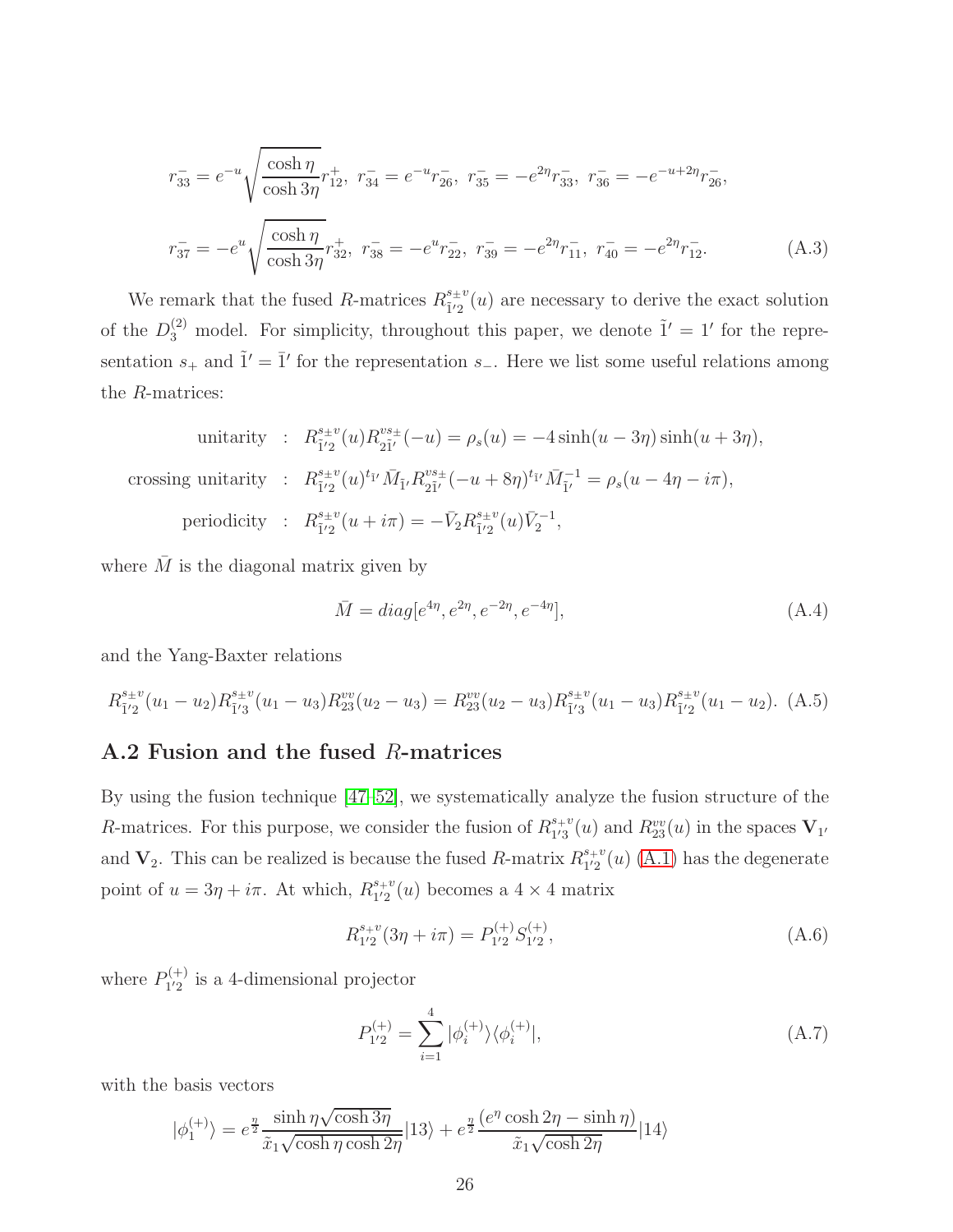$$r^-_{33} = e^{-u}\sqrt{\frac{\cosh\eta}{\cosh 3\eta}}r^+_{12},\ r^-_{34} = e^{-u}r^-_{26},\ r^-_{35} = -e^{2\eta}r^-_{33},\ r^-_{36} = -e^{-u+2\eta}r^-_{26},$$

$$r^-_{37} = -e^{u}\sqrt{\frac{\cosh\eta}{\cosh 3\eta}}r^+_{32},\ r^-_{38} = -e^{u}r^-_{22},\ r^-_{39} = -e^{2\eta}r^-_{11},\ r^-_{40} = -e^{2\eta}r^-_{12}. \tag{A.3}$$

We remark that the fused $R$-matrices $R^{s_\pm v}_{\tilde{1}'2}(u)$ are necessary to derive the exact solution of the $D^{(2)}_3$ model. For simplicity, throughout this paper, we denote $\tilde{1}' = 1'$ for the representation $s_+$ and $\tilde{1}' = \bar{1}'$ for the representation $s_-$. Here we list some useful relations among the $R$-matrices:

$$\begin{aligned}
\text{unitarity} &: \quad R^{s_\pm v}_{\tilde{1}'2}(u)R^{vs_\pm}_{2\tilde{1}'}(-u) = \rho_s(u) = -4\sinh(u-3\eta)\sinh(u+3\eta),\\
\text{crossing unitarity} &: \quad R^{s_\pm v}_{\tilde{1}'2}(u)^{t_{\tilde{1}'}}\bar{M}_{\tilde{1}'}R^{vs_\pm}_{2\tilde{1}'}(-u+8\eta)^{t_{\tilde{1}'}}\bar{M}^{-1}_{\tilde{1}'} = \rho_s(u-4\eta-i\pi),\\
\text{periodicity} &: \quad R^{s_\pm v}_{\tilde{1}'2}(u+i\pi) = -\bar{V}_2 R^{s_\pm v}_{\tilde{1}'2}(u)\bar{V}_2^{-1},
\end{aligned}$$

where $\bar{M}$ is the diagonal matrix given by

$$\bar{M} = diag[e^{4\eta}, e^{2\eta}, e^{-2\eta}, e^{-4\eta}], \tag{A.4}$$

and the Yang-Baxter relations

$$R^{s_\pm v}_{\tilde{1}'2}(u_1-u_2)R^{s_\pm v}_{\tilde{1}'3}(u_1-u_3)R^{vv}_{23}(u_2-u_3) = R^{vv}_{23}(u_2-u_3)R^{s_\pm v}_{\tilde{1}'3}(u_1-u_3)R^{s_\pm v}_{\tilde{1}'2}(u_1-u_2). \tag{A.5}$$

## A.2 Fusion and the fused $R$-matrices

By using the fusion technique [47–52], we systematically analyze the fusion structure of the $R$-matrices. For this purpose, we consider the fusion of $R^{s_+v}_{1'3}(u)$ and $R^{vv}_{23}(u)$ in the spaces $\mathbf{V}_{1'}$ and $\mathbf{V}_2$. This can be realized is because the fused $R$-matrix $R^{s_+v}_{1'2}(u)$ (A.1) has the degenerate point of $u = 3\eta + i\pi$. At which, $R^{s_+v}_{1'2}(u)$ becomes a $4\times 4$ matrix

$$R^{s_+v}_{1'2}(3\eta+i\pi) = P^{(+)}_{1'2}S^{(+)}_{1'2}, \tag{A.6}$$

where $P^{(+)}_{1'2}$ is a 4-dimensional projector

$$P^{(+)}_{1'2} = \sum_{i=1}^{4}|\phi^{(+)}_i\rangle\langle\phi^{(+)}_i|, \tag{A.7}$$

with the basis vectors

$$|\phi^{(+)}_1\rangle = e^{\frac{\eta}{2}}\frac{\sinh\eta\sqrt{\cosh 3\eta}}{\tilde{x}_1\sqrt{\cosh\eta\cosh 2\eta}}|13\rangle + e^{\frac{\eta}{2}}\frac{(e^{\eta}\cosh 2\eta - \sinh\eta)}{\tilde{x}_1\sqrt{\cosh 2\eta}}|14\rangle$$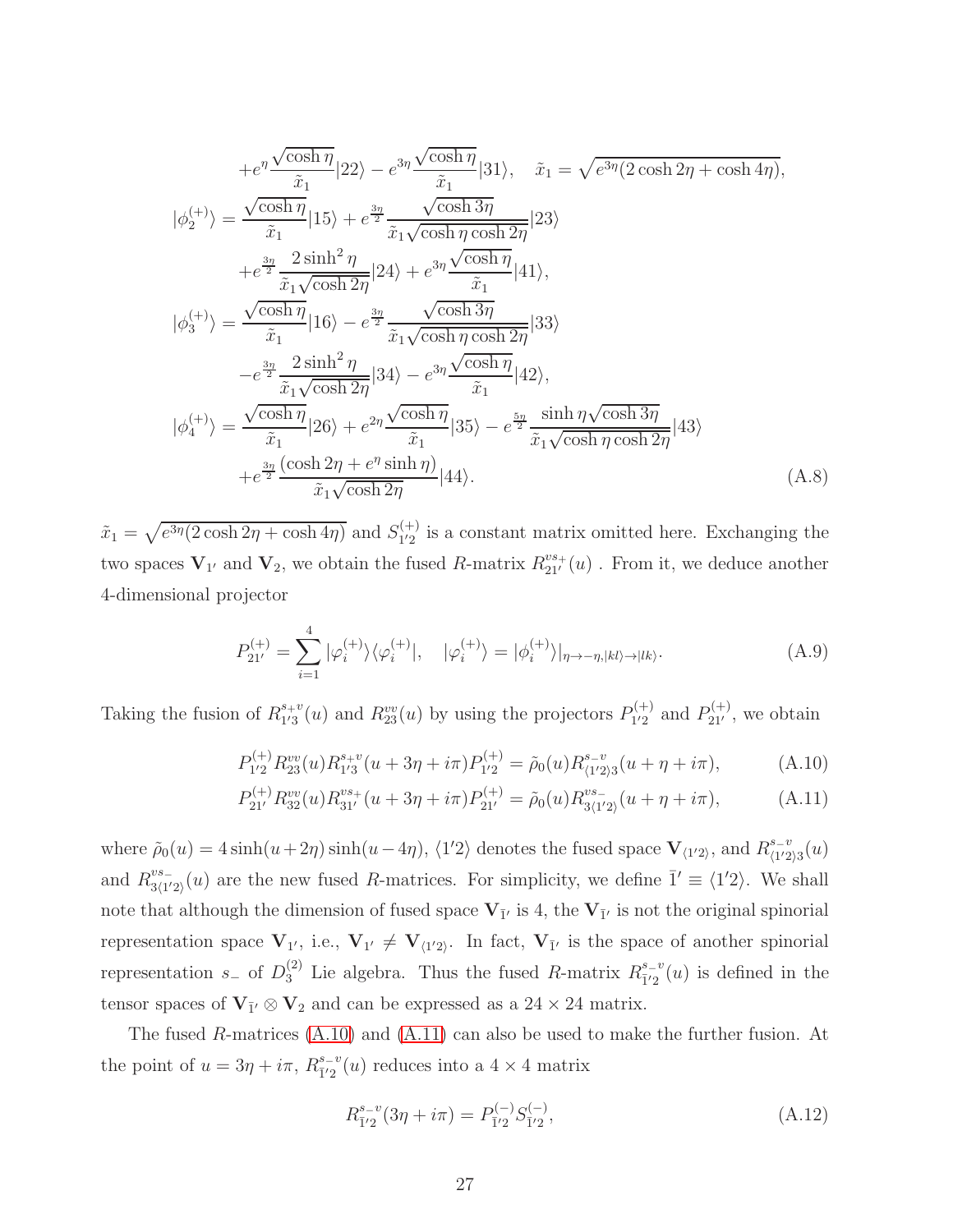$$
\begin{aligned}
&+e^{\eta}\frac{\sqrt{\cosh\eta}}{\tilde{x}_1}|22\rangle - e^{3\eta}\frac{\sqrt{\cosh\eta}}{\tilde{x}_1}|31\rangle, \quad \tilde{x}_1=\sqrt{e^{3\eta}(2\cosh 2\eta+\cosh 4\eta)},\\
|\phi_2^{(+)}\rangle &= \frac{\sqrt{\cosh\eta}}{\tilde{x}_1}|15\rangle + e^{\frac{3\eta}{2}}\frac{\sqrt{\cosh 3\eta}}{\tilde{x}_1\sqrt{\cosh\eta\cosh 2\eta}}|23\rangle\\
&+e^{\frac{3\eta}{2}}\frac{2\sinh^2\eta}{\tilde{x}_1\sqrt{\cosh 2\eta}}|24\rangle + e^{3\eta}\frac{\sqrt{\cosh\eta}}{\tilde{x}_1}|41\rangle,\\
|\phi_3^{(+)}\rangle &= \frac{\sqrt{\cosh\eta}}{\tilde{x}_1}|16\rangle - e^{\frac{3\eta}{2}}\frac{\sqrt{\cosh 3\eta}}{\tilde{x}_1\sqrt{\cosh\eta\cosh 2\eta}}|33\rangle\\
&-e^{\frac{3\eta}{2}}\frac{2\sinh^2\eta}{\tilde{x}_1\sqrt{\cosh 2\eta}}|34\rangle - e^{3\eta}\frac{\sqrt{\cosh\eta}}{\tilde{x}_1}|42\rangle,\\
|\phi_4^{(+)}\rangle &= \frac{\sqrt{\cosh\eta}}{\tilde{x}_1}|26\rangle + e^{2\eta}\frac{\sqrt{\cosh\eta}}{\tilde{x}_1}|35\rangle - e^{\frac{5\eta}{2}}\frac{\sinh\eta\sqrt{\cosh 3\eta}}{\tilde{x}_1\sqrt{\cosh\eta\cosh 2\eta}}|43\rangle\\
&+e^{\frac{3\eta}{2}}\frac{(\cosh 2\eta+e^{\eta}\sinh\eta)}{\tilde{x}_1\sqrt{\cosh 2\eta}}|44\rangle. \qquad \text{(A.8)}
\end{aligned}
$$

$\tilde{x}_1=\sqrt{e^{3\eta}(2\cosh 2\eta+\cosh 4\eta)}$ and $S_{1'2}^{(+)}$ is a constant matrix omitted here. Exchanging the two spaces $\mathbf{V}_{1'}$ and $\mathbf{V}_2$, we obtain the fused $R$-matrix $R_{21'}^{vs_+}(u)$ . From it, we deduce another 4-dimensional projector

$$
P_{21'}^{(+)}=\sum_{i=1}^{4}|\varphi_i^{(+)}\rangle\langle\varphi_i^{(+)}|, \quad |\varphi_i^{(+)}\rangle=|\phi_i^{(+)}\rangle|_{\eta\to-\eta,|kl\rangle\to|lk\rangle}. \qquad \text{(A.9)}
$$

Taking the fusion of $R_{1'3}^{s_+v}(u)$ and $R_{23}^{vv}(u)$ by using the projectors $P_{1'2}^{(+)}$ and $P_{21'}^{(+)}$, we obtain

$$
P_{1'2}^{(+)}R_{23}^{vv}(u)R_{1'3}^{s_+v}(u+3\eta+i\pi)P_{1'2}^{(+)}=\tilde{\rho}_0(u)R_{\langle 1'2\rangle 3}^{s_-v}(u+\eta+i\pi), \qquad \text{(A.10)}
$$

$$
P_{21'}^{(+)}R_{32}^{vv}(u)R_{31'}^{vs_+}(u+3\eta+i\pi)P_{21'}^{(+)}=\tilde{\rho}_0(u)R_{3\langle 1'2\rangle}^{vs_-}(u+\eta+i\pi), \qquad \text{(A.11)}
$$

where $\tilde{\rho}_0(u)=4\sinh(u+2\eta)\sinh(u-4\eta)$, $\langle 1'2\rangle$ denotes the fused space $\mathbf{V}_{\langle 1'2\rangle}$, and $R_{\langle 1'2\rangle 3}^{s_-v}(u)$ and $R_{3\langle 1'2\rangle}^{vs_-}(u)$ are the new fused $R$-matrices. For simplicity, we define $\bar{1}'\equiv\langle 1'2\rangle$. We shall note that although the dimension of fused space $\mathbf{V}_{\bar{1}'}$ is 4, the $\mathbf{V}_{\bar{1}'}$ is not the original spinorial representation space $\mathbf{V}_{1'}$, i.e., $\mathbf{V}_{1'}\neq\mathbf{V}_{\langle 1'2\rangle}$. In fact, $\mathbf{V}_{\bar{1}'}$ is the space of another spinorial representation $s_-$ of $D_3^{(2)}$ Lie algebra. Thus the fused $R$-matrix $R_{\bar{1}'2}^{s_-v}(u)$ is defined in the tensor spaces of $\mathbf{V}_{\bar{1}'}\otimes\mathbf{V}_2$ and can be expressed as a $24\times 24$ matrix.

The fused $R$-matrices (A.10) and (A.11) can also be used to make the further fusion. At the point of $u=3\eta+i\pi$, $R_{\bar{1}'2}^{s_-v}(u)$ reduces into a $4\times 4$ matrix

$$
R_{\bar{1}'2}^{s_-v}(3\eta+i\pi)=P_{\bar{1}'2}^{(-)}S_{\bar{1}'2}^{(-)}, \qquad \text{(A.12)}
$$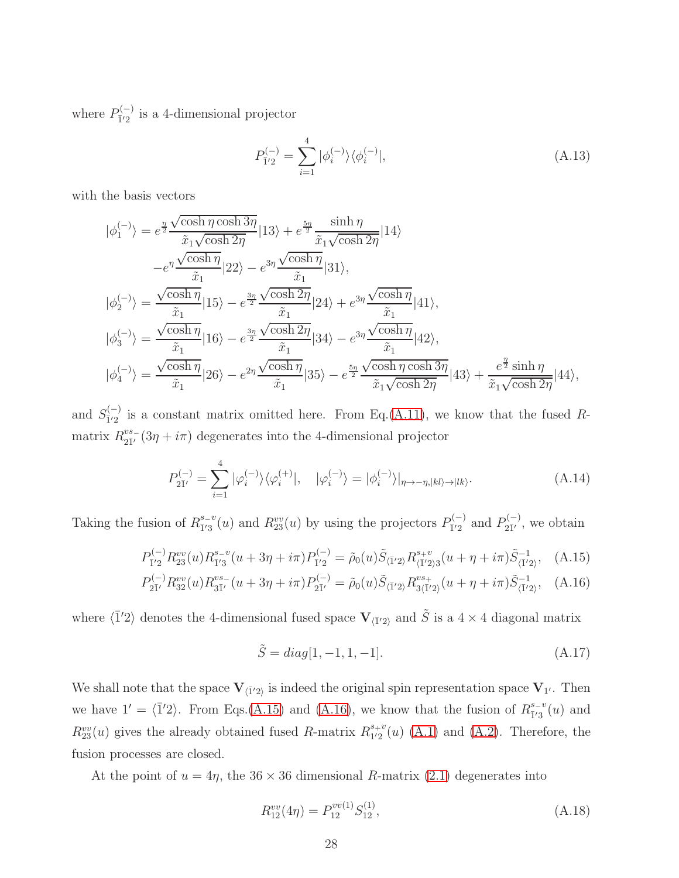where $P^{(-)}_{\bar{1}'2}$ is a 4-dimensional projector

$$P^{(-)}_{\bar{1}'2} = \sum_{i=1}^{4} |\phi_i^{(-)}\rangle\langle\phi_i^{(-)}|, \tag{A.13}$$

with the basis vectors

$$\begin{aligned}
|\phi_1^{(-)}\rangle &= e^{\frac{\eta}{2}} \frac{\sqrt{\cosh\eta\cosh 3\eta}}{\tilde{x}_1\sqrt{\cosh 2\eta}}|13\rangle + e^{\frac{5\eta}{2}}\frac{\sinh\eta}{\tilde{x}_1\sqrt{\cosh 2\eta}}|14\rangle \\
&\quad -e^{\eta}\frac{\sqrt{\cosh\eta}}{\tilde{x}_1}|22\rangle - e^{3\eta}\frac{\sqrt{\cosh\eta}}{\tilde{x}_1}|31\rangle, \\
|\phi_2^{(-)}\rangle &= \frac{\sqrt{\cosh\eta}}{\tilde{x}_1}|15\rangle - e^{\frac{3\eta}{2}}\frac{\sqrt{\cosh 2\eta}}{\tilde{x}_1}|24\rangle + e^{3\eta}\frac{\sqrt{\cosh\eta}}{\tilde{x}_1}|41\rangle, \\
|\phi_3^{(-)}\rangle &= \frac{\sqrt{\cosh\eta}}{\tilde{x}_1}|16\rangle - e^{\frac{3\eta}{2}}\frac{\sqrt{\cosh 2\eta}}{\tilde{x}_1}|34\rangle - e^{3\eta}\frac{\sqrt{\cosh\eta}}{\tilde{x}_1}|42\rangle, \\
|\phi_4^{(-)}\rangle &= \frac{\sqrt{\cosh\eta}}{\tilde{x}_1}|26\rangle - e^{2\eta}\frac{\sqrt{\cosh\eta}}{\tilde{x}_1}|35\rangle - e^{\frac{5\eta}{2}}\frac{\sqrt{\cosh\eta\cosh 3\eta}}{\tilde{x}_1\sqrt{\cosh 2\eta}}|43\rangle + \frac{e^{\frac{\eta}{2}}\sinh\eta}{\tilde{x}_1\sqrt{\cosh 2\eta}}|44\rangle,
\end{aligned}$$

and $S^{(-)}_{\bar{1}'2}$ is a constant matrix omitted here. From Eq.(A.11), we know that the fused $R$-matrix $R^{vs_-}_{2\bar{1}'}(3\eta + i\pi)$ degenerates into the 4-dimensional projector

$$P^{(-)}_{2\bar{1}'} = \sum_{i=1}^{4} |\varphi_i^{(-)}\rangle\langle\varphi_i^{(+)}|, \quad |\varphi_i^{(-)}\rangle = |\phi_i^{(-)}\rangle|_{\eta\to-\eta, |kl\rangle\to|lk\rangle}. \tag{A.14}$$

Taking the fusion of $R^{s_-v}_{\bar{1}'3}(u)$ and $R^{vv}_{23}(u)$ by using the projectors $P^{(-)}_{\bar{1}'2}$ and $P^{(-)}_{2\bar{1}'}$, we obtain

$$P^{(-)}_{\bar{1}'2} R^{vv}_{23}(u) R^{s_-v}_{\bar{1}'3}(u + 3\eta + i\pi) P^{(-)}_{\bar{1}'2} = \tilde{\rho}_0(u)\tilde{S}_{\langle\bar{1}'2\rangle} R^{s_+v}_{\langle\bar{1}'2\rangle 3}(u + \eta + i\pi)\tilde{S}^{-1}_{\langle\bar{1}'2\rangle}, \tag{A.15}$$

$$P^{(-)}_{2\bar{1}'} R^{vv}_{32}(u) R^{vs_-}_{3\bar{1}'}(u + 3\eta + i\pi) P^{(-)}_{2\bar{1}'} = \tilde{\rho}_0(u)\tilde{S}_{\langle\bar{1}'2\rangle} R^{vs_+}_{3\langle\bar{1}'2\rangle}(u + \eta + i\pi)\tilde{S}^{-1}_{\langle\bar{1}'2\rangle}, \tag{A.16}$$

where $\langle\bar{1}'2\rangle$ denotes the 4-dimensional fused space $\mathbf{V}_{\langle\bar{1}'2\rangle}$ and $\tilde{S}$ is a $4\times 4$ diagonal matrix

$$\tilde{S} = diag[1, -1, 1, -1]. \tag{A.17}$$

We shall note that the space $\mathbf{V}_{\langle\bar{1}'2\rangle}$ is indeed the original spin representation space $\mathbf{V}_{1'}$. Then we have $1' = \langle\bar{1}'2\rangle$. From Eqs.(A.15) and (A.16), we know that the fusion of $R^{s_-v}_{\bar{1}'3}(u)$ and $R^{vv}_{23}(u)$ gives the already obtained fused $R$-matrix $R^{s_+v}_{1'2}(u)$ (A.1) and (A.2). Therefore, the fusion processes are closed.

At the point of $u = 4\eta$, the $36\times 36$ dimensional $R$-matrix (2.1) degenerates into

$$R^{vv}_{12}(4\eta) = P^{vv(1)}_{12} S^{(1)}_{12}, \tag{A.18}$$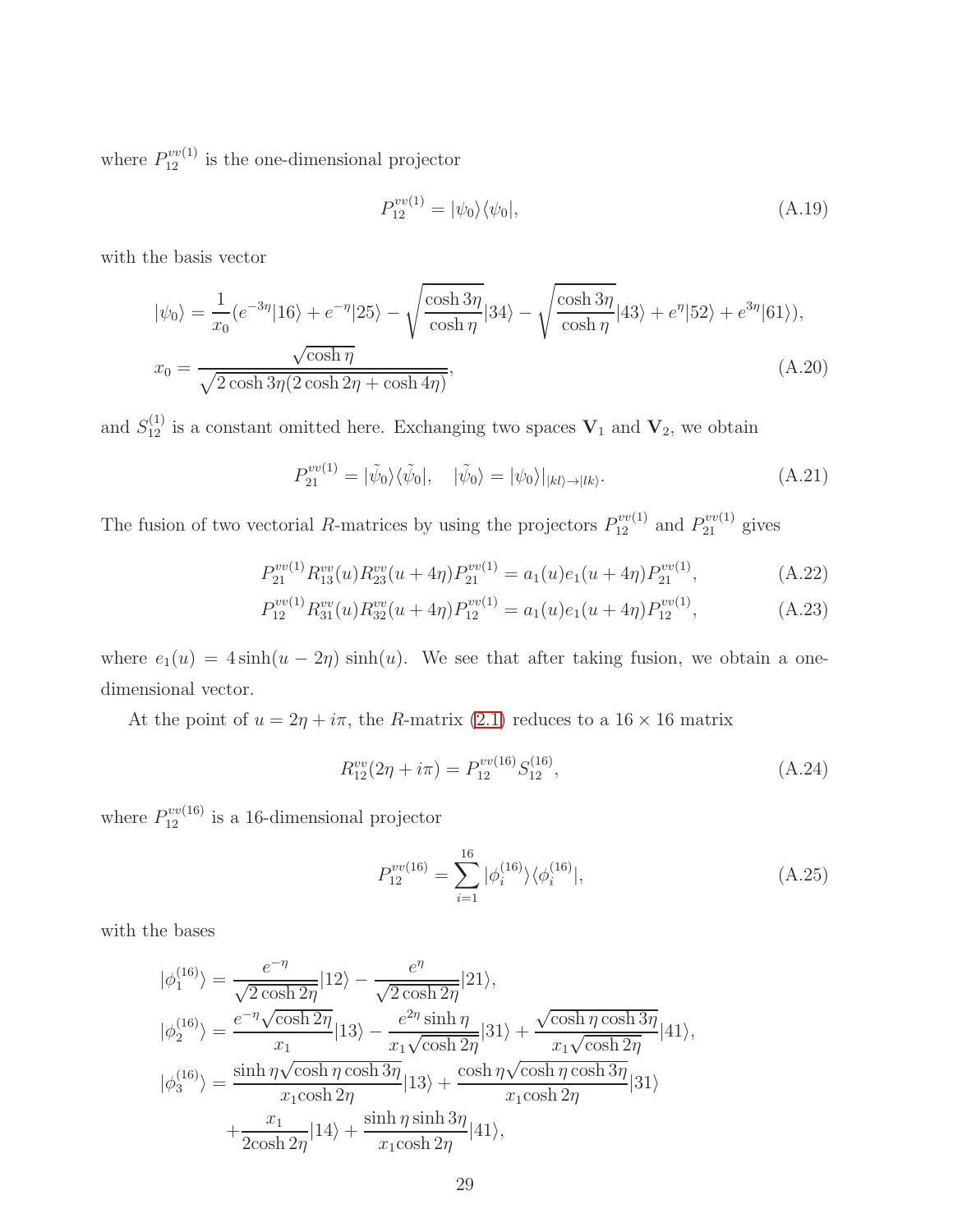where $P_{12}^{vv(1)}$ is the one-dimensional projector

$$P_{12}^{vv(1)} = |\psi_0\rangle\langle\psi_0|, \tag{A.19}$$

with the basis vector

$$\begin{aligned}
|\psi_0\rangle &= \frac{1}{x_0}(e^{-3\eta}|16\rangle + e^{-\eta}|25\rangle - \sqrt{\frac{\cosh 3\eta}{\cosh \eta}}|34\rangle - \sqrt{\frac{\cosh 3\eta}{\cosh \eta}}|43\rangle + e^{\eta}|52\rangle + e^{3\eta}|61\rangle), \\
x_0 &= \frac{\sqrt{\cosh \eta}}{\sqrt{2\cosh 3\eta(2\cosh 2\eta + \cosh 4\eta)}},
\end{aligned} \tag{A.20}$$

and $S_{12}^{(1)}$ is a constant omitted here. Exchanging two spaces $\mathbf{V}_1$ and $\mathbf{V}_2$, we obtain

$$P_{21}^{vv(1)} = |\tilde{\psi}_0\rangle\langle\tilde{\psi}_0|, \quad |\tilde{\psi}_0\rangle = |\psi_0\rangle|_{|kl\rangle\to|lk\rangle}. \tag{A.21}$$

The fusion of two vectorial $R$-matrices by using the projectors $P_{12}^{vv(1)}$ and $P_{21}^{vv(1)}$ gives

$$P_{21}^{vv(1)} R_{13}^{vv}(u) R_{23}^{vv}(u+4\eta) P_{21}^{vv(1)} = a_1(u)e_1(u+4\eta)P_{21}^{vv(1)}, \tag{A.22}$$

$$P_{12}^{vv(1)} R_{31}^{vv}(u) R_{32}^{vv}(u+4\eta) P_{12}^{vv(1)} = a_1(u)e_1(u+4\eta)P_{12}^{vv(1)}, \tag{A.23}$$

where $e_1(u) = 4\sinh(u-2\eta)\sinh(u)$. We see that after taking fusion, we obtain a one-dimensional vector.

At the point of $u = 2\eta + i\pi$, the $R$-matrix (2.1) reduces to a $16\times 16$ matrix

$$R_{12}^{vv}(2\eta + i\pi) = P_{12}^{vv(16)} S_{12}^{(16)}, \tag{A.24}$$

where $P_{12}^{vv(16)}$ is a 16-dimensional projector

$$P_{12}^{vv(16)} = \sum_{i=1}^{16} |\phi_i^{(16)}\rangle\langle\phi_i^{(16)}|, \tag{A.25}$$

with the bases

$$\begin{aligned}
|\phi_1^{(16)}\rangle &= \frac{e^{-\eta}}{\sqrt{2\cosh 2\eta}}|12\rangle - \frac{e^{\eta}}{\sqrt{2\cosh 2\eta}}|21\rangle, \\
|\phi_2^{(16)}\rangle &= \frac{e^{-\eta}\sqrt{\cosh 2\eta}}{x_1}|13\rangle - \frac{e^{2\eta}\sinh\eta}{x_1\sqrt{\cosh 2\eta}}|31\rangle + \frac{\sqrt{\cosh\eta\cosh 3\eta}}{x_1\sqrt{\cosh 2\eta}}|41\rangle, \\
|\phi_3^{(16)}\rangle &= \frac{\sinh\eta\sqrt{\cosh\eta\cosh 3\eta}}{x_1\cosh 2\eta}|13\rangle + \frac{\cosh\eta\sqrt{\cosh\eta\cosh 3\eta}}{x_1\cosh 2\eta}|31\rangle \\
&\quad + \frac{x_1}{2\cosh 2\eta}|14\rangle + \frac{\sinh\eta\sinh 3\eta}{x_1\cosh 2\eta}|41\rangle,
\end{aligned}$$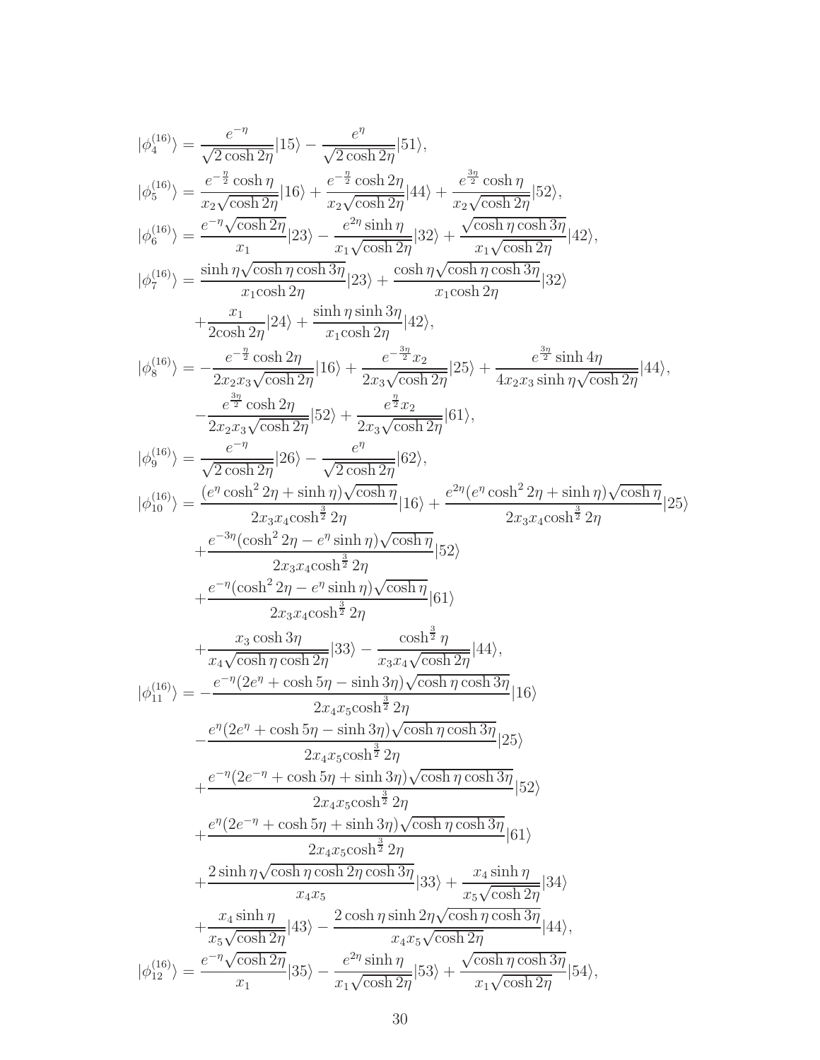$$|\phi_4^{(16)}\rangle = \frac{e^{-\eta}}{\sqrt{2\cosh 2\eta}}|15\rangle - \frac{e^{\eta}}{\sqrt{2\cosh 2\eta}}|51\rangle,$$

$$|\phi_5^{(16)}\rangle = \frac{e^{-\frac{\eta}{2}}\cosh\eta}{x_2\sqrt{\cosh 2\eta}}|16\rangle + \frac{e^{-\frac{\eta}{2}}\cosh 2\eta}{x_2\sqrt{\cosh 2\eta}}|44\rangle + \frac{e^{\frac{3\eta}{2}}\cosh\eta}{x_2\sqrt{\cosh 2\eta}}|52\rangle,$$

$$|\phi_6^{(16)}\rangle = \frac{e^{-\eta}\sqrt{\cosh 2\eta}}{x_1}|23\rangle - \frac{e^{2\eta}\sinh\eta}{x_1\sqrt{\cosh 2\eta}}|32\rangle + \frac{\sqrt{\cosh\eta\cosh 3\eta}}{x_1\sqrt{\cosh 2\eta}}|42\rangle,$$

$$\begin{aligned}|\phi_7^{(16)}\rangle = {}& \frac{\sinh\eta\sqrt{\cosh\eta\cosh 3\eta}}{x_1\cosh 2\eta}|23\rangle + \frac{\cosh\eta\sqrt{\cosh\eta\cosh 3\eta}}{x_1\cosh 2\eta}|32\rangle \\ &+ \frac{x_1}{2\cosh 2\eta}|24\rangle + \frac{\sinh\eta\sinh 3\eta}{x_1\cosh 2\eta}|42\rangle,\end{aligned}$$

$$\begin{aligned}|\phi_8^{(16)}\rangle = {}& -\frac{e^{-\frac{\eta}{2}}\cosh 2\eta}{2x_2x_3\sqrt{\cosh 2\eta}}|16\rangle + \frac{e^{-\frac{3\eta}{2}}x_2}{2x_3\sqrt{\cosh 2\eta}}|25\rangle + \frac{e^{\frac{3\eta}{2}}\sinh 4\eta}{4x_2x_3\sinh\eta\sqrt{\cosh 2\eta}}|44\rangle, \\ &-\frac{e^{\frac{3\eta}{2}}\cosh 2\eta}{2x_2x_3\sqrt{\cosh 2\eta}}|52\rangle + \frac{e^{\frac{\eta}{2}}x_2}{2x_3\sqrt{\cosh 2\eta}}|61\rangle,\end{aligned}$$

$$|\phi_9^{(16)}\rangle = \frac{e^{-\eta}}{\sqrt{2\cosh 2\eta}}|26\rangle - \frac{e^{\eta}}{\sqrt{2\cosh 2\eta}}|62\rangle,$$

$$\begin{aligned}|\phi_{10}^{(16)}\rangle = {}& \frac{(e^{\eta}\cosh^2 2\eta + \sinh\eta)\sqrt{\cosh\eta}}{2x_3x_4\cosh^{\frac{3}{2}}2\eta}|16\rangle + \frac{e^{2\eta}(e^{\eta}\cosh^2 2\eta + \sinh\eta)\sqrt{\cosh\eta}}{2x_3x_4\cosh^{\frac{3}{2}}2\eta}|25\rangle \\ &+ \frac{e^{-3\eta}(\cosh^2 2\eta - e^{\eta}\sinh\eta)\sqrt{\cosh\eta}}{2x_3x_4\cosh^{\frac{3}{2}}2\eta}|52\rangle \\ &+ \frac{e^{-\eta}(\cosh^2 2\eta - e^{\eta}\sinh\eta)\sqrt{\cosh\eta}}{2x_3x_4\cosh^{\frac{3}{2}}2\eta}|61\rangle \\ &+ \frac{x_3\cosh 3\eta}{x_4\sqrt{\cosh\eta\cosh 2\eta}}|33\rangle - \frac{\cosh^{\frac{3}{2}}\eta}{x_3x_4\sqrt{\cosh 2\eta}}|44\rangle,\end{aligned}$$

$$\begin{aligned}|\phi_{11}^{(16)}\rangle = {}& -\frac{e^{-\eta}(2e^{\eta} + \cosh 5\eta - \sinh 3\eta)\sqrt{\cosh\eta\cosh 3\eta}}{2x_4x_5\cosh^{\frac{3}{2}}2\eta}|16\rangle \\ &-\frac{e^{\eta}(2e^{\eta} + \cosh 5\eta - \sinh 3\eta)\sqrt{\cosh\eta\cosh 3\eta}}{2x_4x_5\cosh^{\frac{3}{2}}2\eta}|25\rangle \\ &+\frac{e^{-\eta}(2e^{-\eta} + \cosh 5\eta + \sinh 3\eta)\sqrt{\cosh\eta\cosh 3\eta}}{2x_4x_5\cosh^{\frac{3}{2}}2\eta}|52\rangle \\ &+\frac{e^{\eta}(2e^{-\eta} + \cosh 5\eta + \sinh 3\eta)\sqrt{\cosh\eta\cosh 3\eta}}{2x_4x_5\cosh^{\frac{3}{2}}2\eta}|61\rangle \\ &+\frac{2\sinh\eta\sqrt{\cosh\eta\cosh 2\eta\cosh 3\eta}}{x_4x_5}|33\rangle + \frac{x_4\sinh\eta}{x_5\sqrt{\cosh 2\eta}}|34\rangle \\ &+\frac{x_4\sinh\eta}{x_5\sqrt{\cosh 2\eta}}|43\rangle - \frac{2\cosh\eta\sinh 2\eta\sqrt{\cosh\eta\cosh 3\eta}}{x_4x_5\sqrt{\cosh 2\eta}}|44\rangle,\end{aligned}$$

$$|\phi_{12}^{(16)}\rangle = \frac{e^{-\eta}\sqrt{\cosh 2\eta}}{x_1}|35\rangle - \frac{e^{2\eta}\sinh\eta}{x_1\sqrt{\cosh 2\eta}}|53\rangle + \frac{\sqrt{\cosh\eta\cosh 3\eta}}{x_1\sqrt{\cosh 2\eta}}|54\rangle,$$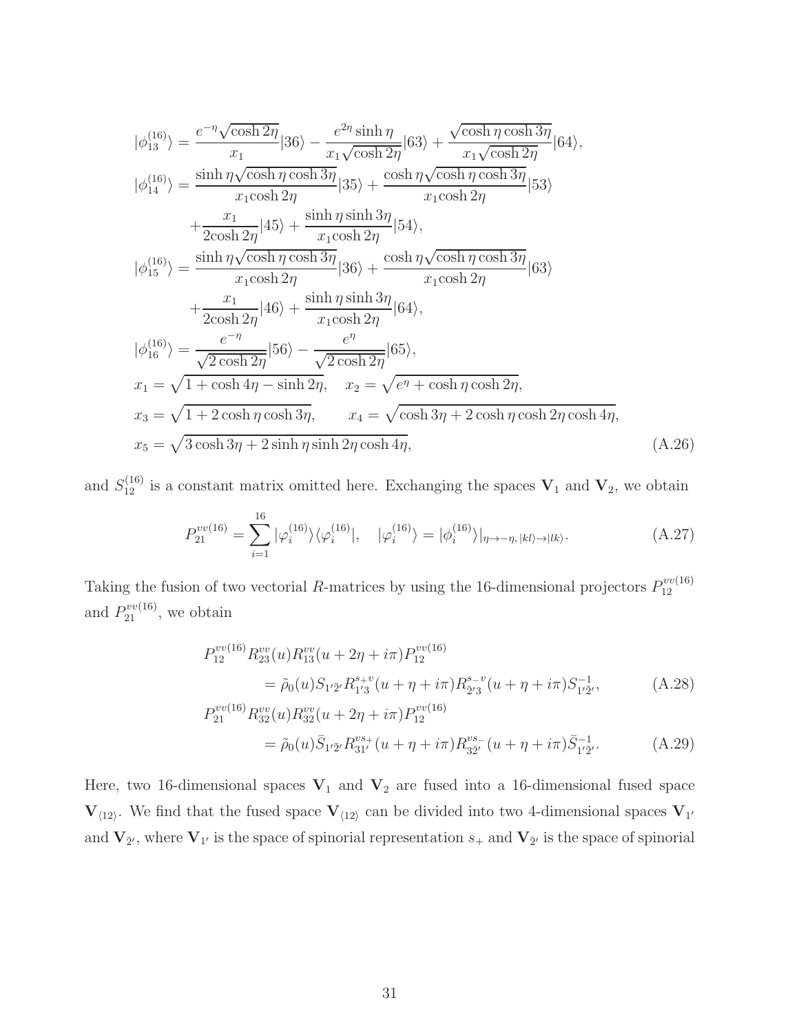$$
\begin{aligned}
|\phi_{13}^{(16)}\rangle &= \frac{e^{-\eta}\sqrt{\cosh 2\eta}}{x_1}|36\rangle - \frac{e^{2\eta}\sinh\eta}{x_1\sqrt{\cosh 2\eta}}|63\rangle + \frac{\sqrt{\cosh\eta\cosh 3\eta}}{x_1\sqrt{\cosh 2\eta}}|64\rangle, \\
|\phi_{14}^{(16)}\rangle &= \frac{\sinh\eta\sqrt{\cosh\eta\cosh 3\eta}}{x_1\cosh 2\eta}|35\rangle + \frac{\cosh\eta\sqrt{\cosh\eta\cosh 3\eta}}{x_1\cosh 2\eta}|53\rangle \\
&\quad + \frac{x_1}{2\cosh 2\eta}|45\rangle + \frac{\sinh\eta\sinh 3\eta}{x_1\cosh 2\eta}|54\rangle, \\
|\phi_{15}^{(16)}\rangle &= \frac{\sinh\eta\sqrt{\cosh\eta\cosh 3\eta}}{x_1\cosh 2\eta}|36\rangle + \frac{\cosh\eta\sqrt{\cosh\eta\cosh 3\eta}}{x_1\cosh 2\eta}|63\rangle \\
&\quad + \frac{x_1}{2\cosh 2\eta}|46\rangle + \frac{\sinh\eta\sinh 3\eta}{x_1\cosh 2\eta}|64\rangle, \\
|\phi_{16}^{(16)}\rangle &= \frac{e^{-\eta}}{\sqrt{2\cosh 2\eta}}|56\rangle - \frac{e^{\eta}}{\sqrt{2\cosh 2\eta}}|65\rangle, \\
x_1 &= \sqrt{1+\cosh 4\eta - \sinh 2\eta}, \quad x_2 = \sqrt{e^{\eta} + \cosh\eta\cosh 2\eta}, \\
x_3 &= \sqrt{1 + 2\cosh\eta\cosh 3\eta}, \qquad x_4 = \sqrt{\cosh 3\eta + 2\cosh\eta\cosh 2\eta\cosh 4\eta}, \\
x_5 &= \sqrt{3\cosh 3\eta + 2\sinh\eta\sinh 2\eta\cosh 4\eta},
\end{aligned}
\tag{A.26}
$$

and $S_{12}^{(16)}$ is a constant matrix omitted here. Exchanging the spaces $\mathbf{V}_1$ and $\mathbf{V}_2$, we obtain

$$
P_{21}^{vv(16)} = \sum_{i=1}^{16} |\varphi_i^{(16)}\rangle\langle\varphi_i^{(16)}|, \quad |\varphi_i^{(16)}\rangle = |\phi_i^{(16)}\rangle|_{\eta\to-\eta,\,|kl\rangle\to|lk\rangle}. \tag{A.27}
$$

Taking the fusion of two vectorial $R$-matrices by using the 16-dimensional projectors $P_{12}^{vv(16)}$ and $P_{21}^{vv(16)}$, we obtain

$$
\begin{aligned}
&P_{12}^{vv(16)} R_{23}^{vv}(u) R_{13}^{vv}(u+2\eta+i\pi) P_{12}^{vv(16)} \\
&\qquad = \tilde{\rho}_0(u) S_{1'\bar{2}'} R_{1'3}^{s_+v}(u+\eta+i\pi) R_{\bar{2}'3}^{s_-v}(u+\eta+i\pi) S_{1'\bar{2}'}^{-1},
\end{aligned}
\tag{A.28}
$$

$$
\begin{aligned}
&P_{21}^{vv(16)} R_{32}^{vv}(u) R_{32}^{vv}(u+2\eta+i\pi) P_{12}^{vv(16)} \\
&\qquad = \tilde{\rho}_0(u) \bar{S}_{1'\bar{2}'} R_{31'}^{vs_+}(u+\eta+i\pi) R_{3\bar{2}'}^{vs_-}(u+\eta+i\pi) \bar{S}_{1'\bar{2}'}^{-1}.
\end{aligned}
\tag{A.29}
$$

Here, two 16-dimensional spaces $\mathbf{V}_1$ and $\mathbf{V}_2$ are fused into a 16-dimensional fused space $\mathbf{V}_{\langle 12\rangle}$. We find that the fused space $\mathbf{V}_{\langle 12\rangle}$ can be divided into two 4-dimensional spaces $\mathbf{V}_{1'}$ and $\mathbf{V}_{\bar{2}'}$, where $\mathbf{V}_{1'}$ is the space of spinorial representation $s_+$ and $\mathbf{V}_{\bar{2}'}$ is the space of spinorial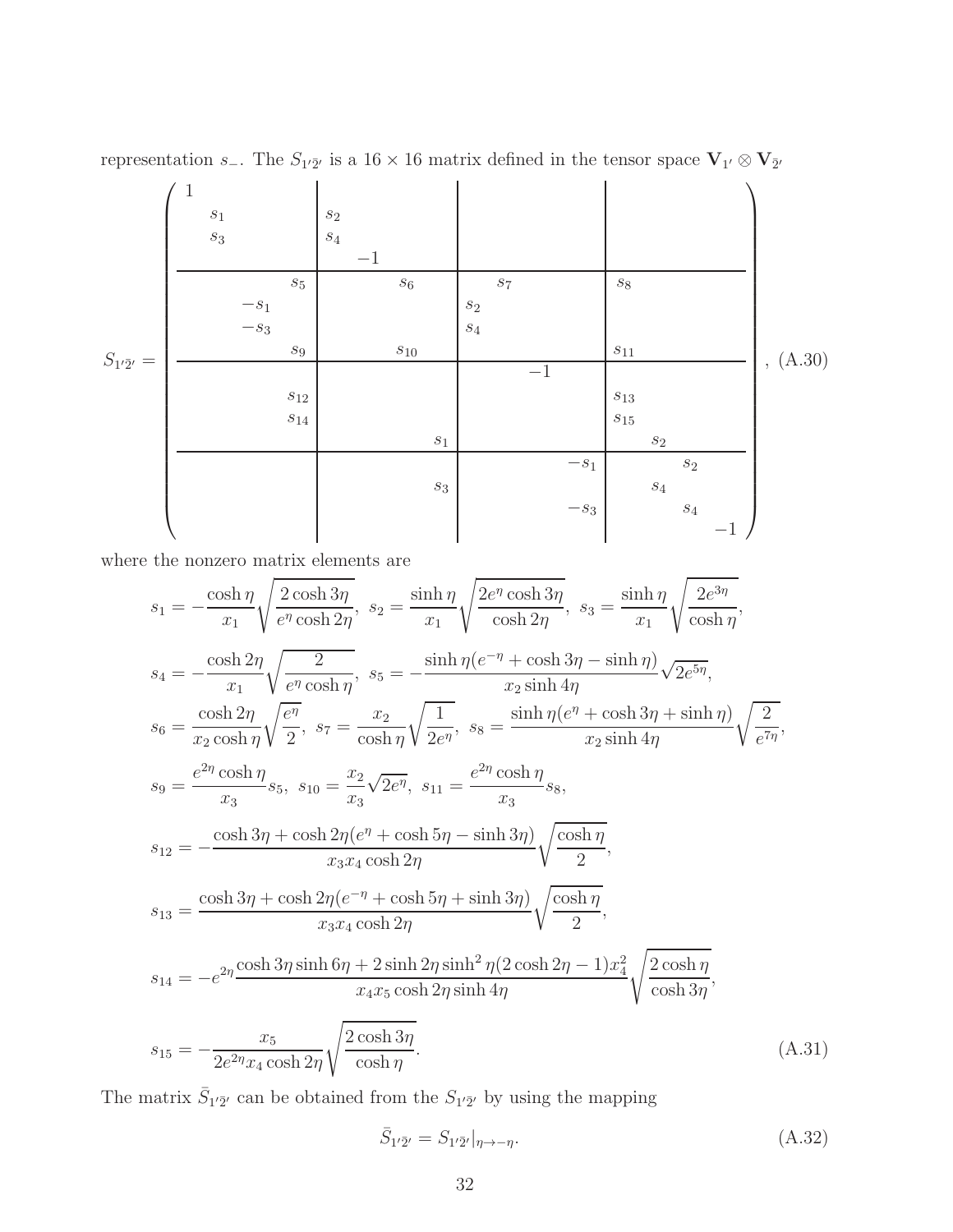representation $s_-$. The $S_{1'\bar{2}'}$ is a $16 \times 16$ matrix defined in the tensor space $\mathbf{V}_{1'} \otimes \mathbf{V}_{\bar{2}'}$

$$
S_{1'\bar{2}'} = \left(\begin{array}{cccc|cccc|cccc|cccc}
1 & & & & & & & & & & & & & & & \\
 & s_1 & & & s_2 & & & & & & & & & & & \\
 & s_3 & & & s_4 & & & & & & & & & & & \\
 & & & & & -1 & & & & & & & & & & \\
\hline
 & & & s_5 & & & s_6 & & & s_7 & & & s_8 & & & \\
 & & -s_1 & & & & & & s_2 & & & & & & & \\
 & & -s_3 & & & & & & s_4 & & & & & & & \\
 & & & s_9 & & & s_{10} & & & & & & s_{11} & & & \\
\hline
 & & & & & & & & & & -1 & & & & & \\
 & & & s_{12} & & & & & & & & & s_{13} & & & \\
 & & & s_{14} & & & & & & & & & s_{15} & & & \\
 & & & & & & & s_1 & & & & & & s_2 & & \\
\hline
 & & & & & & & & & & & -s_1 & & & s_2 & \\
 & & & & & & & s_3 & & & & & & s_4 & & \\
 & & & & & & & & & & & -s_3 & & & s_4 & \\
 & & & & & & & & & & & & & & & -1
\end{array}\right), \tag{A.30}
$$

where the nonzero matrix elements are

$$
\begin{aligned}
s_1 &= -\frac{\cosh\eta}{x_1}\sqrt{\frac{2\cosh 3\eta}{e^{\eta}\cosh 2\eta}}, \ \ s_2 = \frac{\sinh\eta}{x_1}\sqrt{\frac{2e^{\eta}\cosh 3\eta}{\cosh 2\eta}}, \ \ s_3 = \frac{\sinh\eta}{x_1}\sqrt{\frac{2e^{3\eta}}{\cosh\eta}}, \\
s_4 &= -\frac{\cosh 2\eta}{x_1}\sqrt{\frac{2}{e^{\eta}\cosh\eta}}, \ \ s_5 = -\frac{\sinh\eta(e^{-\eta}+\cosh 3\eta-\sinh\eta)}{x_2\sinh 4\eta}\sqrt{2e^{5\eta}}, \\
s_6 &= \frac{\cosh 2\eta}{x_2\cosh\eta}\sqrt{\frac{e^{\eta}}{2}}, \ \ s_7 = \frac{x_2}{\cosh\eta}\sqrt{\frac{1}{2e^{\eta}}}, \ \ s_8 = \frac{\sinh\eta(e^{\eta}+\cosh 3\eta+\sinh\eta)}{x_2\sinh 4\eta}\sqrt{\frac{2}{e^{7\eta}}}, \\
s_9 &= \frac{e^{2\eta}\cosh\eta}{x_3}s_5, \ \ s_{10} = \frac{x_2}{x_3}\sqrt{2e^{\eta}}, \ \ s_{11} = \frac{e^{2\eta}\cosh\eta}{x_3}s_8, \\
s_{12} &= -\frac{\cosh 3\eta+\cosh 2\eta(e^{\eta}+\cosh 5\eta-\sinh 3\eta)}{x_3x_4\cosh 2\eta}\sqrt{\frac{\cosh\eta}{2}}, \\
s_{13} &= \frac{\cosh 3\eta+\cosh 2\eta(e^{-\eta}+\cosh 5\eta+\sinh 3\eta)}{x_3x_4\cosh 2\eta}\sqrt{\frac{\cosh\eta}{2}}, \\
s_{14} &= -e^{2\eta}\frac{\cosh 3\eta\sinh 6\eta+2\sinh 2\eta\sinh^2\eta(2\cosh 2\eta-1)x_4^2}{x_4x_5\cosh 2\eta\sinh 4\eta}\sqrt{\frac{2\cosh\eta}{\cosh 3\eta}}, \\
s_{15} &= -\frac{x_5}{2e^{2\eta}x_4\cosh 2\eta}\sqrt{\frac{2\cosh 3\eta}{\cosh\eta}}.
\end{aligned} \tag{A.31}
$$

The matrix $\bar{S}_{1'\bar{2}'}$ can be obtained from the $S_{1'\bar{2}'}$ by using the mapping

$$
\bar{S}_{1'\bar{2}'} = S_{1'\bar{2}'}|_{\eta\to-\eta}. \tag{A.32}
$$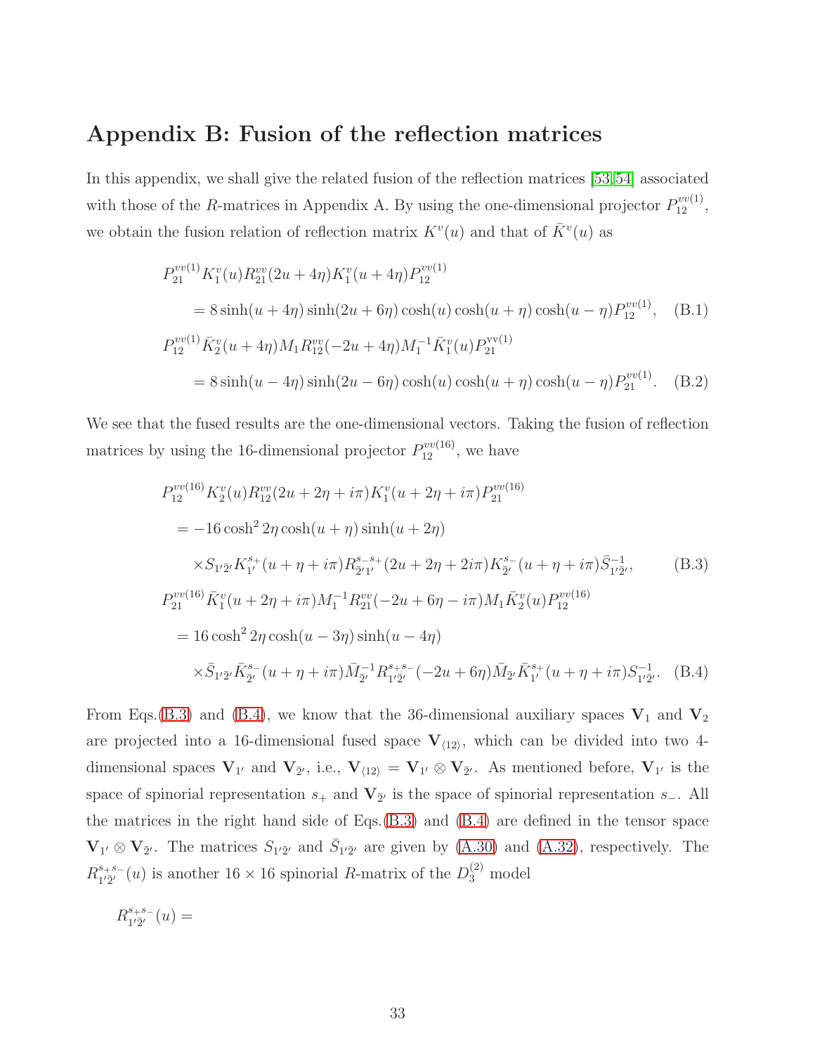## Appendix B: Fusion of the reflection matrices

In this appendix, we shall give the related fusion of the reflection matrices [53,54] associated with those of the $R$-matrices in Appendix A. By using the one-dimensional projector $P_{12}^{vv(1)}$, we obtain the fusion relation of reflection matrix $K^v(u)$ and that of $\bar{K}^v(u)$ as

$$
\begin{aligned}
& P_{21}^{vv(1)} K_1^v(u) R_{21}^{vv}(2u+4\eta) K_1^v(u+4\eta) P_{12}^{vv(1)} \\
& \qquad = 8\sinh(u+4\eta)\sinh(2u+6\eta)\cosh(u)\cosh(u+\eta)\cosh(u-\eta) P_{12}^{vv(1)}, \quad \text{(B.1)} \\
& P_{12}^{vv(1)} \bar{K}_2^v(u+4\eta) M_1 R_{12}^{vv}(-2u+4\eta) M_1^{-1} \bar{K}_1^v(u) P_{21}^{vv(1)} \\
& \qquad = 8\sinh(u-4\eta)\sinh(2u-6\eta)\cosh(u)\cosh(u+\eta)\cosh(u-\eta) P_{21}^{vv(1)}. \quad \text{(B.2)}
\end{aligned}
$$

We see that the fused results are the one-dimensional vectors. Taking the fusion of reflection matrices by using the 16-dimensional projector $P_{12}^{vv(16)}$, we have

$$
\begin{aligned}
& P_{12}^{vv(16)} K_2^v(u) R_{12}^{vv}(2u+2\eta+i\pi) K_1^v(u+2\eta+i\pi) P_{21}^{vv(16)} \\
& \quad = -16\cosh^2 2\eta \cosh(u+\eta)\sinh(u+2\eta) \\
& \qquad \times S_{1'\bar{2}'} K_{1'}^{s_+}(u+\eta+i\pi) R_{\bar{2}'1'}^{s_-s_+}(2u+2\eta+2i\pi) K_{\bar{2}'}^{s_-}(u+\eta+i\pi) \bar{S}_{1'\bar{2}'}^{-1}, \qquad \text{(B.3)} \\
& P_{21}^{vv(16)} \bar{K}_1^v(u+2\eta+i\pi) M_1^{-1} R_{21}^{vv}(-2u+6\eta-i\pi) M_1 \bar{K}_2^v(u) P_{12}^{vv(16)} \\
& \quad = 16\cosh^2 2\eta \cosh(u-3\eta)\sinh(u-4\eta) \\
& \qquad \times \bar{S}_{1'\bar{2}'} \bar{K}_{\bar{2}'}^{s_-}(u+\eta+i\pi) \bar{M}_{\bar{2}'}^{-1} R_{1'\bar{2}'}^{s_+s_-}(-2u+6\eta) \bar{M}_{\bar{2}'} \bar{K}_{1'}^{s_+}(u+\eta+i\pi) S_{1'\bar{2}'}^{-1}. \quad \text{(B.4)}
\end{aligned}
$$

From Eqs.(B.3) and (B.4), we know that the 36-dimensional auxiliary spaces $\mathbf{V}_1$ and $\mathbf{V}_2$ are projected into a 16-dimensional fused space $\mathbf{V}_{\langle 12\rangle}$, which can be divided into two 4-dimensional spaces $\mathbf{V}_{1'}$ and $\mathbf{V}_{\bar{2}'}$, i.e., $\mathbf{V}_{\langle 12\rangle} = \mathbf{V}_{1'} \otimes \mathbf{V}_{\bar{2}'}$. As mentioned before, $\mathbf{V}_{1'}$ is the space of spinorial representation $s_+$ and $\mathbf{V}_{\bar{2}'}$ is the space of spinorial representation $s_-$. All the matrices in the right hand side of Eqs.(B.3) and (B.4) are defined in the tensor space $\mathbf{V}_{1'} \otimes \mathbf{V}_{\bar{2}'}$. The matrices $S_{1'\bar{2}'}$ and $\bar{S}_{1'\bar{2}'}$ are given by (A.30) and (A.32), respectively. The $R_{1'\bar{2}'}^{s_+s_-}(u)$ is another $16 \times 16$ spinorial $R$-matrix of the $D_3^{(2)}$ model

$$
R_{1'\bar{2}'}^{s_+s_-}(u) =
$$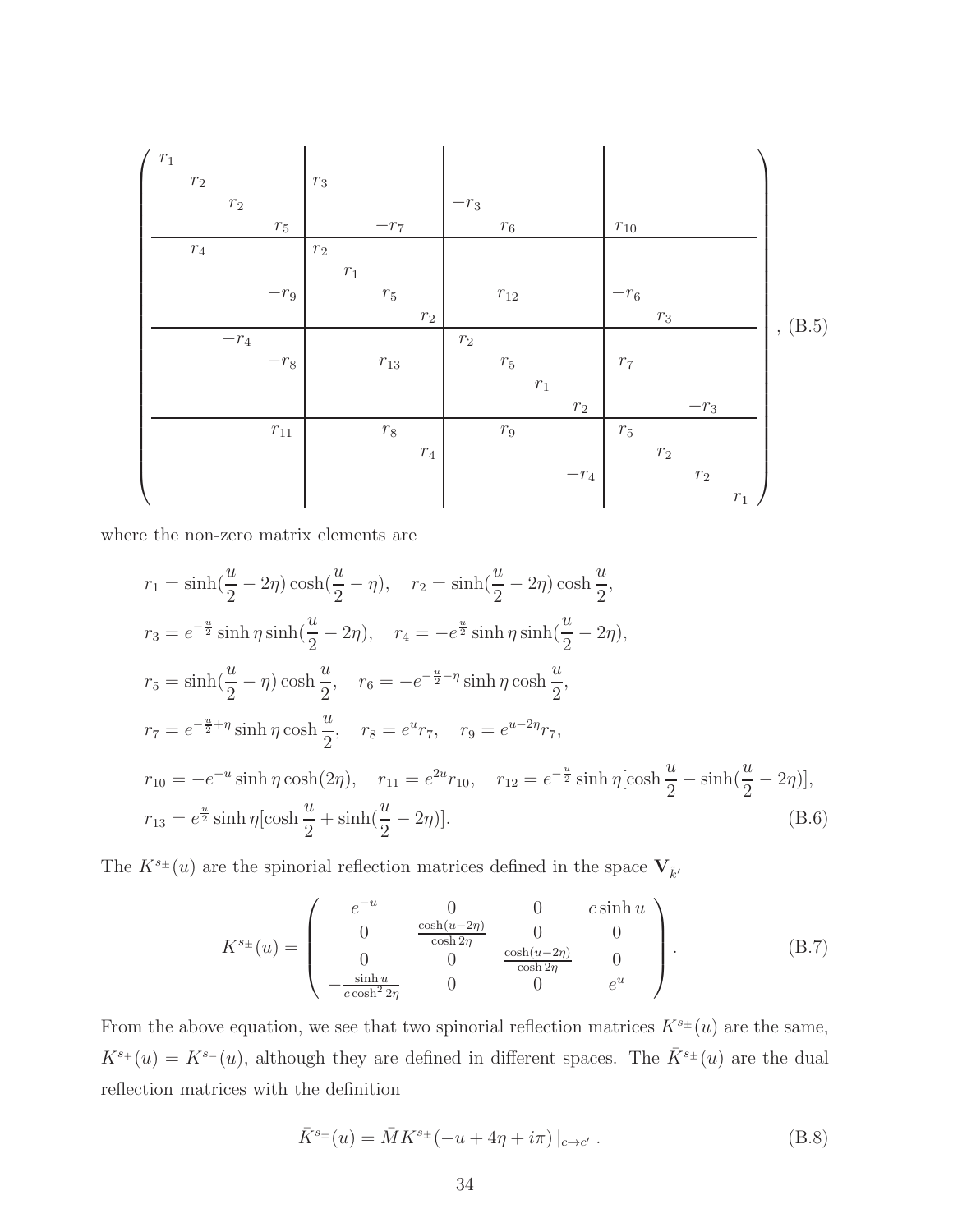$$
\left(\begin{array}{cccc|cccc|cccc|cccc}
r_1 & & & & & & & & & & & & & & & \\
 & r_2 & & & r_3 & & & & & & & & & & & \\
 & & r_2 & & & & & & -r_3 & & & & & & & \\
 & & & r_5 & & & -r_7 & & & r_6 & & & r_{10} & & & \\
\hline
 & r_4 & & & r_2 & & & & & & & & & & & \\
 & & & & & r_1 & & & & & & & & & & \\
 & & & -r_9 & & & r_5 & & & r_{12} & & & -r_6 & & & \\
 & & & & & & & r_2 & & & & & & r_3 & & \\
\hline
 & & -r_4 & & & & & & r_2 & & & & & & & \\
 & & & -r_8 & & & r_{13} & & & r_5 & & & r_7 & & & \\
 & & & & & & & & & & r_1 & & & & & \\
 & & & & & & & & & & & r_2 & & & -r_3 & \\
\hline
 & & & r_{11} & & & r_8 & & & r_9 & & & r_5 & & & \\
 & & & & & & & r_4 & & & & & & r_2 & & \\
 & & & & & & & & & & & -r_4 & & & r_2 & \\
 & & & & & & & & & & & & & & & r_1
\end{array}\right), \quad \text{(B.5)}
$$

where the non-zero matrix elements are

$$
\begin{aligned}
& r_1 = \sinh(\frac{u}{2} - 2\eta)\cosh(\frac{u}{2} - \eta), \quad r_2 = \sinh(\frac{u}{2} - 2\eta)\cosh\frac{u}{2}, \\
& r_3 = e^{-\frac{u}{2}}\sinh\eta\sinh(\frac{u}{2} - 2\eta), \quad r_4 = -e^{\frac{u}{2}}\sinh\eta\sinh(\frac{u}{2} - 2\eta), \\
& r_5 = \sinh(\frac{u}{2} - \eta)\cosh\frac{u}{2}, \quad r_6 = -e^{-\frac{u}{2} - \eta}\sinh\eta\cosh\frac{u}{2}, \\
& r_7 = e^{-\frac{u}{2} + \eta}\sinh\eta\cosh\frac{u}{2}, \quad r_8 = e^{u} r_7, \quad r_9 = e^{u - 2\eta} r_7, \\
& r_{10} = -e^{-u}\sinh\eta\cosh(2\eta), \quad r_{11} = e^{2u} r_{10}, \quad r_{12} = e^{-\frac{u}{2}}\sinh\eta[\cosh\frac{u}{2} - \sinh(\frac{u}{2} - 2\eta)], \\
& r_{13} = e^{\frac{u}{2}}\sinh\eta[\cosh\frac{u}{2} + \sinh(\frac{u}{2} - 2\eta)]. 
\end{aligned} \quad \text{(B.6)}
$$

The $K^{s_\pm}(u)$ are the spinorial reflection matrices defined in the space $\mathbf{V}_{\bar{k}'}$

$$
K^{s_\pm}(u) = \begin{pmatrix}
e^{-u} & 0 & 0 & c\sinh u \\
0 & \frac{\cosh(u - 2\eta)}{\cosh 2\eta} & 0 & 0 \\
0 & 0 & \frac{\cosh(u - 2\eta)}{\cosh 2\eta} & 0 \\
-\frac{\sinh u}{c\cosh^2 2\eta} & 0 & 0 & e^{u}
\end{pmatrix}. \quad \text{(B.7)}
$$

From the above equation, we see that two spinorial reflection matrices $K^{s_\pm}(u)$ are the same, $K^{s_+}(u) = K^{s_-}(u)$, although they are defined in different spaces. The $\bar{K}^{s_\pm}(u)$ are the dual reflection matrices with the definition

$$
\bar{K}^{s_\pm}(u) = \bar{M} K^{s_\pm}(-u + 4\eta + i\pi)\,|_{c \to c'} \,. \quad \text{(B.8)}
$$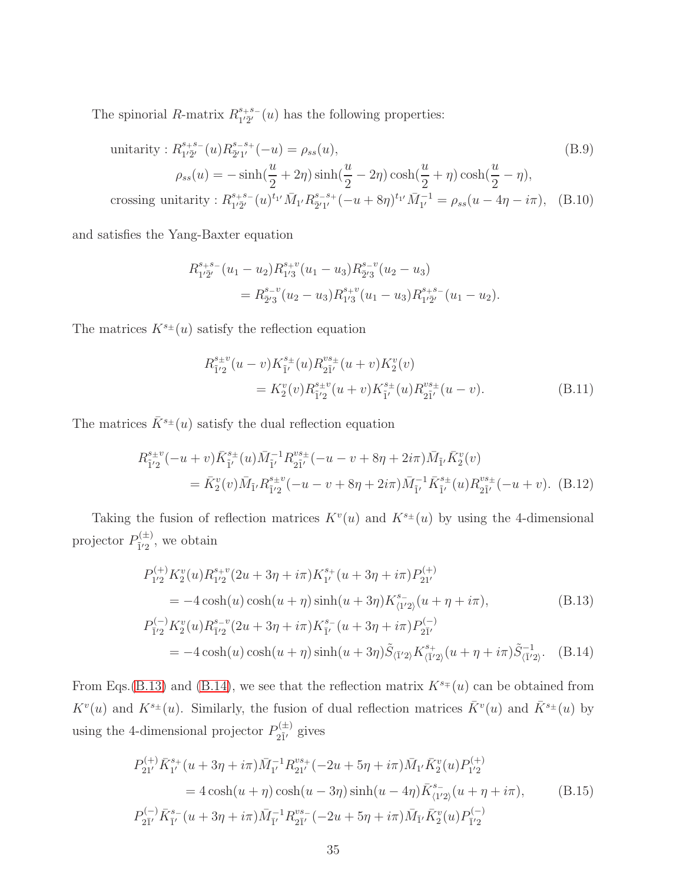The spinorial $R$-matrix $R^{s_+s_-}_{1'\bar{2}'}(u)$ has the following properties:

$$
\text{unitarity}: R^{s_+s_-}_{1'\bar{2}'}(u)R^{s_-s_+}_{\bar{2}'1'}(-u) = \rho_{ss}(u), \tag{B.9}
$$

$$
\rho_{ss}(u) = -\sinh(\frac{u}{2}+2\eta)\sinh(\frac{u}{2}-2\eta)\cosh(\frac{u}{2}+\eta)\cosh(\frac{u}{2}-\eta),
$$

$$
\text{crossing unitarity}: R^{s_+s_-}_{1'\bar{2}'}(u)^{t_{1'}}\bar{M}_{1'}R^{s_-s_+}_{\bar{2}'1'}(-u+8\eta)^{t_{1'}}\bar{M}^{-1}_{1'} = \rho_{ss}(u-4\eta-i\pi), \tag{B.10}
$$

and satisfies the Yang-Baxter equation

$$
\begin{aligned}
R^{s_+s_-}_{1'\bar{2}'}(u_1-u_2)R^{s_+v}_{1'3}(u_1-u_3)R^{s_-v}_{\bar{2}'3}(u_2-u_3) \\
= R^{s_-v}_{\bar{2}'3}(u_2-u_3)R^{s_+v}_{1'3}(u_1-u_3)R^{s_+s_-}_{1'\bar{2}'}(u_1-u_2).
\end{aligned}
$$

The matrices $K^{s_\pm}(u)$ satisfy the reflection equation

$$
\begin{aligned}
R^{s_\pm v}_{\bar{1}'2}(u-v)K^{s_\pm}_{\bar{1}'}(u)R^{vs_\pm}_{2\bar{1}'}(u+v)K^{v}_{2}(v) \\
= K^{v}_{2}(v)R^{s_\pm v}_{\bar{1}'2}(u+v)K^{s_\pm}_{\bar{1}'}(u)R^{vs_\pm}_{2\bar{1}'}(u-v).
\end{aligned} \tag{B.11}
$$

The matrices $\bar{K}^{s_\pm}(u)$ satisfy the dual reflection equation

$$
\begin{aligned}
R^{s_\pm v}_{\bar{1}'2}(-u+v)\bar{K}^{s_\pm}_{\bar{1}'}(u)\bar{M}^{-1}_{\bar{1}'}R^{vs_\pm}_{2\bar{1}'}(-u-v+8\eta+2i\pi)\bar{M}_{\bar{1}'}\bar{K}^{v}_{2}(v) \\
= \bar{K}^{v}_{2}(v)\bar{M}_{\bar{1}'}R^{s_\pm v}_{\bar{1}'2}(-u-v+8\eta+2i\pi)\bar{M}^{-1}_{\bar{1}'}\bar{K}^{s_\pm}_{\bar{1}'}(u)R^{vs_\pm}_{2\bar{1}'}(-u+v).
\end{aligned} \tag{B.12}
$$

Taking the fusion of reflection matrices $K^{v}(u)$ and $K^{s_\pm}(u)$ by using the 4-dimensional projector $P^{(\pm)}_{\bar{1}'2}$, we obtain

$$
\begin{aligned}
P^{(+)}_{1'2}K^{v}_{2}(u)R^{s_+v}_{1'2}(2u+3\eta+i\pi)K^{s_+}_{1'}(u+3\eta+i\pi)P^{(+)}_{21'} \\
= -4\cosh(u)\cosh(u+\eta)\sinh(u+3\eta)K^{s_-}_{\langle 1'2\rangle}(u+\eta+i\pi),
\end{aligned} \tag{B.13}
$$

$$
\begin{aligned}
P^{(-)}_{\bar{1}'2}K^{v}_{2}(u)R^{s_-v}_{\bar{1}'2}(2u+3\eta+i\pi)K^{s_-}_{\bar{1}'}(u+3\eta+i\pi)P^{(-)}_{2\bar{1}'} \\
= -4\cosh(u)\cosh(u+\eta)\sinh(u+3\eta)\tilde{S}_{\langle\bar{1}'2\rangle}K^{s_+}_{\langle\bar{1}'2\rangle}(u+\eta+i\pi)\tilde{S}^{-1}_{\langle\bar{1}'2\rangle}.
\end{aligned} \tag{B.14}
$$

From Eqs.(B.13) and (B.14), we see that the reflection matrix $K^{s_\mp}(u)$ can be obtained from $K^{v}(u)$ and $K^{s_\pm}(u)$. Similarly, the fusion of dual reflection matrices $\bar{K}^{v}(u)$ and $\bar{K}^{s_\pm}(u)$ by using the 4-dimensional projector $P^{(\pm)}_{2\bar{1}'}$ gives

$$
\begin{aligned}
P^{(+)}_{21'}\bar{K}^{s_+}_{1'}(u+3\eta+i\pi)\bar{M}^{-1}_{1'}R^{vs_+}_{21'}(-2u+5\eta+i\pi)\bar{M}_{1'}\bar{K}^{v}_{2}(u)P^{(+)}_{1'2} \\
= 4\cosh(u+\eta)\cosh(u-3\eta)\sinh(u-4\eta)\bar{K}^{s_-}_{\langle 1'2\rangle}(u+\eta+i\pi),
\end{aligned} \tag{B.15}
$$

$$
P^{(-)}_{2\bar{1}'}\bar{K}^{s_-}_{\bar{1}'}(u+3\eta+i\pi)\bar{M}^{-1}_{\bar{1}'}R^{vs_-}_{2\bar{1}'}(-2u+5\eta+i\pi)\bar{M}_{\bar{1}'}\bar{K}^{v}_{2}(u)P^{(-)}_{\bar{1}'2}
$$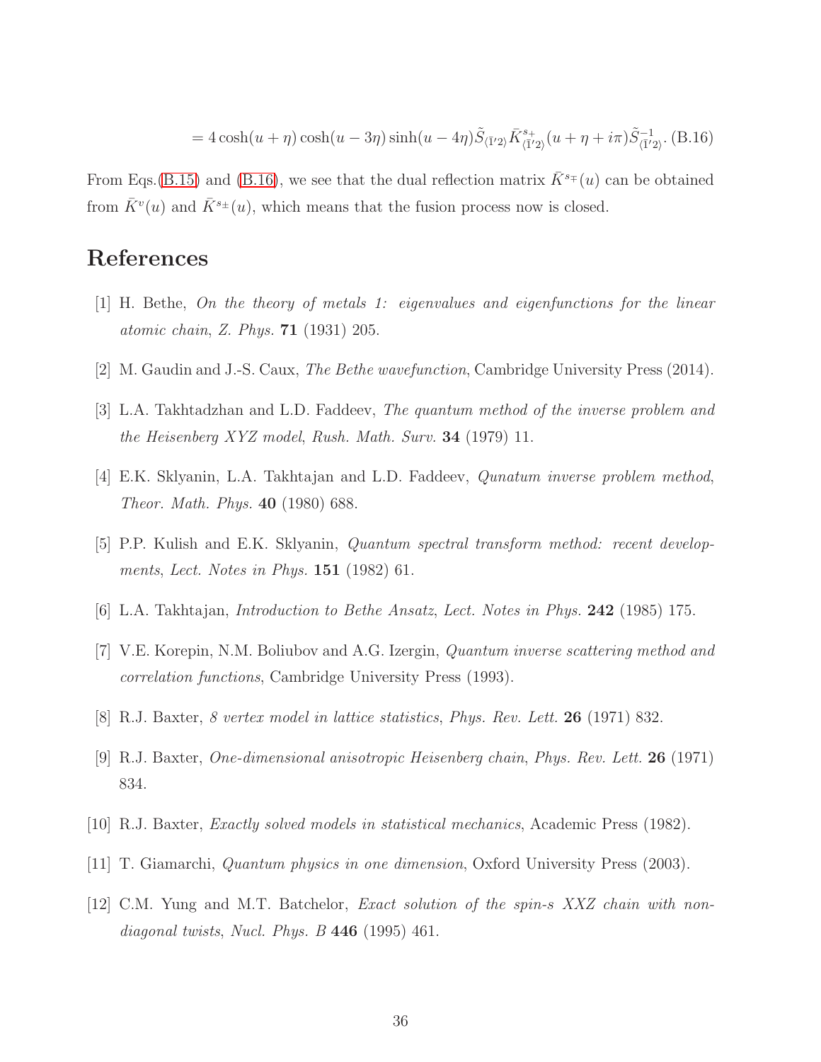$$= 4\cosh(u+\eta)\cosh(u-3\eta)\sinh(u-4\eta)\tilde{S}_{\langle\bar{1}'2\rangle}\bar{K}^{s_+}_{\langle\bar{1}'2\rangle}(u+\eta+i\pi)\tilde{S}^{-1}_{\langle\bar{1}'2\rangle}. \quad \text{(B.16)}$$

From Eqs.(B.15) and (B.16), we see that the dual reflection matrix $\bar{K}^{s_\mp}(u)$ can be obtained from $\bar{K}^v(u)$ and $\bar{K}^{s_\pm}(u)$, which means that the fusion process now is closed.

# References

[1] H. Bethe, *On the theory of metals 1: eigenvalues and eigenfunctions for the linear atomic chain*, *Z. Phys.* **71** (1931) 205.

[2] M. Gaudin and J.-S. Caux, *The Bethe wavefunction*, Cambridge University Press (2014).

[3] L.A. Takhtadzhan and L.D. Faddeev, *The quantum method of the inverse problem and the Heisenberg XYZ model*, *Rush. Math. Surv.* **34** (1979) 11.

[4] E.K. Sklyanin, L.A. Takhtajan and L.D. Faddeev, *Qunatum inverse problem method*, *Theor. Math. Phys.* **40** (1980) 688.

[5] P.P. Kulish and E.K. Sklyanin, *Quantum spectral transform method: recent developments*, *Lect. Notes in Phys.* **151** (1982) 61.

[6] L.A. Takhtajan, *Introduction to Bethe Ansatz*, *Lect. Notes in Phys.* **242** (1985) 175.

[7] V.E. Korepin, N.M. Boliubov and A.G. Izergin, *Quantum inverse scattering method and correlation functions*, Cambridge University Press (1993).

[8] R.J. Baxter, *8 vertex model in lattice statistics*, *Phys. Rev. Lett.* **26** (1971) 832.

[9] R.J. Baxter, *One-dimensional anisotropic Heisenberg chain*, *Phys. Rev. Lett.* **26** (1971) 834.

[10] R.J. Baxter, *Exactly solved models in statistical mechanics*, Academic Press (1982).

[11] T. Giamarchi, *Quantum physics in one dimension*, Oxford University Press (2003).

[12] C.M. Yung and M.T. Batchelor, *Exact solution of the spin-s XXZ chain with non-diagonal twists*, *Nucl. Phys. B* **446** (1995) 461.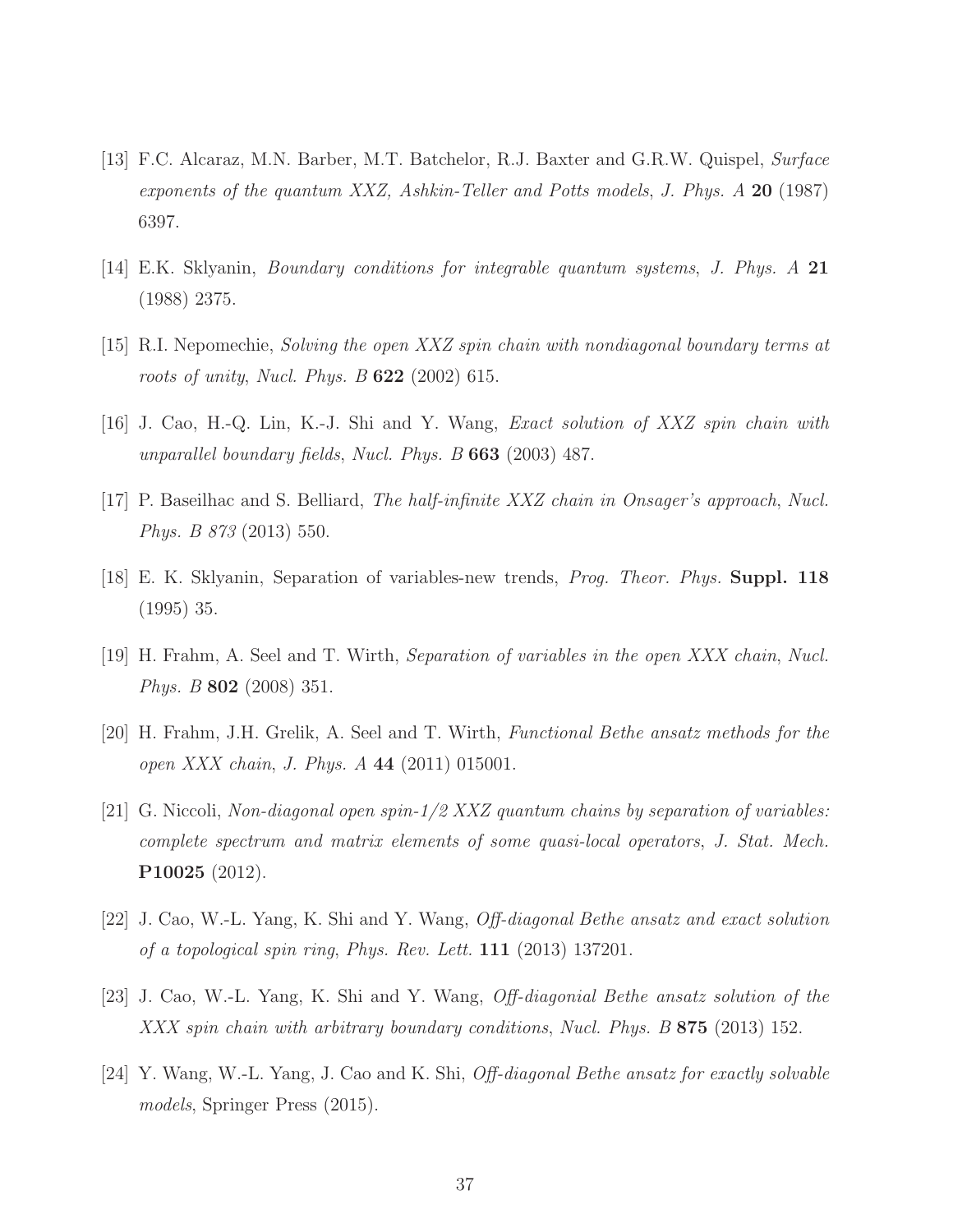[13] F.C. Alcaraz, M.N. Barber, M.T. Batchelor, R.J. Baxter and G.R.W. Quispel, *Surface exponents of the quantum XXZ, Ashkin-Teller and Potts models*, *J. Phys. A* **20** (1987) 6397.

[14] E.K. Sklyanin, *Boundary conditions for integrable quantum systems*, *J. Phys. A* **21** (1988) 2375.

[15] R.I. Nepomechie, *Solving the open XXZ spin chain with nondiagonal boundary terms at roots of unity*, *Nucl. Phys. B* **622** (2002) 615.

[16] J. Cao, H.-Q. Lin, K.-J. Shi and Y. Wang, *Exact solution of XXZ spin chain with unparallel boundary fields*, *Nucl. Phys. B* **663** (2003) 487.

[17] P. Baseilhac and S. Belliard, *The half-infinite XXZ chain in Onsager's approach*, *Nucl. Phys. B 873* (2013) 550.

[18] E. K. Sklyanin, Separation of variables-new trends, *Prog. Theor. Phys.* **Suppl. 118** (1995) 35.

[19] H. Frahm, A. Seel and T. Wirth, *Separation of variables in the open XXX chain*, *Nucl. Phys. B* **802** (2008) 351.

[20] H. Frahm, J.H. Grelik, A. Seel and T. Wirth, *Functional Bethe ansatz methods for the open XXX chain*, *J. Phys. A* **44** (2011) 015001.

[21] G. Niccoli, *Non-diagonal open spin-1/2 XXZ quantum chains by separation of variables: complete spectrum and matrix elements of some quasi-local operators*, *J. Stat. Mech.* **P10025** (2012).

[22] J. Cao, W.-L. Yang, K. Shi and Y. Wang, *Off-diagonal Bethe ansatz and exact solution of a topological spin ring*, *Phys. Rev. Lett.* **111** (2013) 137201.

[23] J. Cao, W.-L. Yang, K. Shi and Y. Wang, *Off-diagonial Bethe ansatz solution of the XXX spin chain with arbitrary boundary conditions*, *Nucl. Phys. B* **875** (2013) 152.

[24] Y. Wang, W.-L. Yang, J. Cao and K. Shi, *Off-diagonal Bethe ansatz for exactly solvable models*, Springer Press (2015).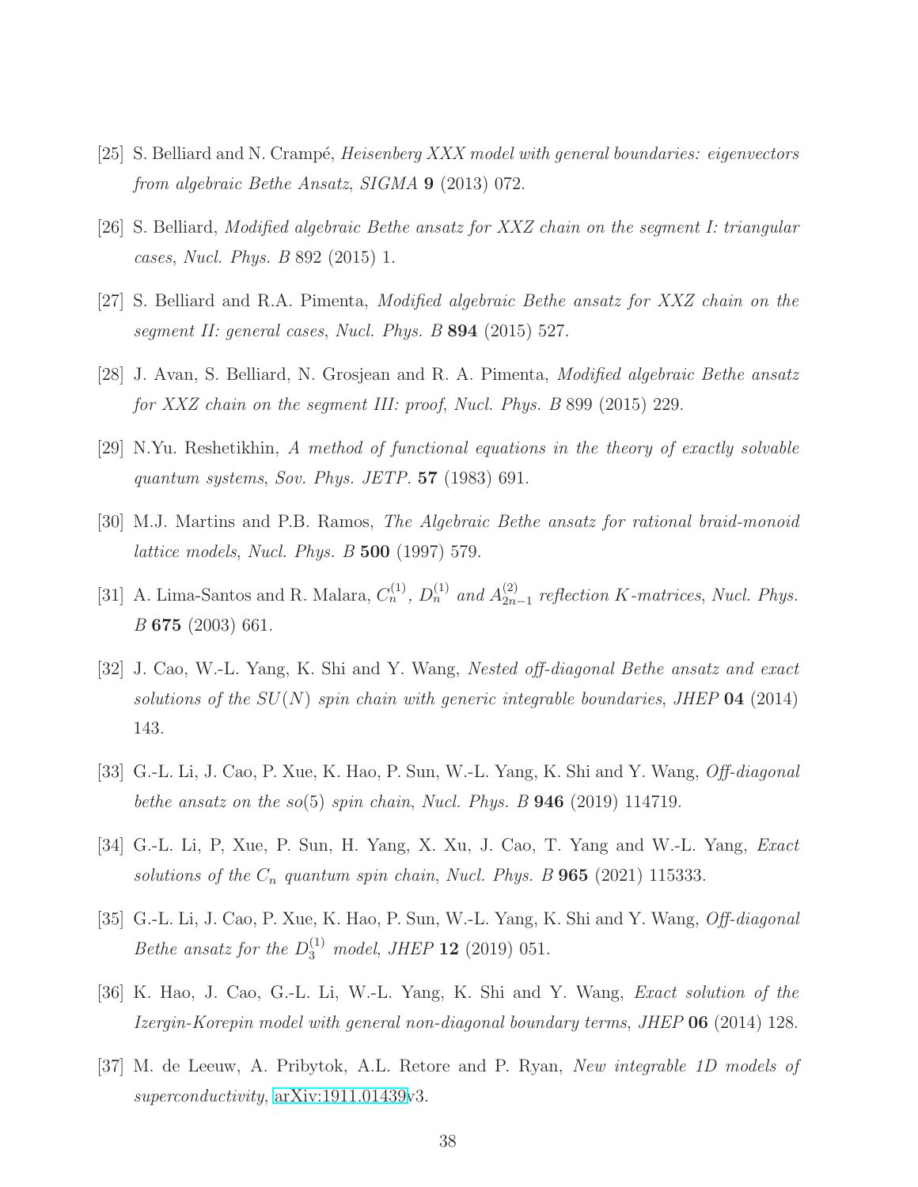[25] S. Belliard and N. Crampé, *Heisenberg XXX model with general boundaries: eigenvectors from algebraic Bethe Ansatz*, *SIGMA* **9** (2013) 072.

[26] S. Belliard, *Modified algebraic Bethe ansatz for XXZ chain on the segment I: triangular cases*, *Nucl. Phys. B* 892 (2015) 1.

[27] S. Belliard and R.A. Pimenta, *Modified algebraic Bethe ansatz for XXZ chain on the segment II: general cases*, *Nucl. Phys. B* **894** (2015) 527.

[28] J. Avan, S. Belliard, N. Grosjean and R. A. Pimenta, *Modified algebraic Bethe ansatz for XXZ chain on the segment III: proof*, *Nucl. Phys. B* 899 (2015) 229.

[29] N.Yu. Reshetikhin, *A method of functional equations in the theory of exactly solvable quantum systems*, *Sov. Phys. JETP.* **57** (1983) 691.

[30] M.J. Martins and P.B. Ramos, *The Algebraic Bethe ansatz for rational braid-monoid lattice models*, *Nucl. Phys. B* **500** (1997) 579.

[31] A. Lima-Santos and R. Malara, *$C_n^{(1)}$, $D_n^{(1)}$ and $A_{2n-1}^{(2)}$ reflection K-matrices*, *Nucl. Phys. B* **675** (2003) 661.

[32] J. Cao, W.-L. Yang, K. Shi and Y. Wang, *Nested off-diagonal Bethe ansatz and exact solutions of the $SU(N)$ spin chain with generic integrable boundaries*, *JHEP* **04** (2014) 143.

[33] G.-L. Li, J. Cao, P. Xue, K. Hao, P. Sun, W.-L. Yang, K. Shi and Y. Wang, *Off-diagonal bethe ansatz on the so(5) spin chain*, *Nucl. Phys. B* **946** (2019) 114719.

[34] G.-L. Li, P, Xue, P. Sun, H. Yang, X. Xu, J. Cao, T. Yang and W.-L. Yang, *Exact solutions of the $C_n$ quantum spin chain*, *Nucl. Phys. B* **965** (2021) 115333.

[35] G.-L. Li, J. Cao, P. Xue, K. Hao, P. Sun, W.-L. Yang, K. Shi and Y. Wang, *Off-diagonal Bethe ansatz for the $D_3^{(1)}$ model*, *JHEP* **12** (2019) 051.

[36] K. Hao, J. Cao, G.-L. Li, W.-L. Yang, K. Shi and Y. Wang, *Exact solution of the Izergin-Korepin model with general non-diagonal boundary terms*, *JHEP* **06** (2014) 128.

[37] M. de Leeuw, A. Pribytok, A.L. Retore and P. Ryan, *New integrable 1D models of superconductivity*, arXiv:1911.01439v3.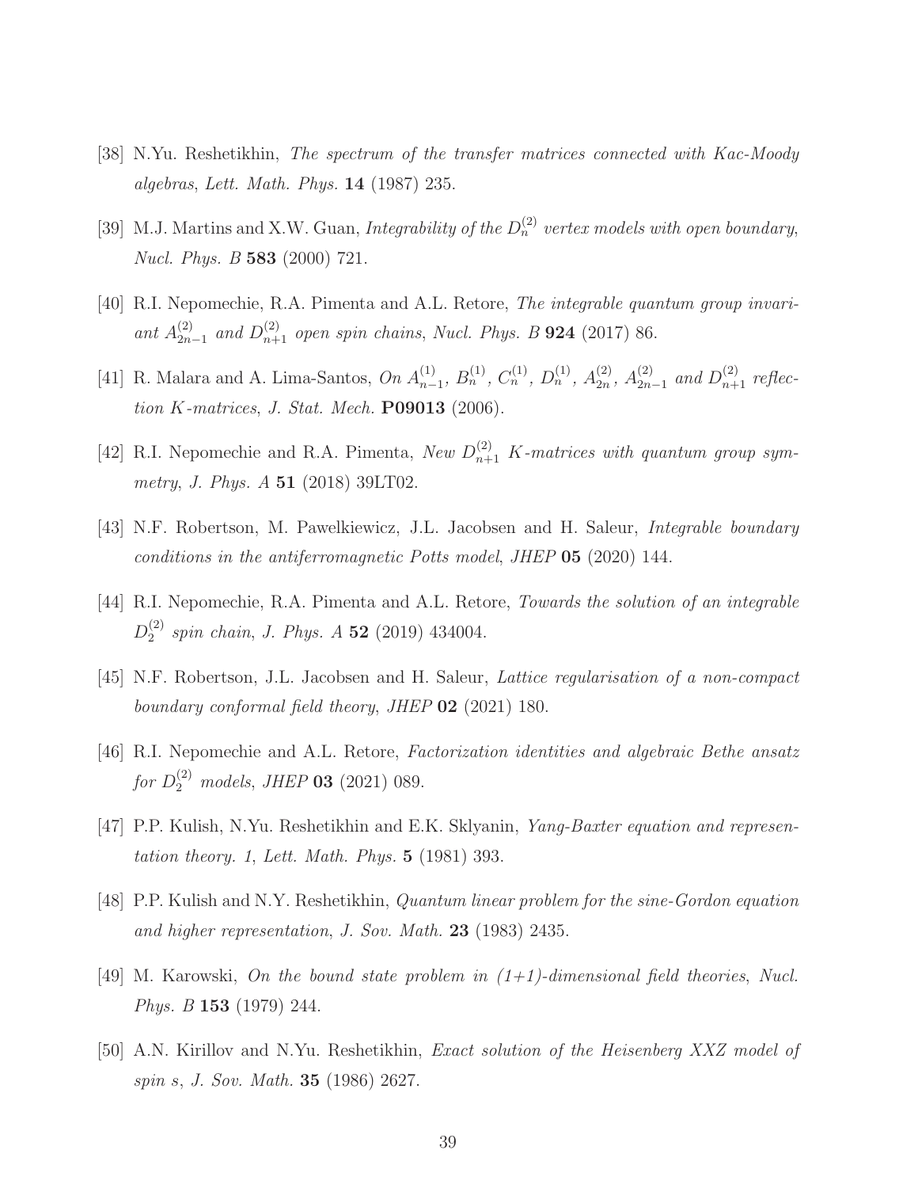[38] N.Yu. Reshetikhin, *The spectrum of the transfer matrices connected with Kac-Moody algebras*, *Lett. Math. Phys.* **14** (1987) 235.

[39] M.J. Martins and X.W. Guan, *Integrability of the $D_n^{(2)}$ vertex models with open boundary*, *Nucl. Phys. B* **583** (2000) 721.

[40] R.I. Nepomechie, R.A. Pimenta and A.L. Retore, *The integrable quantum group invariant $A_{2n-1}^{(2)}$ and $D_{n+1}^{(2)}$ open spin chains*, *Nucl. Phys. B* **924** (2017) 86.

[41] R. Malara and A. Lima-Santos, *On $A_{n-1}^{(1)}$, $B_n^{(1)}$, $C_n^{(1)}$, $D_n^{(1)}$, $A_{2n}^{(2)}$, $A_{2n-1}^{(2)}$ and $D_{n+1}^{(2)}$ reflection K-matrices*, *J. Stat. Mech.* **P09013** (2006).

[42] R.I. Nepomechie and R.A. Pimenta, *New $D_{n+1}^{(2)}$ K-matrices with quantum group symmetry*, *J. Phys. A* **51** (2018) 39LT02.

[43] N.F. Robertson, M. Pawelkiewicz, J.L. Jacobsen and H. Saleur, *Integrable boundary conditions in the antiferromagnetic Potts model*, *JHEP* **05** (2020) 144.

[44] R.I. Nepomechie, R.A. Pimenta and A.L. Retore, *Towards the solution of an integrable $D_2^{(2)}$ spin chain*, *J. Phys. A* **52** (2019) 434004.

[45] N.F. Robertson, J.L. Jacobsen and H. Saleur, *Lattice regularisation of a non-compact boundary conformal field theory*, *JHEP* **02** (2021) 180.

[46] R.I. Nepomechie and A.L. Retore, *Factorization identities and algebraic Bethe ansatz for $D_2^{(2)}$ models*, *JHEP* **03** (2021) 089.

[47] P.P. Kulish, N.Yu. Reshetikhin and E.K. Sklyanin, *Yang-Baxter equation and representation theory. 1*, *Lett. Math. Phys.* **5** (1981) 393.

[48] P.P. Kulish and N.Y. Reshetikhin, *Quantum linear problem for the sine-Gordon equation and higher representation*, *J. Sov. Math.* **23** (1983) 2435.

[49] M. Karowski, *On the bound state problem in (1+1)-dimensional field theories*, *Nucl. Phys. B* **153** (1979) 244.

[50] A.N. Kirillov and N.Yu. Reshetikhin, *Exact solution of the Heisenberg XXZ model of spin s*, *J. Sov. Math.* **35** (1986) 2627.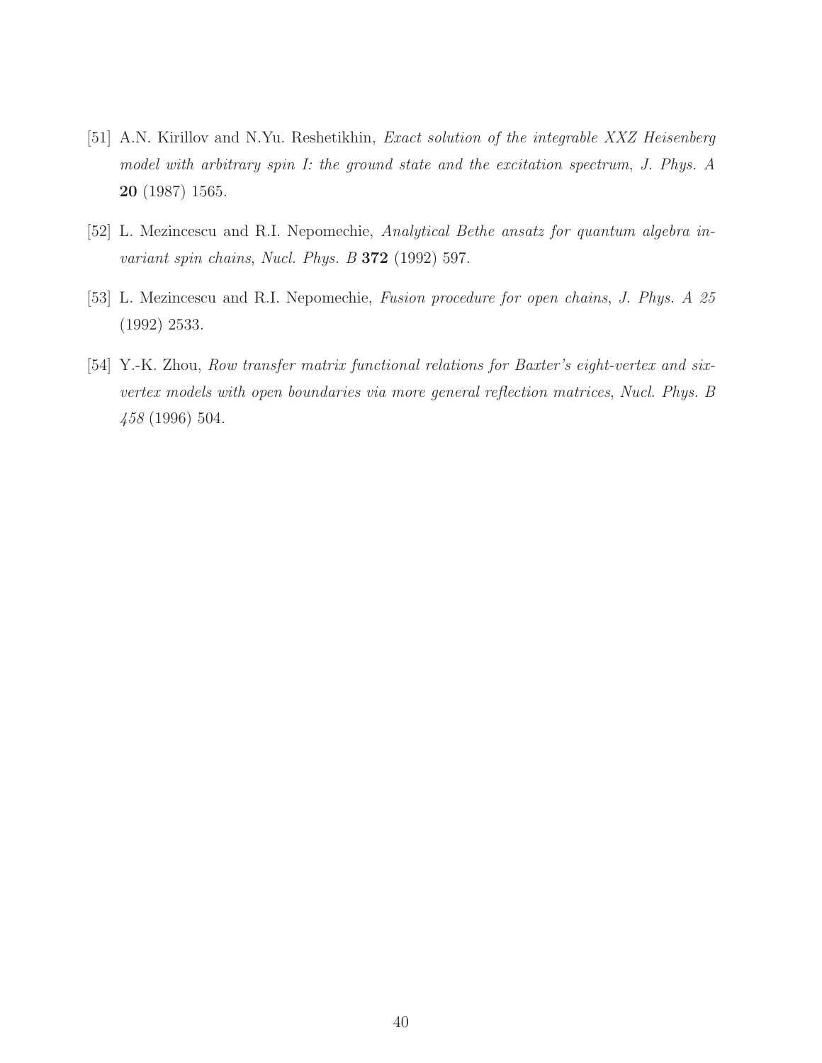[51] A.N. Kirillov and N.Yu. Reshetikhin, *Exact solution of the integrable XXZ Heisenberg model with arbitrary spin I: the ground state and the excitation spectrum*, J. Phys. A **20** (1987) 1565.

[52] L. Mezincescu and R.I. Nepomechie, *Analytical Bethe ansatz for quantum algebra invariant spin chains*, *Nucl. Phys. B* **372** (1992) 597.

[53] L. Mezincescu and R.I. Nepomechie, *Fusion procedure for open chains*, *J. Phys. A 25* (1992) 2533.

[54] Y.-K. Zhou, *Row transfer matrix functional relations for Baxter's eight-vertex and six-vertex models with open boundaries via more general reflection matrices*, *Nucl. Phys. B 458* (1996) 504.